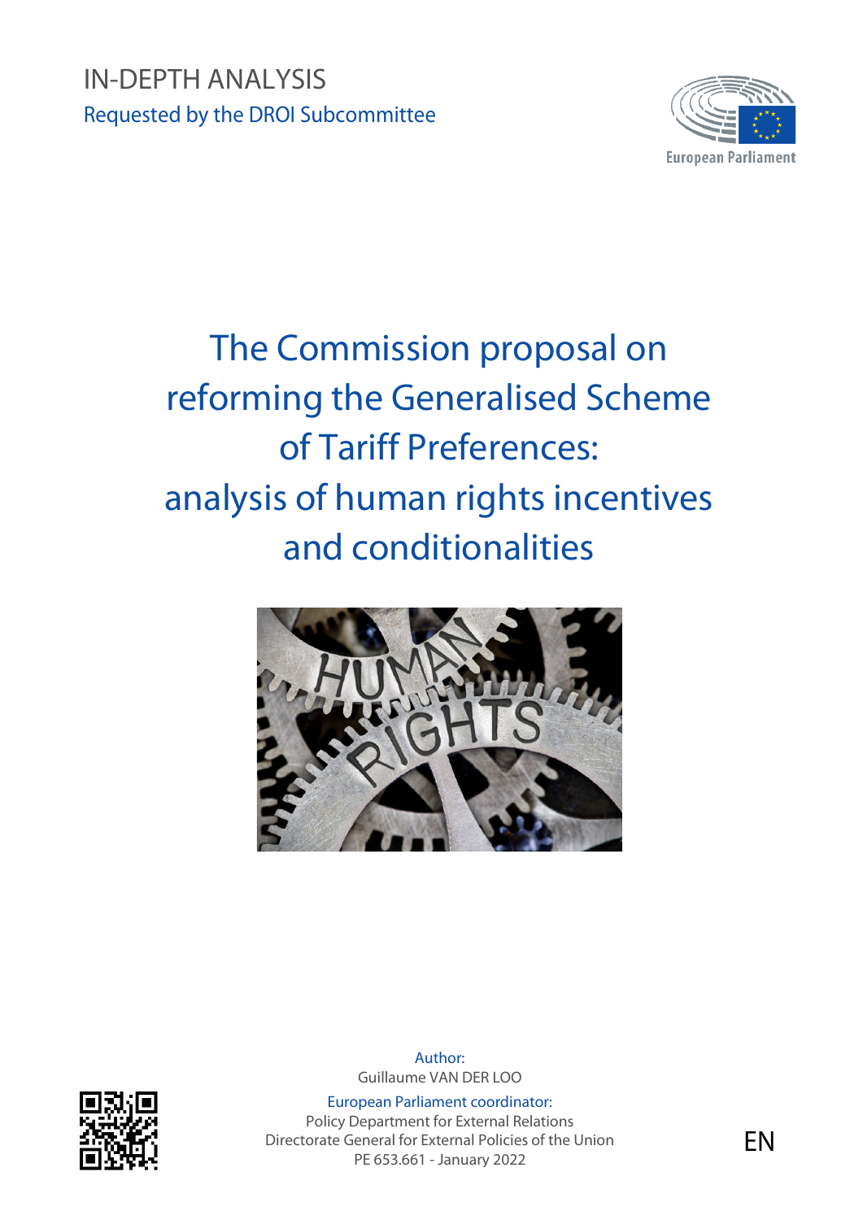IN-DEPTH ANALYSIS

Requested by the DROI Subcommittee

European Parliament

# The Commission proposal on reforming the Generalised Scheme of Tariff Preferences: analysis of human rights incentives and conditionalities

Author:
Guillaume VAN DER LOO

European Parliament coordinator:
Policy Department for External Relations
Directorate General for External Policies of the Union
PE 653.661 - January 2022

EN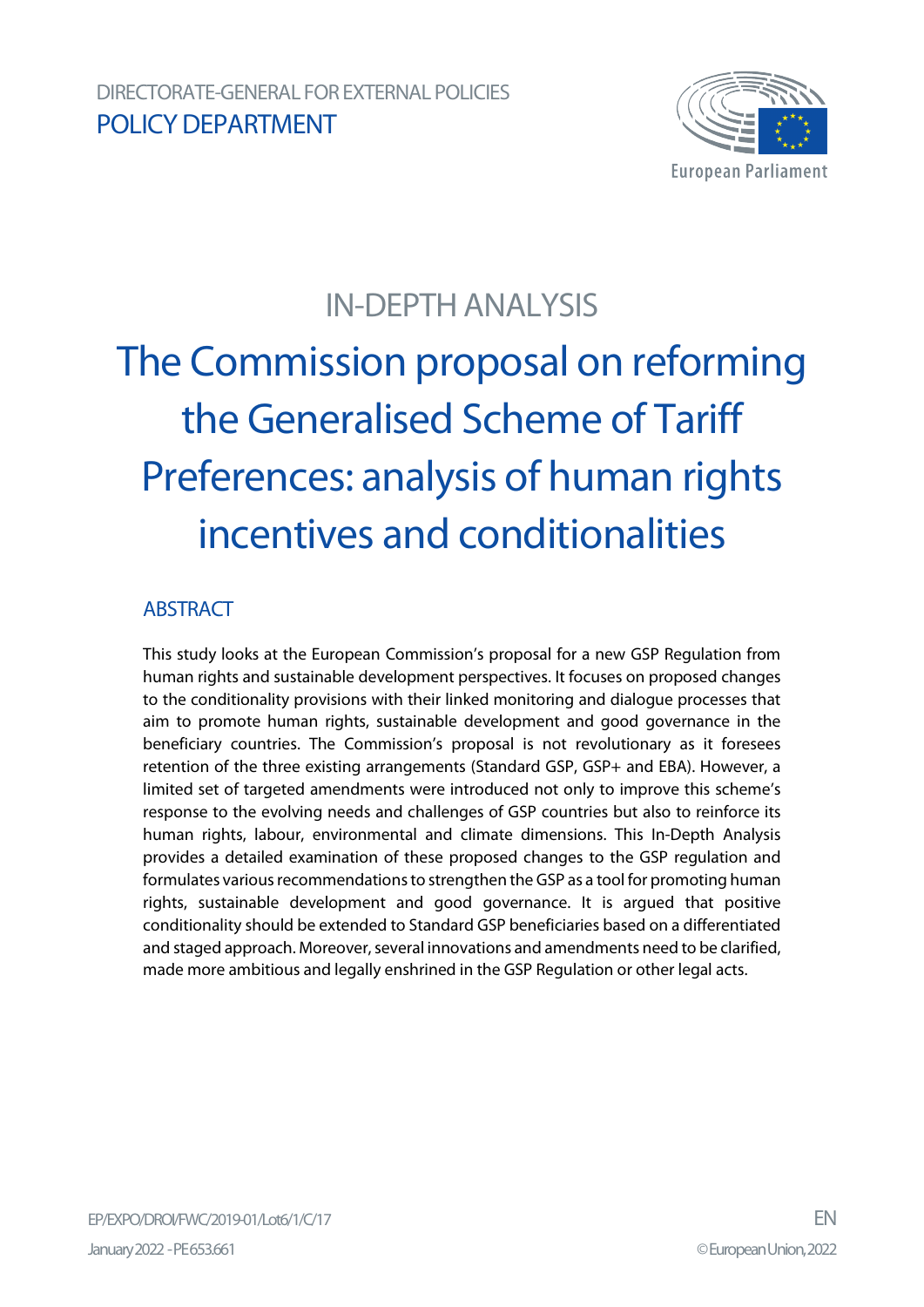DIRECTORATE-GENERAL FOR EXTERNAL POLICIES

POLICY DEPARTMENT

# IN-DEPTH ANALYSIS

# The Commission proposal on reforming the Generalised Scheme of Tariff Preferences: analysis of human rights incentives and conditionalities

## ABSTRACT

This study looks at the European Commission's proposal for a new GSP Regulation from human rights and sustainable development perspectives. It focuses on proposed changes to the conditionality provisions with their linked monitoring and dialogue processes that aim to promote human rights, sustainable development and good governance in the beneficiary countries. The Commission's proposal is not revolutionary as it foresees retention of the three existing arrangements (Standard GSP, GSP+ and EBA). However, a limited set of targeted amendments were introduced not only to improve this scheme's response to the evolving needs and challenges of GSP countries but also to reinforce its human rights, labour, environmental and climate dimensions. This In-Depth Analysis provides a detailed examination of these proposed changes to the GSP regulation and formulates various recommendations to strengthen the GSP as a tool for promoting human rights, sustainable development and good governance. It is argued that positive conditionality should be extended to Standard GSP beneficiaries based on a differentiated and staged approach. Moreover, several innovations and amendments need to be clarified, made more ambitious and legally enshrined in the GSP Regulation or other legal acts.

EP/EXPO/DROI/FWC/2019-01/Lot6/1/C/17 EN

January 2022 - PE 653.661 © European Union, 2022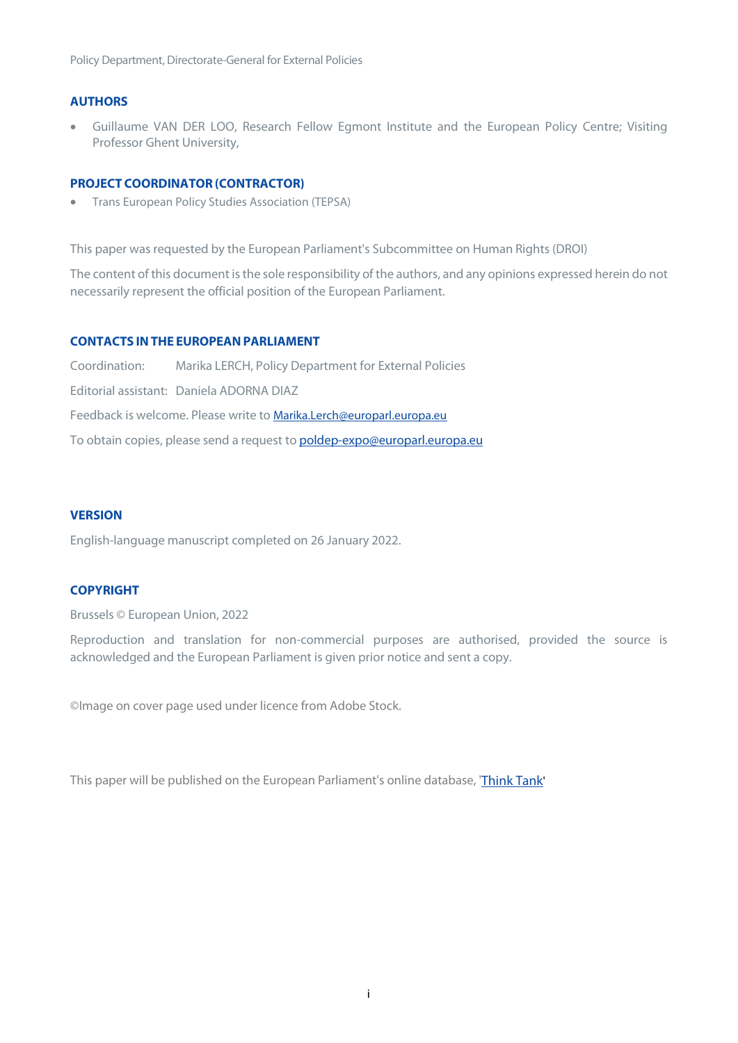## AUTHORS

- Guillaume VAN DER LOO, Research Fellow Egmont Institute and the European Policy Centre; Visiting Professor Ghent University,

## PROJECT COORDINATOR (CONTRACTOR)

- Trans European Policy Studies Association (TEPSA)

This paper was requested by the European Parliament's Subcommittee on Human Rights (DROI)

The content of this document is the sole responsibility of the authors, and any opinions expressed herein do not necessarily represent the official position of the European Parliament.

## CONTACTS IN THE EUROPEAN PARLIAMENT

Coordination: Marika LERCH, Policy Department for External Policies

Editorial assistant: Daniela ADORNA DIAZ

Feedback is welcome. Please write to Marika.Lerch@europarl.europa.eu

To obtain copies, please send a request to poldep-expo@europarl.europa.eu

## VERSION

English-language manuscript completed on 26 January 2022.

## COPYRIGHT

Brussels © European Union, 2022

Reproduction and translation for non-commercial purposes are authorised, provided the source is acknowledged and the European Parliament is given prior notice and sent a copy.

©Image on cover page used under licence from Adobe Stock.

This paper will be published on the European Parliament's online database, 'Think Tank'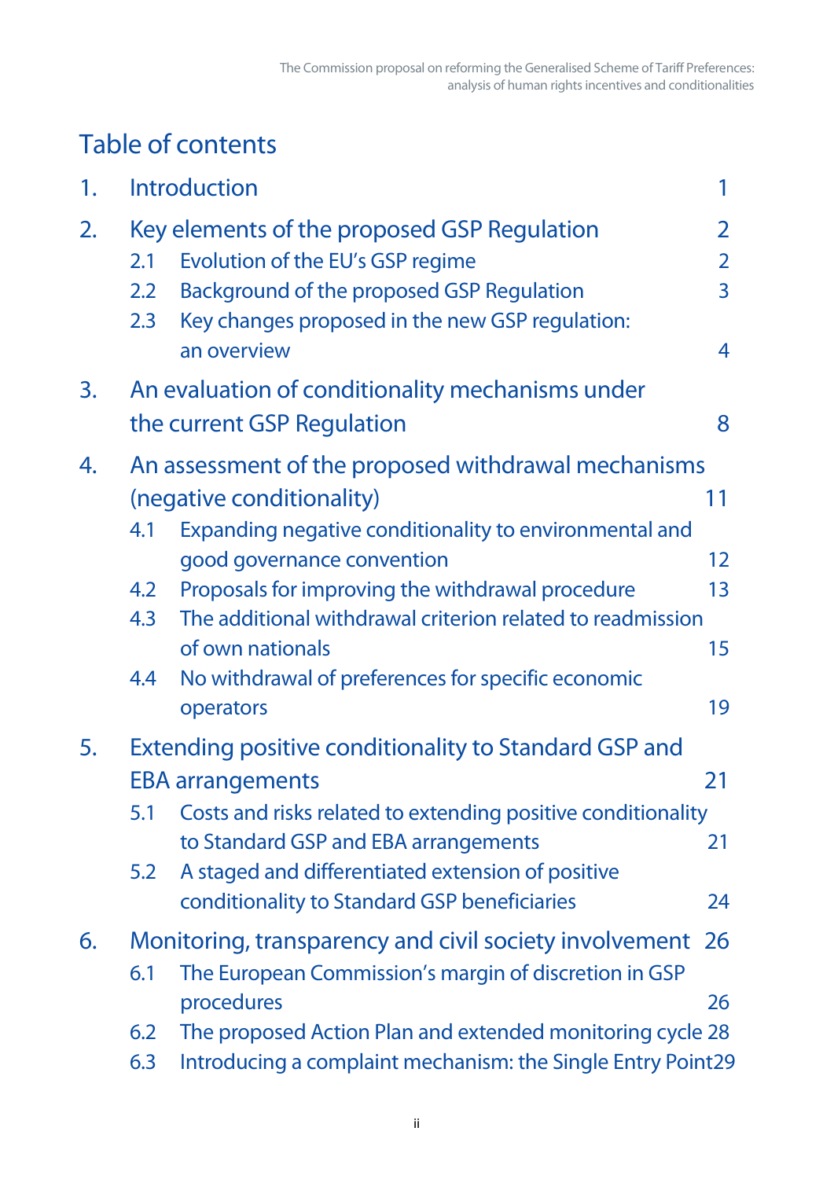# Table of contents

1. Introduction 1

2. Key elements of the proposed GSP Regulation 2
   - 2.1 Evolution of the EU's GSP regime 2
   - 2.2 Background of the proposed GSP Regulation 3
   - 2.3 Key changes proposed in the new GSP regulation: an overview 4

3. An evaluation of conditionality mechanisms under the current GSP Regulation 8

4. An assessment of the proposed withdrawal mechanisms (negative conditionality) 11
   - 4.1 Expanding negative conditionality to environmental and good governance convention 12
   - 4.2 Proposals for improving the withdrawal procedure 13
   - 4.3 The additional withdrawal criterion related to readmission of own nationals 15
   - 4.4 No withdrawal of preferences for specific economic operators 19

5. Extending positive conditionality to Standard GSP and EBA arrangements 21
   - 5.1 Costs and risks related to extending positive conditionality to Standard GSP and EBA arrangements 21
   - 5.2 A staged and differentiated extension of positive conditionality to Standard GSP beneficiaries 24

6. Monitoring, transparency and civil society involvement 26
   - 6.1 The European Commission's margin of discretion in GSP procedures 26
   - 6.2 The proposed Action Plan and extended monitoring cycle 28
   - 6.3 Introducing a complaint mechanism: the Single Entry Point 29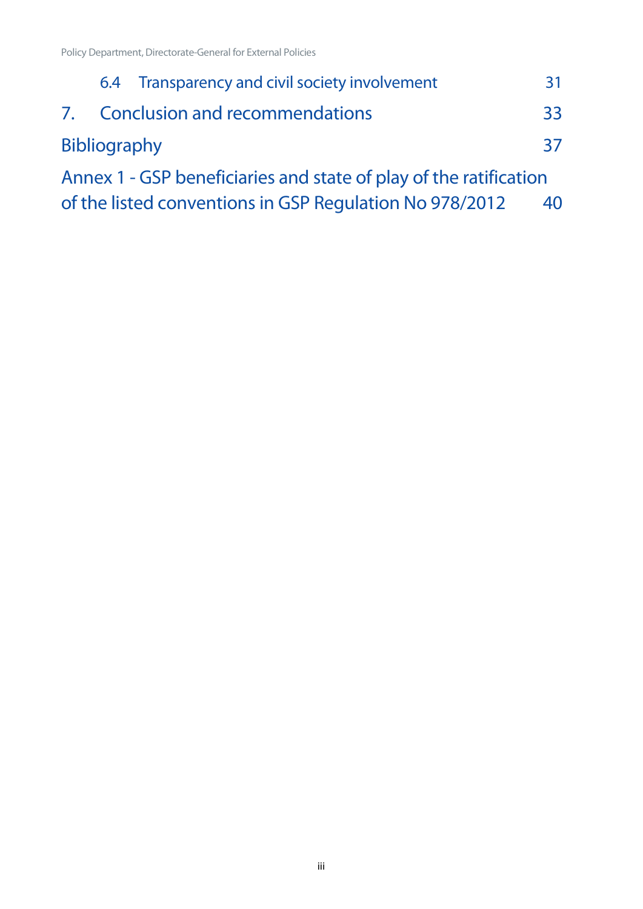6.4 Transparency and civil society involvement 31

7. Conclusion and recommendations 33

Bibliography 37

Annex 1 - GSP beneficiaries and state of play of the ratification of the listed conventions in GSP Regulation No 978/2012 40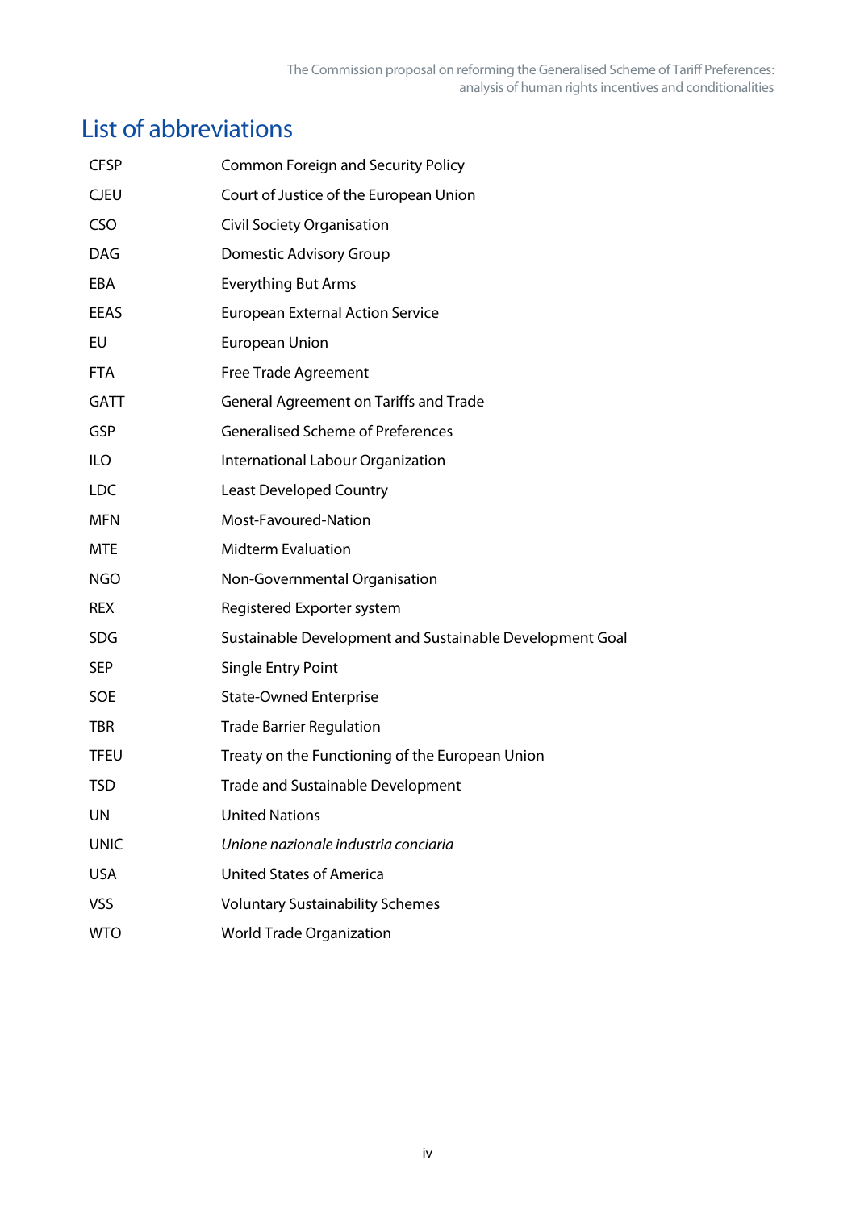# List of abbreviations

| | |
|---|---|
| CFSP | Common Foreign and Security Policy |
| CJEU | Court of Justice of the European Union |
| CSO | Civil Society Organisation |
| DAG | Domestic Advisory Group |
| EBA | Everything But Arms |
| EEAS | European External Action Service |
| EU | European Union |
| FTA | Free Trade Agreement |
| GATT | General Agreement on Tariffs and Trade |
| GSP | Generalised Scheme of Preferences |
| ILO | International Labour Organization |
| LDC | Least Developed Country |
| MFN | Most-Favoured-Nation |
| MTE | Midterm Evaluation |
| NGO | Non-Governmental Organisation |
| REX | Registered Exporter system |
| SDG | Sustainable Development and Sustainable Development Goal |
| SEP | Single Entry Point |
| SOE | State-Owned Enterprise |
| TBR | Trade Barrier Regulation |
| TFEU | Treaty on the Functioning of the European Union |
| TSD | Trade and Sustainable Development |
| UN | United Nations |
| UNIC | *Unione nazionale industria conciaria* |
| USA | United States of America |
| VSS | Voluntary Sustainability Schemes |
| WTO | World Trade Organization |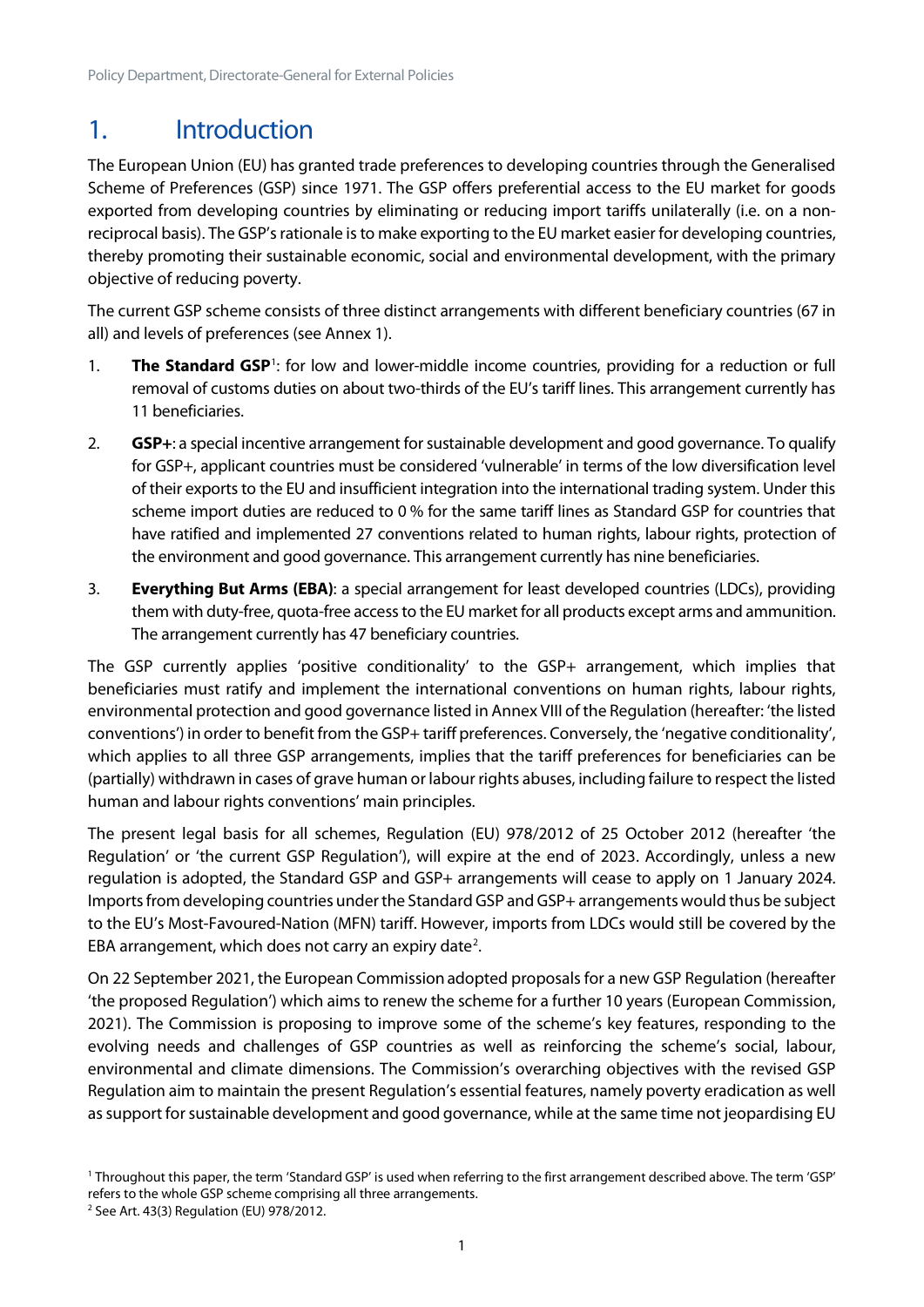# 1. Introduction

The European Union (EU) has granted trade preferences to developing countries through the Generalised Scheme of Preferences (GSP) since 1971. The GSP offers preferential access to the EU market for goods exported from developing countries by eliminating or reducing import tariffs unilaterally (i.e. on a non-reciprocal basis). The GSP's rationale is to make exporting to the EU market easier for developing countries, thereby promoting their sustainable economic, social and environmental development, with the primary objective of reducing poverty.

The current GSP scheme consists of three distinct arrangements with different beneficiary countries (67 in all) and levels of preferences (see Annex 1).

1. **The Standard GSP**[1]: for low and lower-middle income countries, providing for a reduction or full removal of customs duties on about two-thirds of the EU's tariff lines. This arrangement currently has 11 beneficiaries.
2. **GSP+**: a special incentive arrangement for sustainable development and good governance. To qualify for GSP+, applicant countries must be considered 'vulnerable' in terms of the low diversification level of their exports to the EU and insufficient integration into the international trading system. Under this scheme import duties are reduced to 0 % for the same tariff lines as Standard GSP for countries that have ratified and implemented 27 conventions related to human rights, labour rights, protection of the environment and good governance. This arrangement currently has nine beneficiaries.
3. **Everything But Arms (EBA)**: a special arrangement for least developed countries (LDCs), providing them with duty-free, quota-free access to the EU market for all products except arms and ammunition. The arrangement currently has 47 beneficiary countries.

The GSP currently applies 'positive conditionality' to the GSP+ arrangement, which implies that beneficiaries must ratify and implement the international conventions on human rights, labour rights, environmental protection and good governance listed in Annex VIII of the Regulation (hereafter: 'the listed conventions') in order to benefit from the GSP+ tariff preferences. Conversely, the 'negative conditionality', which applies to all three GSP arrangements, implies that the tariff preferences for beneficiaries can be (partially) withdrawn in cases of grave human or labour rights abuses, including failure to respect the listed human and labour rights conventions' main principles.

The present legal basis for all schemes, Regulation (EU) 978/2012 of 25 October 2012 (hereafter 'the Regulation' or 'the current GSP Regulation'), will expire at the end of 2023. Accordingly, unless a new regulation is adopted, the Standard GSP and GSP+ arrangements will cease to apply on 1 January 2024. Imports from developing countries under the Standard GSP and GSP+ arrangements would thus be subject to the EU's Most-Favoured-Nation (MFN) tariff. However, imports from LDCs would still be covered by the EBA arrangement, which does not carry an expiry date[2].

On 22 September 2021, the European Commission adopted proposals for a new GSP Regulation (hereafter 'the proposed Regulation') which aims to renew the scheme for a further 10 years (European Commission, 2021). The Commission is proposing to improve some of the scheme's key features, responding to the evolving needs and challenges of GSP countries as well as reinforcing the scheme's social, labour, environmental and climate dimensions. The Commission's overarching objectives with the revised GSP Regulation aim to maintain the present Regulation's essential features, namely poverty eradication as well as support for sustainable development and good governance, while at the same time not jeopardising EU

[1] Throughout this paper, the term 'Standard GSP' is used when referring to the first arrangement described above. The term 'GSP' refers to the whole GSP scheme comprising all three arrangements.

[2] See Art. 43(3) Regulation (EU) 978/2012.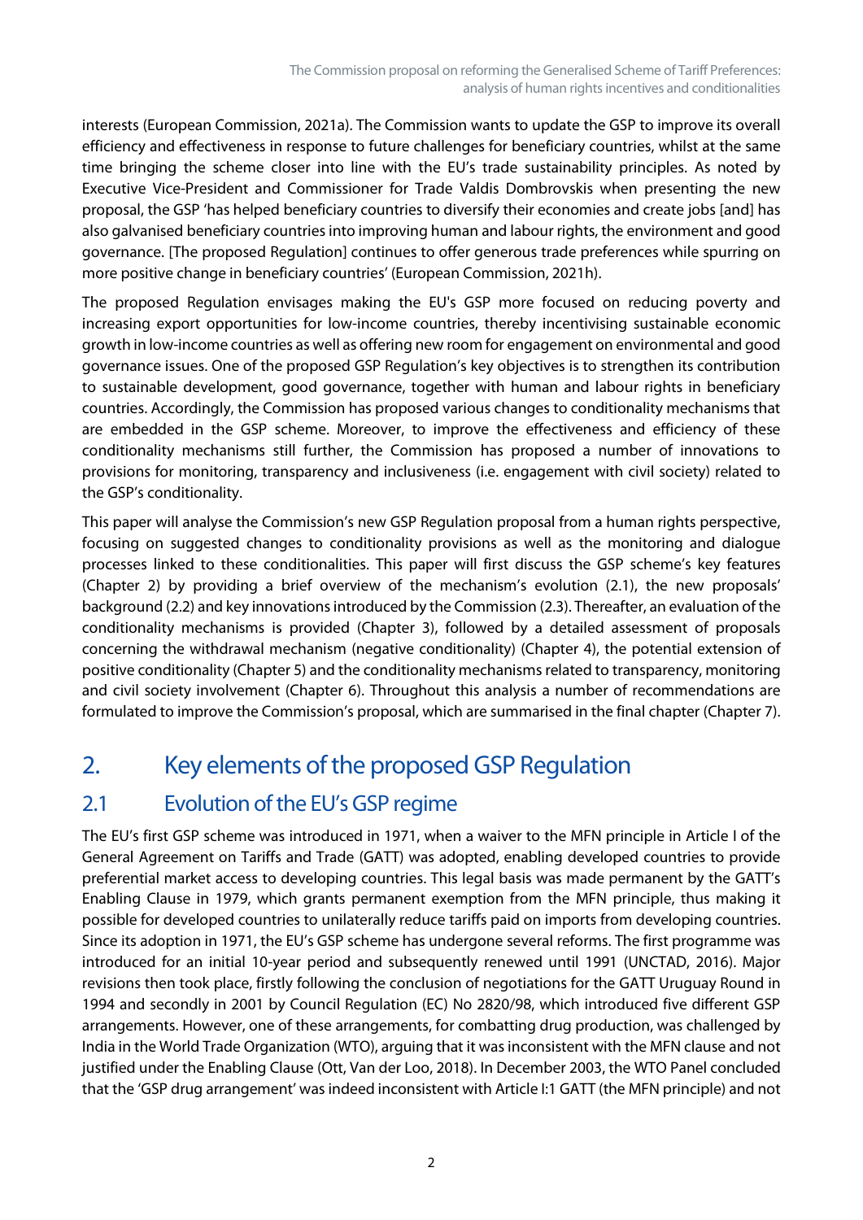interests (European Commission, 2021a). The Commission wants to update the GSP to improve its overall efficiency and effectiveness in response to future challenges for beneficiary countries, whilst at the same time bringing the scheme closer into line with the EU's trade sustainability principles. As noted by Executive Vice-President and Commissioner for Trade Valdis Dombrovskis when presenting the new proposal, the GSP 'has helped beneficiary countries to diversify their economies and create jobs [and] has also galvanised beneficiary countries into improving human and labour rights, the environment and good governance. [The proposed Regulation] continues to offer generous trade preferences while spurring on more positive change in beneficiary countries' (European Commission, 2021h).

The proposed Regulation envisages making the EU's GSP more focused on reducing poverty and increasing export opportunities for low-income countries, thereby incentivising sustainable economic growth in low-income countries as well as offering new room for engagement on environmental and good governance issues. One of the proposed GSP Regulation's key objectives is to strengthen its contribution to sustainable development, good governance, together with human and labour rights in beneficiary countries. Accordingly, the Commission has proposed various changes to conditionality mechanisms that are embedded in the GSP scheme. Moreover, to improve the effectiveness and efficiency of these conditionality mechanisms still further, the Commission has proposed a number of innovations to provisions for monitoring, transparency and inclusiveness (i.e. engagement with civil society) related to the GSP's conditionality.

This paper will analyse the Commission's new GSP Regulation proposal from a human rights perspective, focusing on suggested changes to conditionality provisions as well as the monitoring and dialogue processes linked to these conditionalities. This paper will first discuss the GSP scheme's key features (Chapter 2) by providing a brief overview of the mechanism's evolution (2.1), the new proposals' background (2.2) and key innovations introduced by the Commission (2.3). Thereafter, an evaluation of the conditionality mechanisms is provided (Chapter 3), followed by a detailed assessment of proposals concerning the withdrawal mechanism (negative conditionality) (Chapter 4), the potential extension of positive conditionality (Chapter 5) and the conditionality mechanisms related to transparency, monitoring and civil society involvement (Chapter 6). Throughout this analysis a number of recommendations are formulated to improve the Commission's proposal, which are summarised in the final chapter (Chapter 7).

# 2. Key elements of the proposed GSP Regulation

## 2.1 Evolution of the EU's GSP regime

The EU's first GSP scheme was introduced in 1971, when a waiver to the MFN principle in Article I of the General Agreement on Tariffs and Trade (GATT) was adopted, enabling developed countries to provide preferential market access to developing countries. This legal basis was made permanent by the GATT's Enabling Clause in 1979, which grants permanent exemption from the MFN principle, thus making it possible for developed countries to unilaterally reduce tariffs paid on imports from developing countries. Since its adoption in 1971, the EU's GSP scheme has undergone several reforms. The first programme was introduced for an initial 10-year period and subsequently renewed until 1991 (UNCTAD, 2016). Major revisions then took place, firstly following the conclusion of negotiations for the GATT Uruguay Round in 1994 and secondly in 2001 by Council Regulation (EC) No 2820/98, which introduced five different GSP arrangements. However, one of these arrangements, for combatting drug production, was challenged by India in the World Trade Organization (WTO), arguing that it was inconsistent with the MFN clause and not justified under the Enabling Clause (Ott, Van der Loo, 2018). In December 2003, the WTO Panel concluded that the 'GSP drug arrangement' was indeed inconsistent with Article I:1 GATT (the MFN principle) and not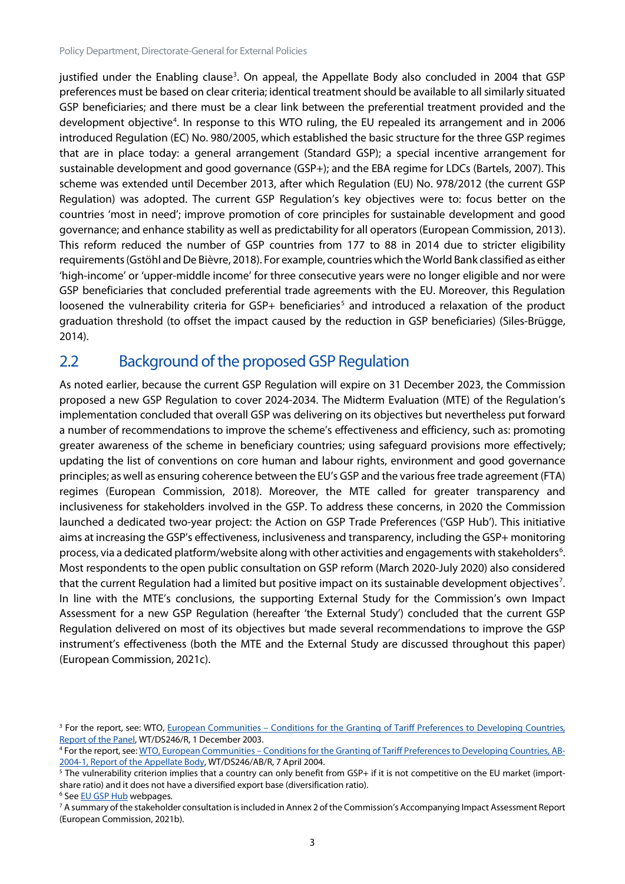justified under the Enabling clause[3]. On appeal, the Appellate Body also concluded in 2004 that GSP preferences must be based on clear criteria; identical treatment should be available to all similarly situated GSP beneficiaries; and there must be a clear link between the preferential treatment provided and the development objective[4]. In response to this WTO ruling, the EU repealed its arrangement and in 2006 introduced Regulation (EC) No. 980/2005, which established the basic structure for the three GSP regimes that are in place today: a general arrangement (Standard GSP); a special incentive arrangement for sustainable development and good governance (GSP+); and the EBA regime for LDCs (Bartels, 2007). This scheme was extended until December 2013, after which Regulation (EU) No. 978/2012 (the current GSP Regulation) was adopted. The current GSP Regulation's key objectives were to: focus better on the countries 'most in need'; improve promotion of core principles for sustainable development and good governance; and enhance stability as well as predictability for all operators (European Commission, 2013). This reform reduced the number of GSP countries from 177 to 88 in 2014 due to stricter eligibility requirements (Gstöhl and De Bièvre, 2018). For example, countries which the World Bank classified as either 'high-income' or 'upper-middle income' for three consecutive years were no longer eligible and nor were GSP beneficiaries that concluded preferential trade agreements with the EU. Moreover, this Regulation loosened the vulnerability criteria for GSP+ beneficiaries[5] and introduced a relaxation of the product graduation threshold (to offset the impact caused by the reduction in GSP beneficiaries) (Siles-Brügge, 2014).

## 2.2 Background of the proposed GSP Regulation

As noted earlier, because the current GSP Regulation will expire on 31 December 2023, the Commission proposed a new GSP Regulation to cover 2024-2034. The Midterm Evaluation (MTE) of the Regulation's implementation concluded that overall GSP was delivering on its objectives but nevertheless put forward a number of recommendations to improve the scheme's effectiveness and efficiency, such as: promoting greater awareness of the scheme in beneficiary countries; using safeguard provisions more effectively; updating the list of conventions on core human and labour rights, environment and good governance principles; as well as ensuring coherence between the EU's GSP and the various free trade agreement (FTA) regimes (European Commission, 2018). Moreover, the MTE called for greater transparency and inclusiveness for stakeholders involved in the GSP. To address these concerns, in 2020 the Commission launched a dedicated two-year project: the Action on GSP Trade Preferences ('GSP Hub'). This initiative aims at increasing the GSP's effectiveness, inclusiveness and transparency, including the GSP+ monitoring process, via a dedicated platform/website along with other activities and engagements with stakeholders[6]. Most respondents to the open public consultation on GSP reform (March 2020-July 2020) also considered that the current Regulation had a limited but positive impact on its sustainable development objectives[7]. In line with the MTE's conclusions, the supporting External Study for the Commission's own Impact Assessment for a new GSP Regulation (hereafter 'the External Study') concluded that the current GSP Regulation delivered on most of its objectives but made several recommendations to improve the GSP instrument's effectiveness (both the MTE and the External Study are discussed throughout this paper) (European Commission, 2021c).

---

[3] For the report, see: WTO, European Communities – Conditions for the Granting of Tariff Preferences to Developing Countries, Report of the Panel, WT/DS246/R, 1 December 2003.

[4] For the report, see: WTO, European Communities – Conditions for the Granting of Tariff Preferences to Developing Countries, AB-2004-1, Report of the Appellate Body, WT/DS246/AB/R, 7 April 2004.

[5] The vulnerability criterion implies that a country can only benefit from GSP+ if it is not competitive on the EU market (import-share ratio) and it does not have a diversified export base (diversification ratio).

[6] See EU GSP Hub webpages.

[7] A summary of the stakeholder consultation is included in Annex 2 of the Commission's Accompanying Impact Assessment Report (European Commission, 2021b).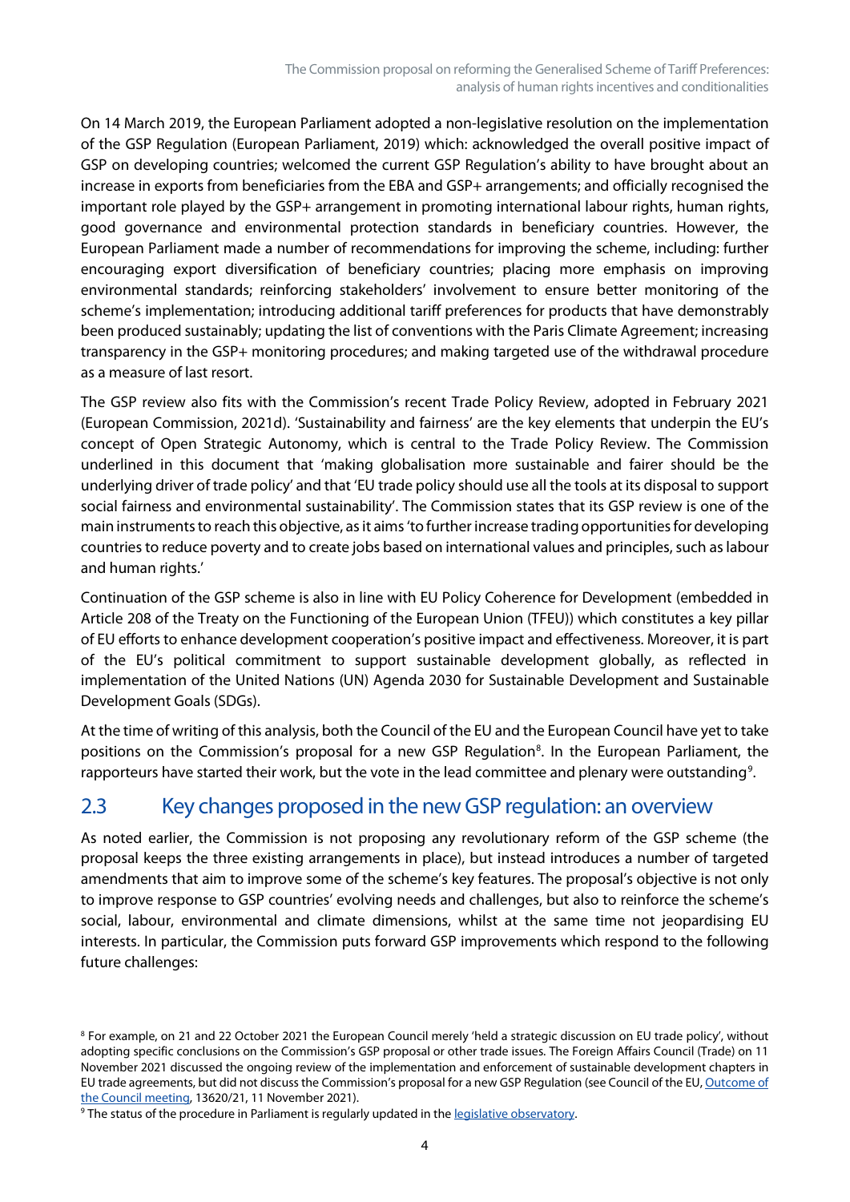On 14 March 2019, the European Parliament adopted a non-legislative resolution on the implementation of the GSP Regulation (European Parliament, 2019) which: acknowledged the overall positive impact of GSP on developing countries; welcomed the current GSP Regulation's ability to have brought about an increase in exports from beneficiaries from the EBA and GSP+ arrangements; and officially recognised the important role played by the GSP+ arrangement in promoting international labour rights, human rights, good governance and environmental protection standards in beneficiary countries. However, the European Parliament made a number of recommendations for improving the scheme, including: further encouraging export diversification of beneficiary countries; placing more emphasis on improving environmental standards; reinforcing stakeholders' involvement to ensure better monitoring of the scheme's implementation; introducing additional tariff preferences for products that have demonstrably been produced sustainably; updating the list of conventions with the Paris Climate Agreement; increasing transparency in the GSP+ monitoring procedures; and making targeted use of the withdrawal procedure as a measure of last resort.

The GSP review also fits with the Commission's recent Trade Policy Review, adopted in February 2021 (European Commission, 2021d). 'Sustainability and fairness' are the key elements that underpin the EU's concept of Open Strategic Autonomy, which is central to the Trade Policy Review. The Commission underlined in this document that 'making globalisation more sustainable and fairer should be the underlying driver of trade policy' and that 'EU trade policy should use all the tools at its disposal to support social fairness and environmental sustainability'. The Commission states that its GSP review is one of the main instruments to reach this objective, as it aims 'to further increase trading opportunities for developing countries to reduce poverty and to create jobs based on international values and principles, such as labour and human rights.'

Continuation of the GSP scheme is also in line with EU Policy Coherence for Development (embedded in Article 208 of the Treaty on the Functioning of the European Union (TFEU)) which constitutes a key pillar of EU efforts to enhance development cooperation's positive impact and effectiveness. Moreover, it is part of the EU's political commitment to support sustainable development globally, as reflected in implementation of the United Nations (UN) Agenda 2030 for Sustainable Development and Sustainable Development Goals (SDGs).

At the time of writing of this analysis, both the Council of the EU and the European Council have yet to take positions on the Commission's proposal for a new GSP Regulation[8]. In the European Parliament, the rapporteurs have started their work, but the vote in the lead committee and plenary were outstanding[9].

## 2.3 Key changes proposed in the new GSP regulation: an overview

As noted earlier, the Commission is not proposing any revolutionary reform of the GSP scheme (the proposal keeps the three existing arrangements in place), but instead introduces a number of targeted amendments that aim to improve some of the scheme's key features. The proposal's objective is not only to improve response to GSP countries' evolving needs and challenges, but also to reinforce the scheme's social, labour, environmental and climate dimensions, whilst at the same time not jeopardising EU interests. In particular, the Commission puts forward GSP improvements which respond to the following future challenges:

---

[8] For example, on 21 and 22 October 2021 the European Council merely 'held a strategic discussion on EU trade policy', without adopting specific conclusions on the Commission's GSP proposal or other trade issues. The Foreign Affairs Council (Trade) on 11 November 2021 discussed the ongoing review of the implementation and enforcement of sustainable development chapters in EU trade agreements, but did not discuss the Commission's proposal for a new GSP Regulation (see Council of the EU, Outcome of the Council meeting, 13620/21, 11 November 2021).

[9] The status of the procedure in Parliament is regularly updated in the legislative observatory.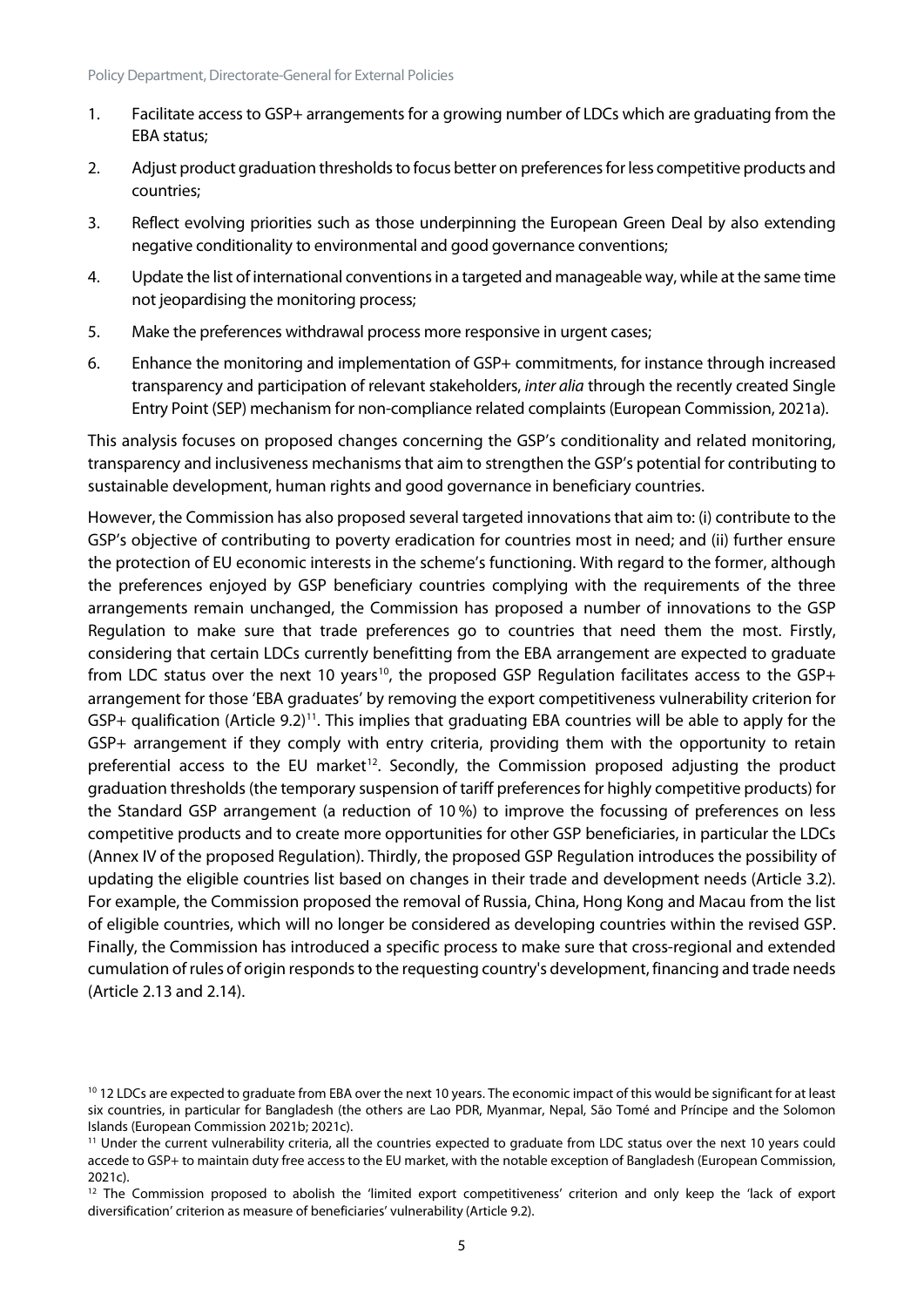1. Facilitate access to GSP+ arrangements for a growing number of LDCs which are graduating from the EBA status;
2. Adjust product graduation thresholds to focus better on preferences for less competitive products and countries;
3. Reflect evolving priorities such as those underpinning the European Green Deal by also extending negative conditionality to environmental and good governance conventions;
4. Update the list of international conventions in a targeted and manageable way, while at the same time not jeopardising the monitoring process;
5. Make the preferences withdrawal process more responsive in urgent cases;
6. Enhance the monitoring and implementation of GSP+ commitments, for instance through increased transparency and participation of relevant stakeholders, *inter alia* through the recently created Single Entry Point (SEP) mechanism for non-compliance related complaints (European Commission, 2021a).

This analysis focuses on proposed changes concerning the GSP's conditionality and related monitoring, transparency and inclusiveness mechanisms that aim to strengthen the GSP's potential for contributing to sustainable development, human rights and good governance in beneficiary countries.

However, the Commission has also proposed several targeted innovations that aim to: (i) contribute to the GSP's objective of contributing to poverty eradication for countries most in need; and (ii) further ensure the protection of EU economic interests in the scheme's functioning. With regard to the former, although the preferences enjoyed by GSP beneficiary countries complying with the requirements of the three arrangements remain unchanged, the Commission has proposed a number of innovations to the GSP Regulation to make sure that trade preferences go to countries that need them the most. Firstly, considering that certain LDCs currently benefitting from the EBA arrangement are expected to graduate from LDC status over the next 10 years[10], the proposed GSP Regulation facilitates access to the GSP+ arrangement for those 'EBA graduates' by removing the export competitiveness vulnerability criterion for GSP+ qualification (Article 9.2)[11]. This implies that graduating EBA countries will be able to apply for the GSP+ arrangement if they comply with entry criteria, providing them with the opportunity to retain preferential access to the EU market[12]. Secondly, the Commission proposed adjusting the product graduation thresholds (the temporary suspension of tariff preferences for highly competitive products) for the Standard GSP arrangement (a reduction of 10 %) to improve the focussing of preferences on less competitive products and to create more opportunities for other GSP beneficiaries, in particular the LDCs (Annex IV of the proposed Regulation). Thirdly, the proposed GSP Regulation introduces the possibility of updating the eligible countries list based on changes in their trade and development needs (Article 3.2). For example, the Commission proposed the removal of Russia, China, Hong Kong and Macau from the list of eligible countries, which will no longer be considered as developing countries within the revised GSP. Finally, the Commission has introduced a specific process to make sure that cross-regional and extended cumulation of rules of origin responds to the requesting country's development, financing and trade needs (Article 2.13 and 2.14).

[10] 12 LDCs are expected to graduate from EBA over the next 10 years. The economic impact of this would be significant for at least six countries, in particular for Bangladesh (the others are Lao PDR, Myanmar, Nepal, São Tomé and Príncipe and the Solomon Islands (European Commission 2021b; 2021c).

[11] Under the current vulnerability criteria, all the countries expected to graduate from LDC status over the next 10 years could accede to GSP+ to maintain duty free access to the EU market, with the notable exception of Bangladesh (European Commission, 2021c).

[12] The Commission proposed to abolish the 'limited export competitiveness' criterion and only keep the 'lack of export diversification' criterion as measure of beneficiaries' vulnerability (Article 9.2).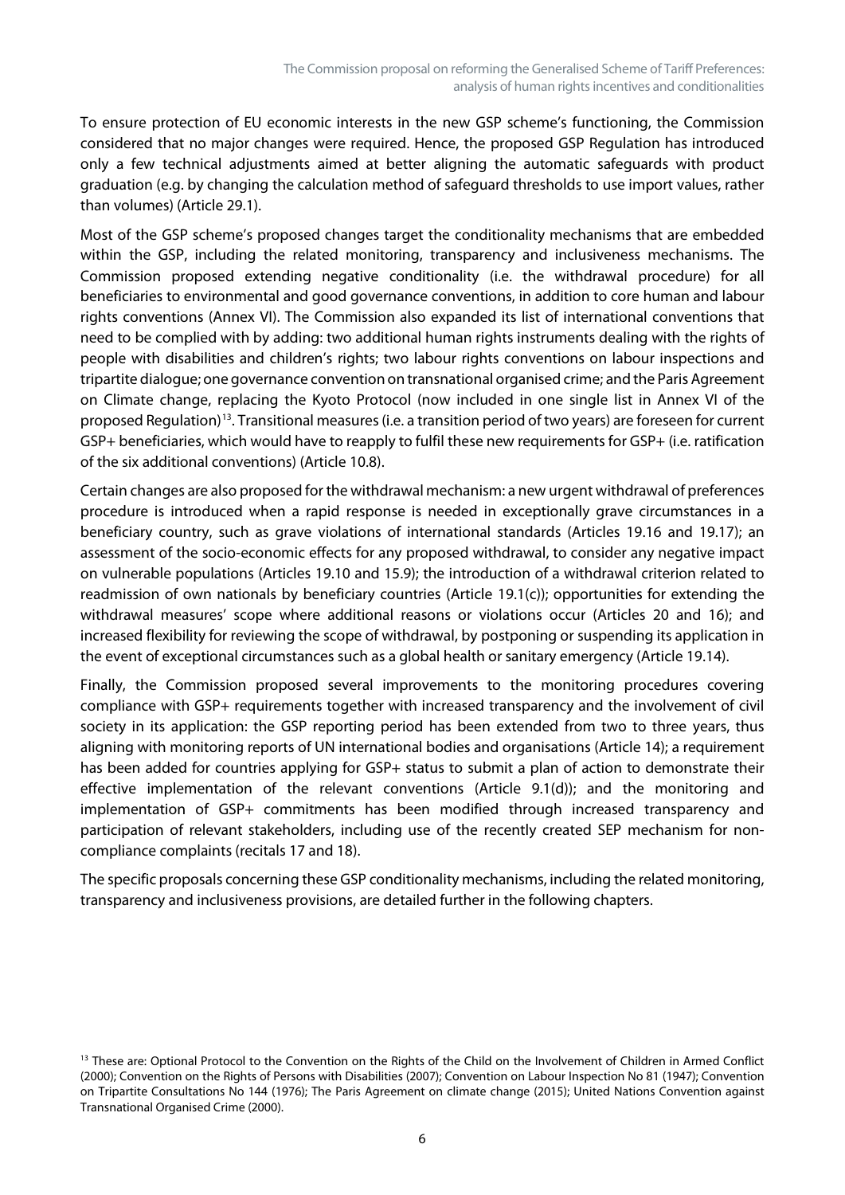To ensure protection of EU economic interests in the new GSP scheme's functioning, the Commission considered that no major changes were required. Hence, the proposed GSP Regulation has introduced only a few technical adjustments aimed at better aligning the automatic safeguards with product graduation (e.g. by changing the calculation method of safeguard thresholds to use import values, rather than volumes) (Article 29.1).

Most of the GSP scheme's proposed changes target the conditionality mechanisms that are embedded within the GSP, including the related monitoring, transparency and inclusiveness mechanisms. The Commission proposed extending negative conditionality (i.e. the withdrawal procedure) for all beneficiaries to environmental and good governance conventions, in addition to core human and labour rights conventions (Annex VI). The Commission also expanded its list of international conventions that need to be complied with by adding: two additional human rights instruments dealing with the rights of people with disabilities and children's rights; two labour rights conventions on labour inspections and tripartite dialogue; one governance convention on transnational organised crime; and the Paris Agreement on Climate change, replacing the Kyoto Protocol (now included in one single list in Annex VI of the proposed Regulation)[13]. Transitional measures (i.e. a transition period of two years) are foreseen for current GSP+ beneficiaries, which would have to reapply to fulfil these new requirements for GSP+ (i.e. ratification of the six additional conventions) (Article 10.8).

Certain changes are also proposed for the withdrawal mechanism: a new urgent withdrawal of preferences procedure is introduced when a rapid response is needed in exceptionally grave circumstances in a beneficiary country, such as grave violations of international standards (Articles 19.16 and 19.17); an assessment of the socio-economic effects for any proposed withdrawal, to consider any negative impact on vulnerable populations (Articles 19.10 and 15.9); the introduction of a withdrawal criterion related to readmission of own nationals by beneficiary countries (Article 19.1(c)); opportunities for extending the withdrawal measures' scope where additional reasons or violations occur (Articles 20 and 16); and increased flexibility for reviewing the scope of withdrawal, by postponing or suspending its application in the event of exceptional circumstances such as a global health or sanitary emergency (Article 19.14).

Finally, the Commission proposed several improvements to the monitoring procedures covering compliance with GSP+ requirements together with increased transparency and the involvement of civil society in its application: the GSP reporting period has been extended from two to three years, thus aligning with monitoring reports of UN international bodies and organisations (Article 14); a requirement has been added for countries applying for GSP+ status to submit a plan of action to demonstrate their effective implementation of the relevant conventions (Article 9.1(d)); and the monitoring and implementation of GSP+ commitments has been modified through increased transparency and participation of relevant stakeholders, including use of the recently created SEP mechanism for non-compliance complaints (recitals 17 and 18).

The specific proposals concerning these GSP conditionality mechanisms, including the related monitoring, transparency and inclusiveness provisions, are detailed further in the following chapters.

[13] These are: Optional Protocol to the Convention on the Rights of the Child on the Involvement of Children in Armed Conflict (2000); Convention on the Rights of Persons with Disabilities (2007); Convention on Labour Inspection No 81 (1947); Convention on Tripartite Consultations No 144 (1976); The Paris Agreement on climate change (2015); United Nations Convention against Transnational Organised Crime (2000).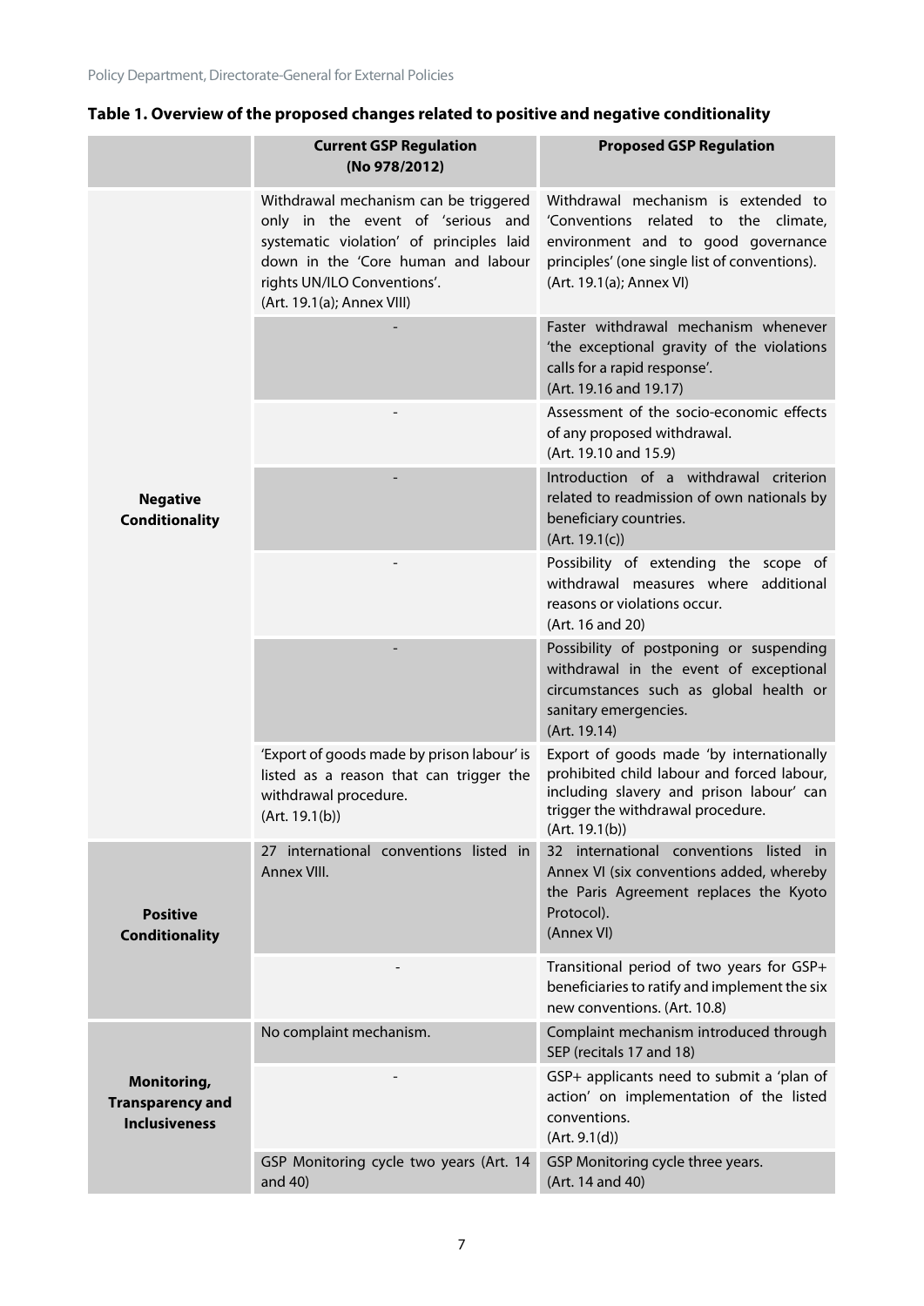**Table 1. Overview of the proposed changes related to positive and negative conditionality**

| | Current GSP Regulation (No 978/2012) | Proposed GSP Regulation |
|---|---|---|
| **Negative Conditionality** | Withdrawal mechanism can be triggered only in the event of 'serious and systematic violation' of principles laid down in the 'Core human and labour rights UN/ILO Conventions'. (Art. 19.1(a); Annex VIII) | Withdrawal mechanism is extended to 'Conventions related to the climate, environment and to good governance principles' (one single list of conventions). (Art. 19.1(a); Annex VI) |
| | - | Faster withdrawal mechanism whenever 'the exceptional gravity of the violations calls for a rapid response'. (Art. 19.16 and 19.17) |
| | - | Assessment of the socio-economic effects of any proposed withdrawal. (Art. 19.10 and 15.9) |
| | - | Introduction of a withdrawal criterion related to readmission of own nationals by beneficiary countries. (Art. 19.1(c)) |
| | - | Possibility of extending the scope of withdrawal measures where additional reasons or violations occur. (Art. 16 and 20) |
| | - | Possibility of postponing or suspending withdrawal in the event of exceptional circumstances such as global health or sanitary emergencies. (Art. 19.14) |
| | 'Export of goods made by prison labour' is listed as a reason that can trigger the withdrawal procedure. (Art. 19.1(b)) | Export of goods made 'by internationally prohibited child labour and forced labour, including slavery and prison labour' can trigger the withdrawal procedure. (Art. 19.1(b)) |
| **Positive Conditionality** | 27 international conventions listed in Annex VIII. | 32 international conventions listed in Annex VI (six conventions added, whereby the Paris Agreement replaces the Kyoto Protocol). (Annex VI) |
| | - | Transitional period of two years for GSP+ beneficiaries to ratify and implement the six new conventions. (Art. 10.8) |
| **Monitoring, Transparency and Inclusiveness** | No complaint mechanism. | Complaint mechanism introduced through SEP (recitals 17 and 18) |
| | - | GSP+ applicants need to submit a 'plan of action' on implementation of the listed conventions. (Art. 9.1(d)) |
| | GSP Monitoring cycle two years (Art. 14 and 40) | GSP Monitoring cycle three years. (Art. 14 and 40) |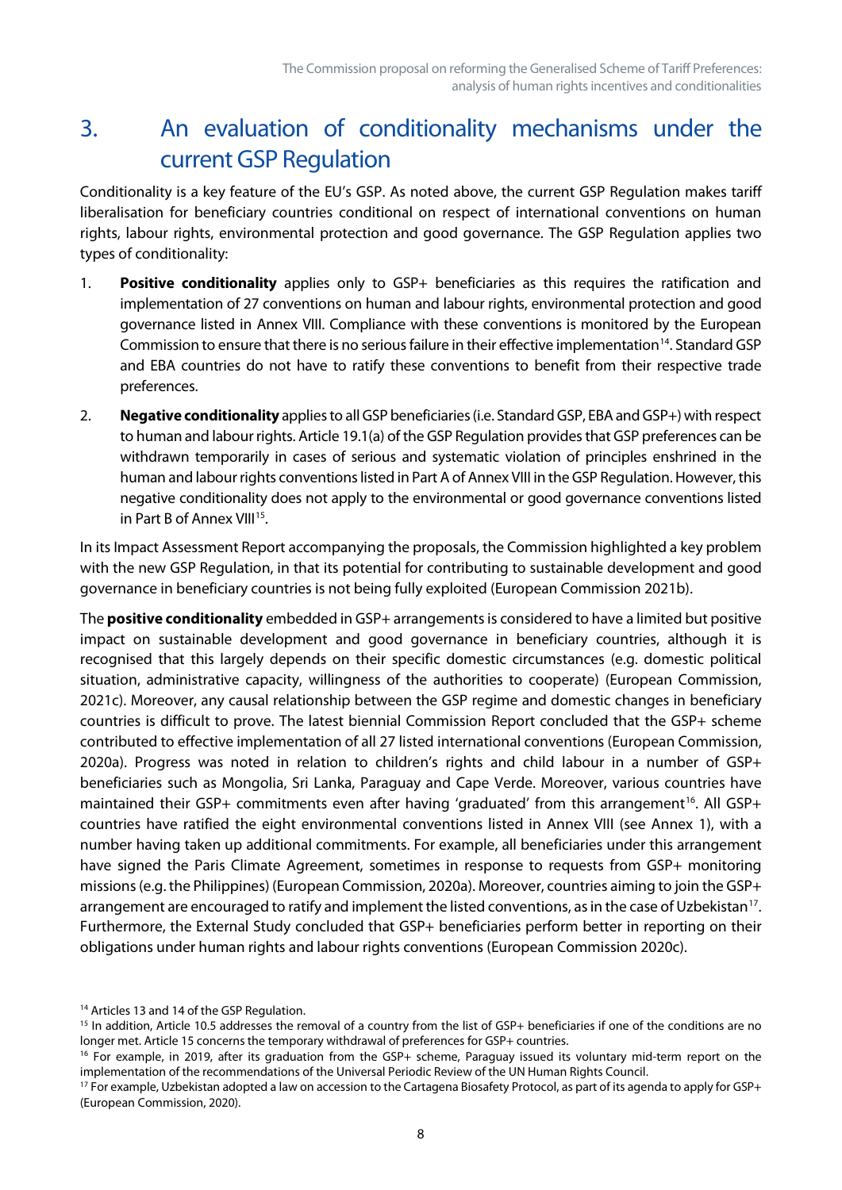# 3. An evaluation of conditionality mechanisms under the current GSP Regulation

Conditionality is a key feature of the EU's GSP. As noted above, the current GSP Regulation makes tariff liberalisation for beneficiary countries conditional on respect of international conventions on human rights, labour rights, environmental protection and good governance. The GSP Regulation applies two types of conditionality:

1. **Positive conditionality** applies only to GSP+ beneficiaries as this requires the ratification and implementation of 27 conventions on human and labour rights, environmental protection and good governance listed in Annex VIII. Compliance with these conventions is monitored by the European Commission to ensure that there is no serious failure in their effective implementation[14]. Standard GSP and EBA countries do not have to ratify these conventions to benefit from their respective trade preferences.

2. **Negative conditionality** applies to all GSP beneficiaries (i.e. Standard GSP, EBA and GSP+) with respect to human and labour rights. Article 19.1(a) of the GSP Regulation provides that GSP preferences can be withdrawn temporarily in cases of serious and systematic violation of principles enshrined in the human and labour rights conventions listed in Part A of Annex VIII in the GSP Regulation. However, this negative conditionality does not apply to the environmental or good governance conventions listed in Part B of Annex VIII[15].

In its Impact Assessment Report accompanying the proposals, the Commission highlighted a key problem with the new GSP Regulation, in that its potential for contributing to sustainable development and good governance in beneficiary countries is not being fully exploited (European Commission 2021b).

The **positive conditionality** embedded in GSP+ arrangements is considered to have a limited but positive impact on sustainable development and good governance in beneficiary countries, although it is recognised that this largely depends on their specific domestic circumstances (e.g. domestic political situation, administrative capacity, willingness of the authorities to cooperate) (European Commission, 2021c). Moreover, any causal relationship between the GSP regime and domestic changes in beneficiary countries is difficult to prove. The latest biennial Commission Report concluded that the GSP+ scheme contributed to effective implementation of all 27 listed international conventions (European Commission, 2020a). Progress was noted in relation to children's rights and child labour in a number of GSP+ beneficiaries such as Mongolia, Sri Lanka, Paraguay and Cape Verde. Moreover, various countries have maintained their GSP+ commitments even after having 'graduated' from this arrangement[16]. All GSP+ countries have ratified the eight environmental conventions listed in Annex VIII (see Annex 1), with a number having taken up additional commitments. For example, all beneficiaries under this arrangement have signed the Paris Climate Agreement, sometimes in response to requests from GSP+ monitoring missions (e.g. the Philippines) (European Commission, 2020a). Moreover, countries aiming to join the GSP+ arrangement are encouraged to ratify and implement the listed conventions, as in the case of Uzbekistan[17]. Furthermore, the External Study concluded that GSP+ beneficiaries perform better in reporting on their obligations under human rights and labour rights conventions (European Commission 2020c).

---

[14] Articles 13 and 14 of the GSP Regulation.

[15] In addition, Article 10.5 addresses the removal of a country from the list of GSP+ beneficiaries if one of the conditions are no longer met. Article 15 concerns the temporary withdrawal of preferences for GSP+ countries.

[16] For example, in 2019, after its graduation from the GSP+ scheme, Paraguay issued its voluntary mid-term report on the implementation of the recommendations of the Universal Periodic Review of the UN Human Rights Council.

[17] For example, Uzbekistan adopted a law on accession to the Cartagena Biosafety Protocol, as part of its agenda to apply for GSP+ (European Commission, 2020).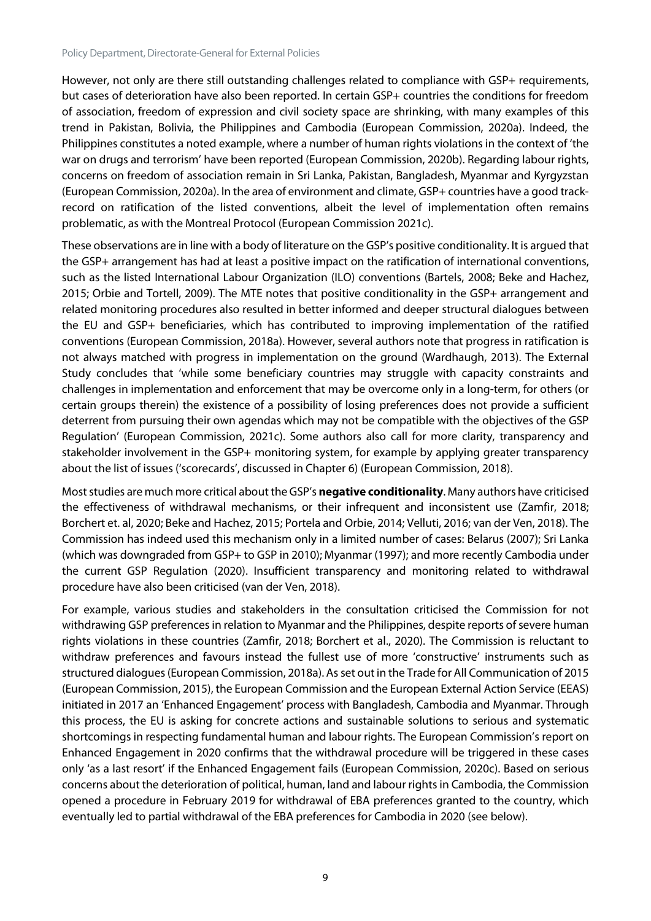However, not only are there still outstanding challenges related to compliance with GSP+ requirements, but cases of deterioration have also been reported. In certain GSP+ countries the conditions for freedom of association, freedom of expression and civil society space are shrinking, with many examples of this trend in Pakistan, Bolivia, the Philippines and Cambodia (European Commission, 2020a). Indeed, the Philippines constitutes a noted example, where a number of human rights violations in the context of 'the war on drugs and terrorism' have been reported (European Commission, 2020b). Regarding labour rights, concerns on freedom of association remain in Sri Lanka, Pakistan, Bangladesh, Myanmar and Kyrgyzstan (European Commission, 2020a). In the area of environment and climate, GSP+ countries have a good track-record on ratification of the listed conventions, albeit the level of implementation often remains problematic, as with the Montreal Protocol (European Commission 2021c).

These observations are in line with a body of literature on the GSP's positive conditionality. It is argued that the GSP+ arrangement has had at least a positive impact on the ratification of international conventions, such as the listed International Labour Organization (ILO) conventions (Bartels, 2008; Beke and Hachez, 2015; Orbie and Tortell, 2009). The MTE notes that positive conditionality in the GSP+ arrangement and related monitoring procedures also resulted in better informed and deeper structural dialogues between the EU and GSP+ beneficiaries, which has contributed to improving implementation of the ratified conventions (European Commission, 2018a). However, several authors note that progress in ratification is not always matched with progress in implementation on the ground (Wardhaugh, 2013). The External Study concludes that 'while some beneficiary countries may struggle with capacity constraints and challenges in implementation and enforcement that may be overcome only in a long-term, for others (or certain groups therein) the existence of a possibility of losing preferences does not provide a sufficient deterrent from pursuing their own agendas which may not be compatible with the objectives of the GSP Regulation' (European Commission, 2021c). Some authors also call for more clarity, transparency and stakeholder involvement in the GSP+ monitoring system, for example by applying greater transparency about the list of issues ('scorecards', discussed in Chapter 6) (European Commission, 2018).

Most studies are much more critical about the GSP's **negative conditionality**. Many authors have criticised the effectiveness of withdrawal mechanisms, or their infrequent and inconsistent use (Zamfir, 2018; Borchert et. al, 2020; Beke and Hachez, 2015; Portela and Orbie, 2014; Velluti, 2016; van der Ven, 2018). The Commission has indeed used this mechanism only in a limited number of cases: Belarus (2007); Sri Lanka (which was downgraded from GSP+ to GSP in 2010); Myanmar (1997); and more recently Cambodia under the current GSP Regulation (2020). Insufficient transparency and monitoring related to withdrawal procedure have also been criticised (van der Ven, 2018).

For example, various studies and stakeholders in the consultation criticised the Commission for not withdrawing GSP preferences in relation to Myanmar and the Philippines, despite reports of severe human rights violations in these countries (Zamfir, 2018; Borchert et al., 2020). The Commission is reluctant to withdraw preferences and favours instead the fullest use of more 'constructive' instruments such as structured dialogues (European Commission, 2018a). As set out in the Trade for All Communication of 2015 (European Commission, 2015), the European Commission and the European External Action Service (EEAS) initiated in 2017 an 'Enhanced Engagement' process with Bangladesh, Cambodia and Myanmar. Through this process, the EU is asking for concrete actions and sustainable solutions to serious and systematic shortcomings in respecting fundamental human and labour rights. The European Commission's report on Enhanced Engagement in 2020 confirms that the withdrawal procedure will be triggered in these cases only 'as a last resort' if the Enhanced Engagement fails (European Commission, 2020c). Based on serious concerns about the deterioration of political, human, land and labour rights in Cambodia, the Commission opened a procedure in February 2019 for withdrawal of EBA preferences granted to the country, which eventually led to partial withdrawal of the EBA preferences for Cambodia in 2020 (see below).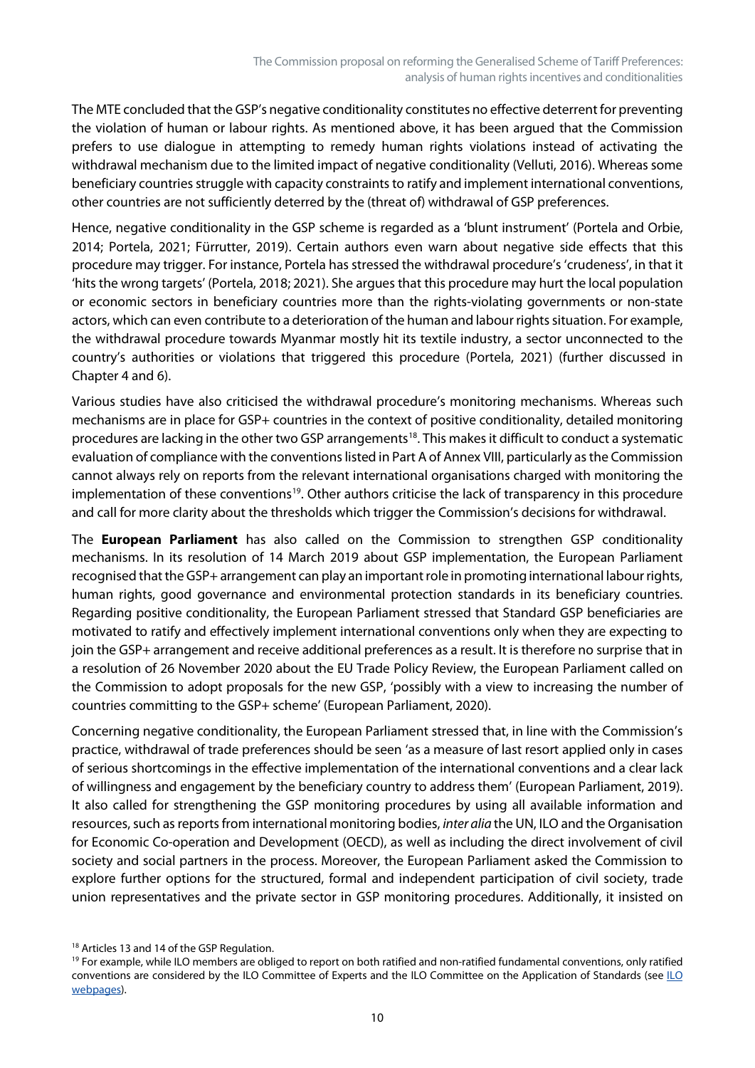The MTE concluded that the GSP's negative conditionality constitutes no effective deterrent for preventing the violation of human or labour rights. As mentioned above, it has been argued that the Commission prefers to use dialogue in attempting to remedy human rights violations instead of activating the withdrawal mechanism due to the limited impact of negative conditionality (Velluti, 2016). Whereas some beneficiary countries struggle with capacity constraints to ratify and implement international conventions, other countries are not sufficiently deterred by the (threat of) withdrawal of GSP preferences.

Hence, negative conditionality in the GSP scheme is regarded as a 'blunt instrument' (Portela and Orbie, 2014; Portela, 2021; Fürrutter, 2019). Certain authors even warn about negative side effects that this procedure may trigger. For instance, Portela has stressed the withdrawal procedure's 'crudeness', in that it 'hits the wrong targets' (Portela, 2018; 2021). She argues that this procedure may hurt the local population or economic sectors in beneficiary countries more than the rights-violating governments or non-state actors, which can even contribute to a deterioration of the human and labour rights situation. For example, the withdrawal procedure towards Myanmar mostly hit its textile industry, a sector unconnected to the country's authorities or violations that triggered this procedure (Portela, 2021) (further discussed in Chapter 4 and 6).

Various studies have also criticised the withdrawal procedure's monitoring mechanisms. Whereas such mechanisms are in place for GSP+ countries in the context of positive conditionality, detailed monitoring procedures are lacking in the other two GSP arrangements[18]. This makes it difficult to conduct a systematic evaluation of compliance with the conventions listed in Part A of Annex VIII, particularly as the Commission cannot always rely on reports from the relevant international organisations charged with monitoring the implementation of these conventions[19]. Other authors criticise the lack of transparency in this procedure and call for more clarity about the thresholds which trigger the Commission's decisions for withdrawal.

The **European Parliament** has also called on the Commission to strengthen GSP conditionality mechanisms. In its resolution of 14 March 2019 about GSP implementation, the European Parliament recognised that the GSP+ arrangement can play an important role in promoting international labour rights, human rights, good governance and environmental protection standards in its beneficiary countries. Regarding positive conditionality, the European Parliament stressed that Standard GSP beneficiaries are motivated to ratify and effectively implement international conventions only when they are expecting to join the GSP+ arrangement and receive additional preferences as a result. It is therefore no surprise that in a resolution of 26 November 2020 about the EU Trade Policy Review, the European Parliament called on the Commission to adopt proposals for the new GSP, 'possibly with a view to increasing the number of countries committing to the GSP+ scheme' (European Parliament, 2020).

Concerning negative conditionality, the European Parliament stressed that, in line with the Commission's practice, withdrawal of trade preferences should be seen 'as a measure of last resort applied only in cases of serious shortcomings in the effective implementation of the international conventions and a clear lack of willingness and engagement by the beneficiary country to address them' (European Parliament, 2019). It also called for strengthening the GSP monitoring procedures by using all available information and resources, such as reports from international monitoring bodies, *inter alia* the UN, ILO and the Organisation for Economic Co-operation and Development (OECD), as well as including the direct involvement of civil society and social partners in the process. Moreover, the European Parliament asked the Commission to explore further options for the structured, formal and independent participation of civil society, trade union representatives and the private sector in GSP monitoring procedures. Additionally, it insisted on

[18] Articles 13 and 14 of the GSP Regulation.

[19] For example, while ILO members are obliged to report on both ratified and non-ratified fundamental conventions, only ratified conventions are considered by the ILO Committee of Experts and the ILO Committee on the Application of Standards (see [ILO webpages](ILO webpages)).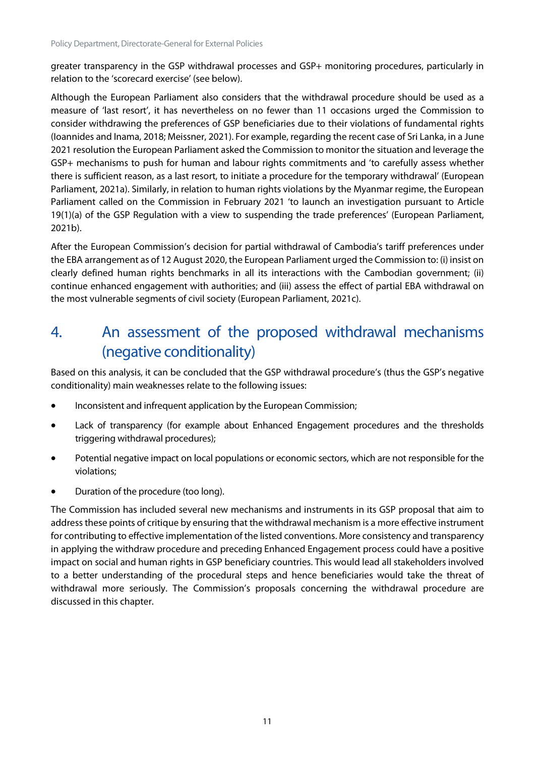greater transparency in the GSP withdrawal processes and GSP+ monitoring procedures, particularly in relation to the 'scorecard exercise' (see below).

Although the European Parliament also considers that the withdrawal procedure should be used as a measure of 'last resort', it has nevertheless on no fewer than 11 occasions urged the Commission to consider withdrawing the preferences of GSP beneficiaries due to their violations of fundamental rights (Ioannides and Inama, 2018; Meissner, 2021). For example, regarding the recent case of Sri Lanka, in a June 2021 resolution the European Parliament asked the Commission to monitor the situation and leverage the GSP+ mechanisms to push for human and labour rights commitments and 'to carefully assess whether there is sufficient reason, as a last resort, to initiate a procedure for the temporary withdrawal' (European Parliament, 2021a). Similarly, in relation to human rights violations by the Myanmar regime, the European Parliament called on the Commission in February 2021 'to launch an investigation pursuant to Article 19(1)(a) of the GSP Regulation with a view to suspending the trade preferences' (European Parliament, 2021b).

After the European Commission's decision for partial withdrawal of Cambodia's tariff preferences under the EBA arrangement as of 12 August 2020, the European Parliament urged the Commission to: (i) insist on clearly defined human rights benchmarks in all its interactions with the Cambodian government; (ii) continue enhanced engagement with authorities; and (iii) assess the effect of partial EBA withdrawal on the most vulnerable segments of civil society (European Parliament, 2021c).

# 4. An assessment of the proposed withdrawal mechanisms (negative conditionality)

Based on this analysis, it can be concluded that the GSP withdrawal procedure's (thus the GSP's negative conditionality) main weaknesses relate to the following issues:

- Inconsistent and infrequent application by the European Commission;
- Lack of transparency (for example about Enhanced Engagement procedures and the thresholds triggering withdrawal procedures);
- Potential negative impact on local populations or economic sectors, which are not responsible for the violations;
- Duration of the procedure (too long).

The Commission has included several new mechanisms and instruments in its GSP proposal that aim to address these points of critique by ensuring that the withdrawal mechanism is a more effective instrument for contributing to effective implementation of the listed conventions. More consistency and transparency in applying the withdraw procedure and preceding Enhanced Engagement process could have a positive impact on social and human rights in GSP beneficiary countries. This would lead all stakeholders involved to a better understanding of the procedural steps and hence beneficiaries would take the threat of withdrawal more seriously. The Commission's proposals concerning the withdrawal procedure are discussed in this chapter.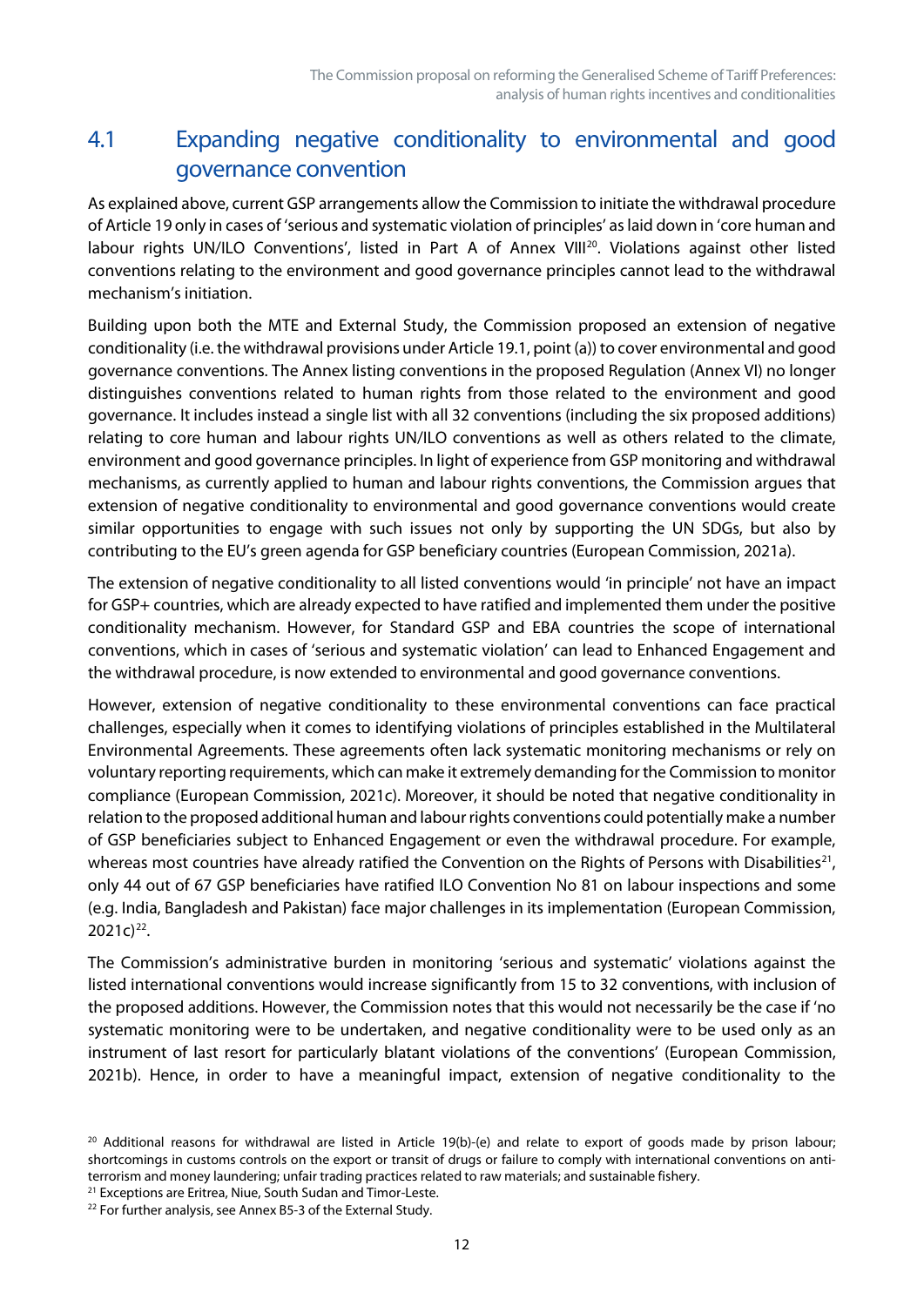## 4.1 Expanding negative conditionality to environmental and good governance convention

As explained above, current GSP arrangements allow the Commission to initiate the withdrawal procedure of Article 19 only in cases of 'serious and systematic violation of principles' as laid down in 'core human and labour rights UN/ILO Conventions', listed in Part A of Annex VIII[20]. Violations against other listed conventions relating to the environment and good governance principles cannot lead to the withdrawal mechanism's initiation.

Building upon both the MTE and External Study, the Commission proposed an extension of negative conditionality (i.e. the withdrawal provisions under Article 19.1, point (a)) to cover environmental and good governance conventions. The Annex listing conventions in the proposed Regulation (Annex VI) no longer distinguishes conventions related to human rights from those related to the environment and good governance. It includes instead a single list with all 32 conventions (including the six proposed additions) relating to core human and labour rights UN/ILO conventions as well as others related to the climate, environment and good governance principles. In light of experience from GSP monitoring and withdrawal mechanisms, as currently applied to human and labour rights conventions, the Commission argues that extension of negative conditionality to environmental and good governance conventions would create similar opportunities to engage with such issues not only by supporting the UN SDGs, but also by contributing to the EU's green agenda for GSP beneficiary countries (European Commission, 2021a).

The extension of negative conditionality to all listed conventions would 'in principle' not have an impact for GSP+ countries, which are already expected to have ratified and implemented them under the positive conditionality mechanism. However, for Standard GSP and EBA countries the scope of international conventions, which in cases of 'serious and systematic violation' can lead to Enhanced Engagement and the withdrawal procedure, is now extended to environmental and good governance conventions.

However, extension of negative conditionality to these environmental conventions can face practical challenges, especially when it comes to identifying violations of principles established in the Multilateral Environmental Agreements. These agreements often lack systematic monitoring mechanisms or rely on voluntary reporting requirements, which can make it extremely demanding for the Commission to monitor compliance (European Commission, 2021c). Moreover, it should be noted that negative conditionality in relation to the proposed additional human and labour rights conventions could potentially make a number of GSP beneficiaries subject to Enhanced Engagement or even the withdrawal procedure. For example, whereas most countries have already ratified the Convention on the Rights of Persons with Disabilities[21], only 44 out of 67 GSP beneficiaries have ratified ILO Convention No 81 on labour inspections and some (e.g. India, Bangladesh and Pakistan) face major challenges in its implementation (European Commission, 2021c)[22].

The Commission's administrative burden in monitoring 'serious and systematic' violations against the listed international conventions would increase significantly from 15 to 32 conventions, with inclusion of the proposed additions. However, the Commission notes that this would not necessarily be the case if 'no systematic monitoring were to be undertaken, and negative conditionality were to be used only as an instrument of last resort for particularly blatant violations of the conventions' (European Commission, 2021b). Hence, in order to have a meaningful impact, extension of negative conditionality to the

[20] Additional reasons for withdrawal are listed in Article 19(b)-(e) and relate to export of goods made by prison labour; shortcomings in customs controls on the export or transit of drugs or failure to comply with international conventions on anti-terrorism and money laundering; unfair trading practices related to raw materials; and sustainable fishery.

[21] Exceptions are Eritrea, Niue, South Sudan and Timor-Leste.

[22] For further analysis, see Annex B5-3 of the External Study.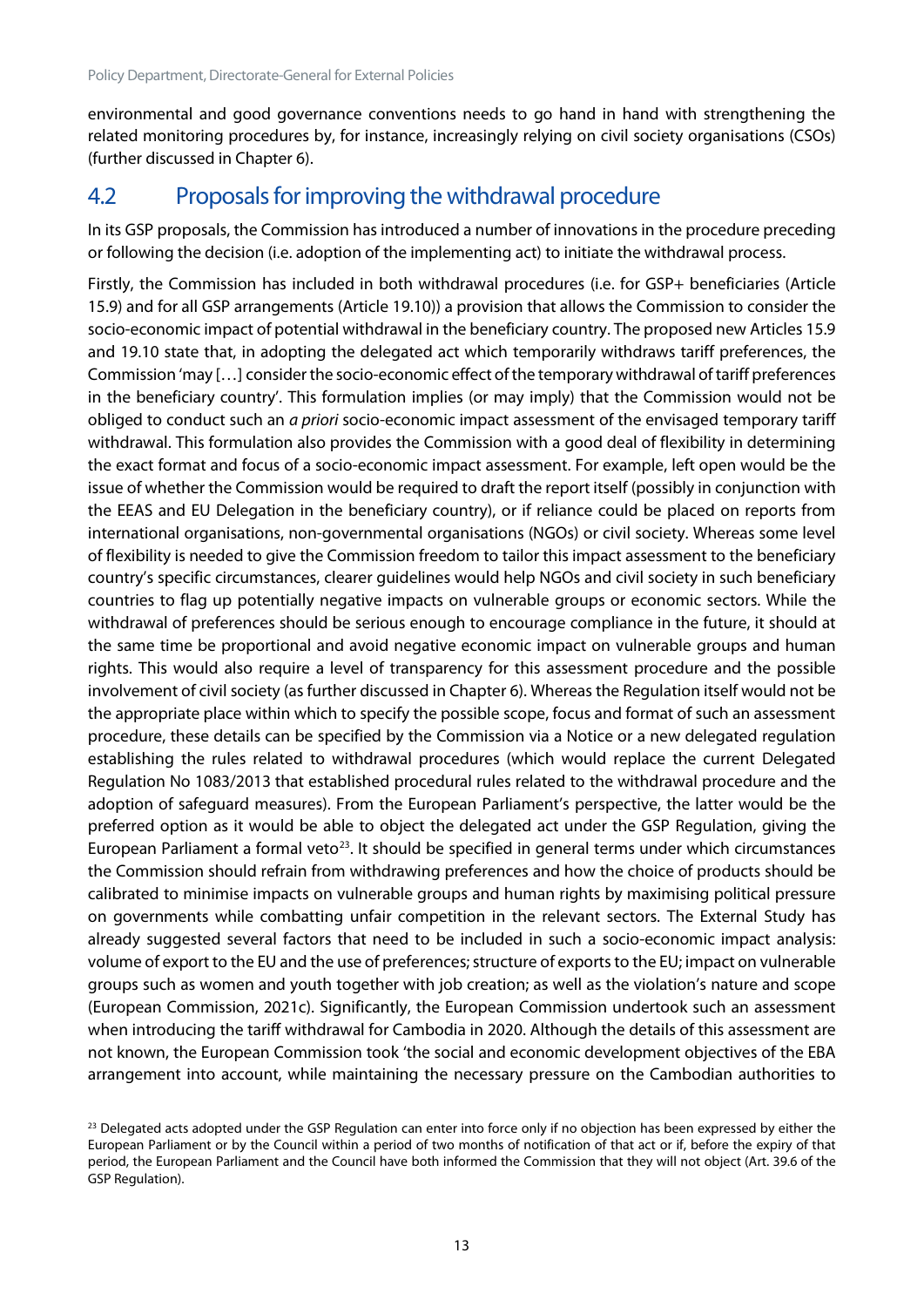environmental and good governance conventions needs to go hand in hand with strengthening the related monitoring procedures by, for instance, increasingly relying on civil society organisations (CSOs) (further discussed in Chapter 6).

## 4.2 Proposals for improving the withdrawal procedure

In its GSP proposals, the Commission has introduced a number of innovations in the procedure preceding or following the decision (i.e. adoption of the implementing act) to initiate the withdrawal process.

Firstly, the Commission has included in both withdrawal procedures (i.e. for GSP+ beneficiaries (Article 15.9) and for all GSP arrangements (Article 19.10)) a provision that allows the Commission to consider the socio-economic impact of potential withdrawal in the beneficiary country. The proposed new Articles 15.9 and 19.10 state that, in adopting the delegated act which temporarily withdraws tariff preferences, the Commission 'may […] consider the socio-economic effect of the temporary withdrawal of tariff preferences in the beneficiary country'. This formulation implies (or may imply) that the Commission would not be obliged to conduct such an *a priori* socio-economic impact assessment of the envisaged temporary tariff withdrawal. This formulation also provides the Commission with a good deal of flexibility in determining the exact format and focus of a socio-economic impact assessment. For example, left open would be the issue of whether the Commission would be required to draft the report itself (possibly in conjunction with the EEAS and EU Delegation in the beneficiary country), or if reliance could be placed on reports from international organisations, non-governmental organisations (NGOs) or civil society. Whereas some level of flexibility is needed to give the Commission freedom to tailor this impact assessment to the beneficiary country's specific circumstances, clearer guidelines would help NGOs and civil society in such beneficiary countries to flag up potentially negative impacts on vulnerable groups or economic sectors. While the withdrawal of preferences should be serious enough to encourage compliance in the future, it should at the same time be proportional and avoid negative economic impact on vulnerable groups and human rights. This would also require a level of transparency for this assessment procedure and the possible involvement of civil society (as further discussed in Chapter 6). Whereas the Regulation itself would not be the appropriate place within which to specify the possible scope, focus and format of such an assessment procedure, these details can be specified by the Commission via a Notice or a new delegated regulation establishing the rules related to withdrawal procedures (which would replace the current Delegated Regulation No 1083/2013 that established procedural rules related to the withdrawal procedure and the adoption of safeguard measures). From the European Parliament's perspective, the latter would be the preferred option as it would be able to object the delegated act under the GSP Regulation, giving the European Parliament a formal veto[23]. It should be specified in general terms under which circumstances the Commission should refrain from withdrawing preferences and how the choice of products should be calibrated to minimise impacts on vulnerable groups and human rights by maximising political pressure on governments while combatting unfair competition in the relevant sectors. The External Study has already suggested several factors that need to be included in such a socio-economic impact analysis: volume of export to the EU and the use of preferences; structure of exports to the EU; impact on vulnerable groups such as women and youth together with job creation; as well as the violation's nature and scope (European Commission, 2021c). Significantly, the European Commission undertook such an assessment when introducing the tariff withdrawal for Cambodia in 2020. Although the details of this assessment are not known, the European Commission took 'the social and economic development objectives of the EBA arrangement into account, while maintaining the necessary pressure on the Cambodian authorities to

[23] Delegated acts adopted under the GSP Regulation can enter into force only if no objection has been expressed by either the European Parliament or by the Council within a period of two months of notification of that act or if, before the expiry of that period, the European Parliament and the Council have both informed the Commission that they will not object (Art. 39.6 of the GSP Regulation).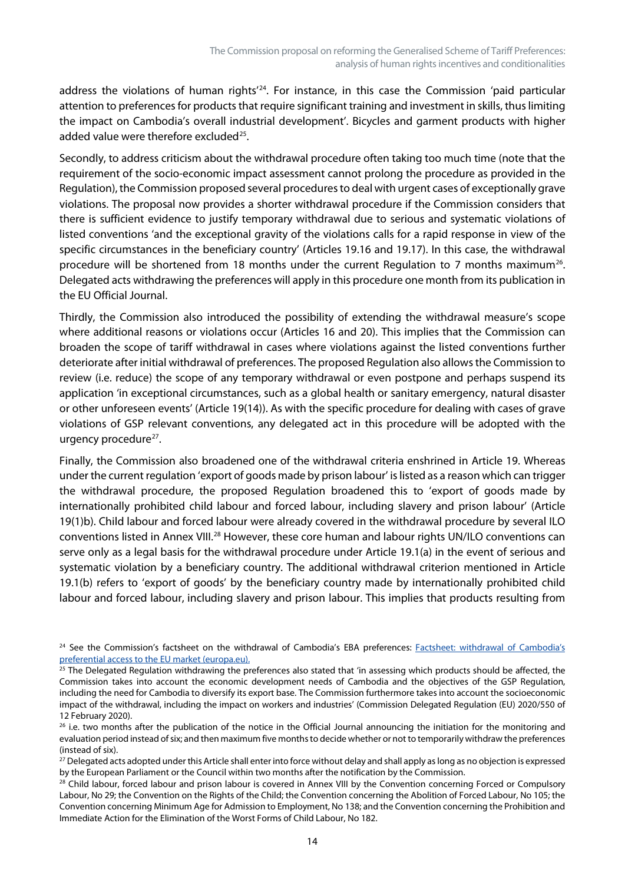address the violations of human rights'[24]. For instance, in this case the Commission 'paid particular attention to preferences for products that require significant training and investment in skills, thus limiting the impact on Cambodia's overall industrial development'. Bicycles and garment products with higher added value were therefore excluded[25].

Secondly, to address criticism about the withdrawal procedure often taking too much time (note that the requirement of the socio-economic impact assessment cannot prolong the procedure as provided in the Regulation), the Commission proposed several procedures to deal with urgent cases of exceptionally grave violations. The proposal now provides a shorter withdrawal procedure if the Commission considers that there is sufficient evidence to justify temporary withdrawal due to serious and systematic violations of listed conventions 'and the exceptional gravity of the violations calls for a rapid response in view of the specific circumstances in the beneficiary country' (Articles 19.16 and 19.17). In this case, the withdrawal procedure will be shortened from 18 months under the current Regulation to 7 months maximum[26]. Delegated acts withdrawing the preferences will apply in this procedure one month from its publication in the EU Official Journal.

Thirdly, the Commission also introduced the possibility of extending the withdrawal measure's scope where additional reasons or violations occur (Articles 16 and 20). This implies that the Commission can broaden the scope of tariff withdrawal in cases where violations against the listed conventions further deteriorate after initial withdrawal of preferences. The proposed Regulation also allows the Commission to review (i.e. reduce) the scope of any temporary withdrawal or even postpone and perhaps suspend its application 'in exceptional circumstances, such as a global health or sanitary emergency, natural disaster or other unforeseen events' (Article 19(14)). As with the specific procedure for dealing with cases of grave violations of GSP relevant conventions, any delegated act in this procedure will be adopted with the urgency procedure[27].

Finally, the Commission also broadened one of the withdrawal criteria enshrined in Article 19. Whereas under the current regulation 'export of goods made by prison labour' is listed as a reason which can trigger the withdrawal procedure, the proposed Regulation broadened this to 'export of goods made by internationally prohibited child labour and forced labour, including slavery and prison labour' (Article 19(1)b). Child labour and forced labour were already covered in the withdrawal procedure by several ILO conventions listed in Annex VIII.[28] However, these core human and labour rights UN/ILO conventions can serve only as a legal basis for the withdrawal procedure under Article 19.1(a) in the event of serious and systematic violation by a beneficiary country. The additional withdrawal criterion mentioned in Article 19.1(b) refers to 'export of goods' by the beneficiary country made by internationally prohibited child labour and forced labour, including slavery and prison labour. This implies that products resulting from

[24] See the Commission's factsheet on the withdrawal of Cambodia's EBA preferences: [Factsheet: withdrawal of Cambodia's preferential access to the EU market (europa.eu).]()

[25] The Delegated Regulation withdrawing the preferences also stated that 'in assessing which products should be affected, the Commission takes into account the economic development needs of Cambodia and the objectives of the GSP Regulation, including the need for Cambodia to diversify its export base. The Commission furthermore takes into account the socioeconomic impact of the withdrawal, including the impact on workers and industries' (Commission Delegated Regulation (EU) 2020/550 of 12 February 2020).

[26] i.e. two months after the publication of the notice in the Official Journal announcing the initiation for the monitoring and evaluation period instead of six; and then maximum five months to decide whether or not to temporarily withdraw the preferences (instead of six).

[27] Delegated acts adopted under this Article shall enter into force without delay and shall apply as long as no objection is expressed by the European Parliament or the Council within two months after the notification by the Commission.

[28] Child labour, forced labour and prison labour is covered in Annex VIII by the Convention concerning Forced or Compulsory Labour, No 29; the Convention on the Rights of the Child; the Convention concerning the Abolition of Forced Labour, No 105; the Convention concerning Minimum Age for Admission to Employment, No 138; and the Convention concerning the Prohibition and Immediate Action for the Elimination of the Worst Forms of Child Labour, No 182.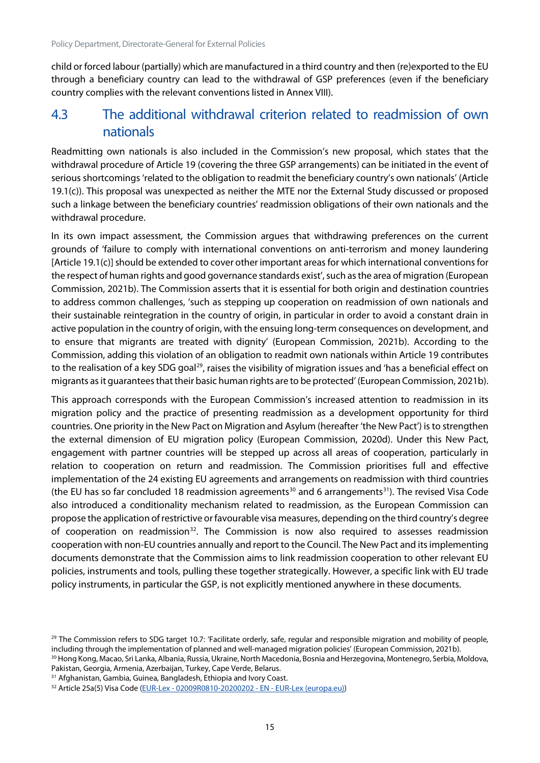child or forced labour (partially) which are manufactured in a third country and then (re)exported to the EU through a beneficiary country can lead to the withdrawal of GSP preferences (even if the beneficiary country complies with the relevant conventions listed in Annex VIII).

## 4.3 The additional withdrawal criterion related to readmission of own nationals

Readmitting own nationals is also included in the Commission's new proposal, which states that the withdrawal procedure of Article 19 (covering the three GSP arrangements) can be initiated in the event of serious shortcomings 'related to the obligation to readmit the beneficiary country's own nationals' (Article 19.1(c)). This proposal was unexpected as neither the MTE nor the External Study discussed or proposed such a linkage between the beneficiary countries' readmission obligations of their own nationals and the withdrawal procedure.

In its own impact assessment, the Commission argues that withdrawing preferences on the current grounds of 'failure to comply with international conventions on anti-terrorism and money laundering [Article 19.1(c)] should be extended to cover other important areas for which international conventions for the respect of human rights and good governance standards exist', such as the area of migration (European Commission, 2021b). The Commission asserts that it is essential for both origin and destination countries to address common challenges, 'such as stepping up cooperation on readmission of own nationals and their sustainable reintegration in the country of origin, in particular in order to avoid a constant drain in active population in the country of origin, with the ensuing long-term consequences on development, and to ensure that migrants are treated with dignity' (European Commission, 2021b). According to the Commission, adding this violation of an obligation to readmit own nationals within Article 19 contributes to the realisation of a key SDG goal[29], raises the visibility of migration issues and 'has a beneficial effect on migrants as it guarantees that their basic human rights are to be protected' (European Commission, 2021b).

This approach corresponds with the European Commission's increased attention to readmission in its migration policy and the practice of presenting readmission as a development opportunity for third countries. One priority in the New Pact on Migration and Asylum (hereafter 'the New Pact') is to strengthen the external dimension of EU migration policy (European Commission, 2020d). Under this New Pact, engagement with partner countries will be stepped up across all areas of cooperation, particularly in relation to cooperation on return and readmission. The Commission prioritises full and effective implementation of the 24 existing EU agreements and arrangements on readmission with third countries (the EU has so far concluded 18 readmission agreements[30] and 6 arrangements[31]). The revised Visa Code also introduced a conditionality mechanism related to readmission, as the European Commission can propose the application of restrictive or favourable visa measures, depending on the third country's degree of cooperation on readmission[32]. The Commission is now also required to assesses readmission cooperation with non-EU countries annually and report to the Council. The New Pact and its implementing documents demonstrate that the Commission aims to link readmission cooperation to other relevant EU policies, instruments and tools, pulling these together strategically. However, a specific link with EU trade policy instruments, in particular the GSP, is not explicitly mentioned anywhere in these documents.

[29] The Commission refers to SDG target 10.7: 'Facilitate orderly, safe, regular and responsible migration and mobility of people, including through the implementation of planned and well-managed migration policies' (European Commission, 2021b).

[30] Hong Kong, Macao, Sri Lanka, Albania, Russia, Ukraine, North Macedonia, Bosnia and Herzegovina, Montenegro, Serbia, Moldova, Pakistan, Georgia, Armenia, Azerbaijan, Turkey, Cape Verde, Belarus.

[31] Afghanistan, Gambia, Guinea, Bangladesh, Ethiopia and Ivory Coast.

[32] Article 25a(5) Visa Code (EUR-Lex - 02009R0810-20200202 - EN - EUR-Lex (europa.eu))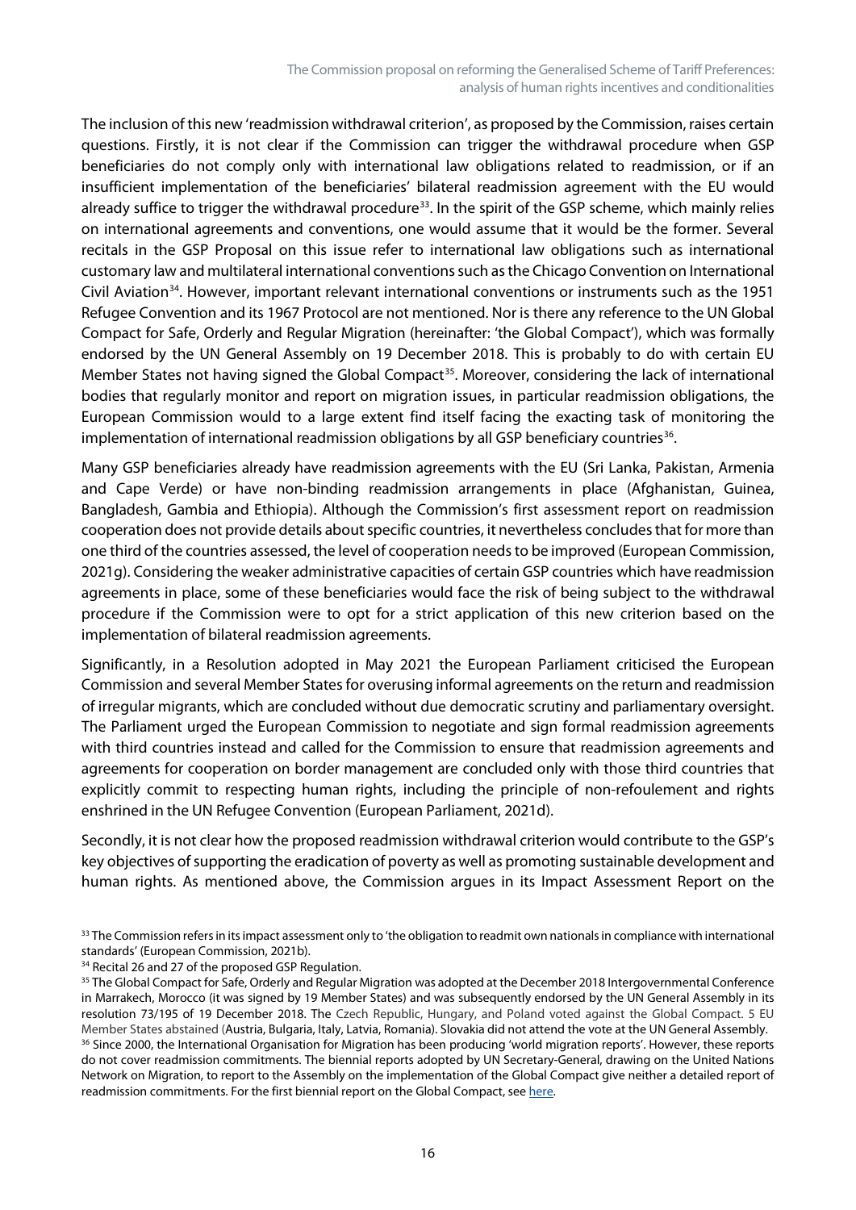The inclusion of this new 'readmission withdrawal criterion', as proposed by the Commission, raises certain questions. Firstly, it is not clear if the Commission can trigger the withdrawal procedure when GSP beneficiaries do not comply only with international law obligations related to readmission, or if an insufficient implementation of the beneficiaries' bilateral readmission agreement with the EU would already suffice to trigger the withdrawal procedure[33]. In the spirit of the GSP scheme, which mainly relies on international agreements and conventions, one would assume that it would be the former. Several recitals in the GSP Proposal on this issue refer to international law obligations such as international customary law and multilateral international conventions such as the Chicago Convention on International Civil Aviation[34]. However, important relevant international conventions or instruments such as the 1951 Refugee Convention and its 1967 Protocol are not mentioned. Nor is there any reference to the UN Global Compact for Safe, Orderly and Regular Migration (hereinafter: 'the Global Compact'), which was formally endorsed by the UN General Assembly on 19 December 2018. This is probably to do with certain EU Member States not having signed the Global Compact[35]. Moreover, considering the lack of international bodies that regularly monitor and report on migration issues, in particular readmission obligations, the European Commission would to a large extent find itself facing the exacting task of monitoring the implementation of international readmission obligations by all GSP beneficiary countries[36].

Many GSP beneficiaries already have readmission agreements with the EU (Sri Lanka, Pakistan, Armenia and Cape Verde) or have non-binding readmission arrangements in place (Afghanistan, Guinea, Bangladesh, Gambia and Ethiopia). Although the Commission's first assessment report on readmission cooperation does not provide details about specific countries, it nevertheless concludes that for more than one third of the countries assessed, the level of cooperation needs to be improved (European Commission, 2021g). Considering the weaker administrative capacities of certain GSP countries which have readmission agreements in place, some of these beneficiaries would face the risk of being subject to the withdrawal procedure if the Commission were to opt for a strict application of this new criterion based on the implementation of bilateral readmission agreements.

Significantly, in a Resolution adopted in May 2021 the European Parliament criticised the European Commission and several Member States for overusing informal agreements on the return and readmission of irregular migrants, which are concluded without due democratic scrutiny and parliamentary oversight. The Parliament urged the European Commission to negotiate and sign formal readmission agreements with third countries instead and called for the Commission to ensure that readmission agreements and agreements for cooperation on border management are concluded only with those third countries that explicitly commit to respecting human rights, including the principle of non-refoulement and rights enshrined in the UN Refugee Convention (European Parliament, 2021d).

Secondly, it is not clear how the proposed readmission withdrawal criterion would contribute to the GSP's key objectives of supporting the eradication of poverty as well as promoting sustainable development and human rights. As mentioned above, the Commission argues in its Impact Assessment Report on the

---

[33] The Commission refers in its impact assessment only to 'the obligation to readmit own nationals in compliance with international standards' (European Commission, 2021b).

[34] Recital 26 and 27 of the proposed GSP Regulation.

[35] The Global Compact for Safe, Orderly and Regular Migration was adopted at the December 2018 Intergovernmental Conference in Marrakech, Morocco (it was signed by 19 Member States) and was subsequently endorsed by the UN General Assembly in its resolution 73/195 of 19 December 2018. The Czech Republic, Hungary, and Poland voted against the Global Compact. 5 EU Member States abstained (Austria, Bulgaria, Italy, Latvia, Romania). Slovakia did not attend the vote at the UN General Assembly.

[36] Since 2000, the International Organisation for Migration has been producing 'world migration reports'. However, these reports do not cover readmission commitments. The biennial reports adopted by UN Secretary-General, drawing on the United Nations Network on Migration, to report to the Assembly on the implementation of the Global Compact give neither a detailed report of readmission commitments. For the first biennial report on the Global Compact, see here.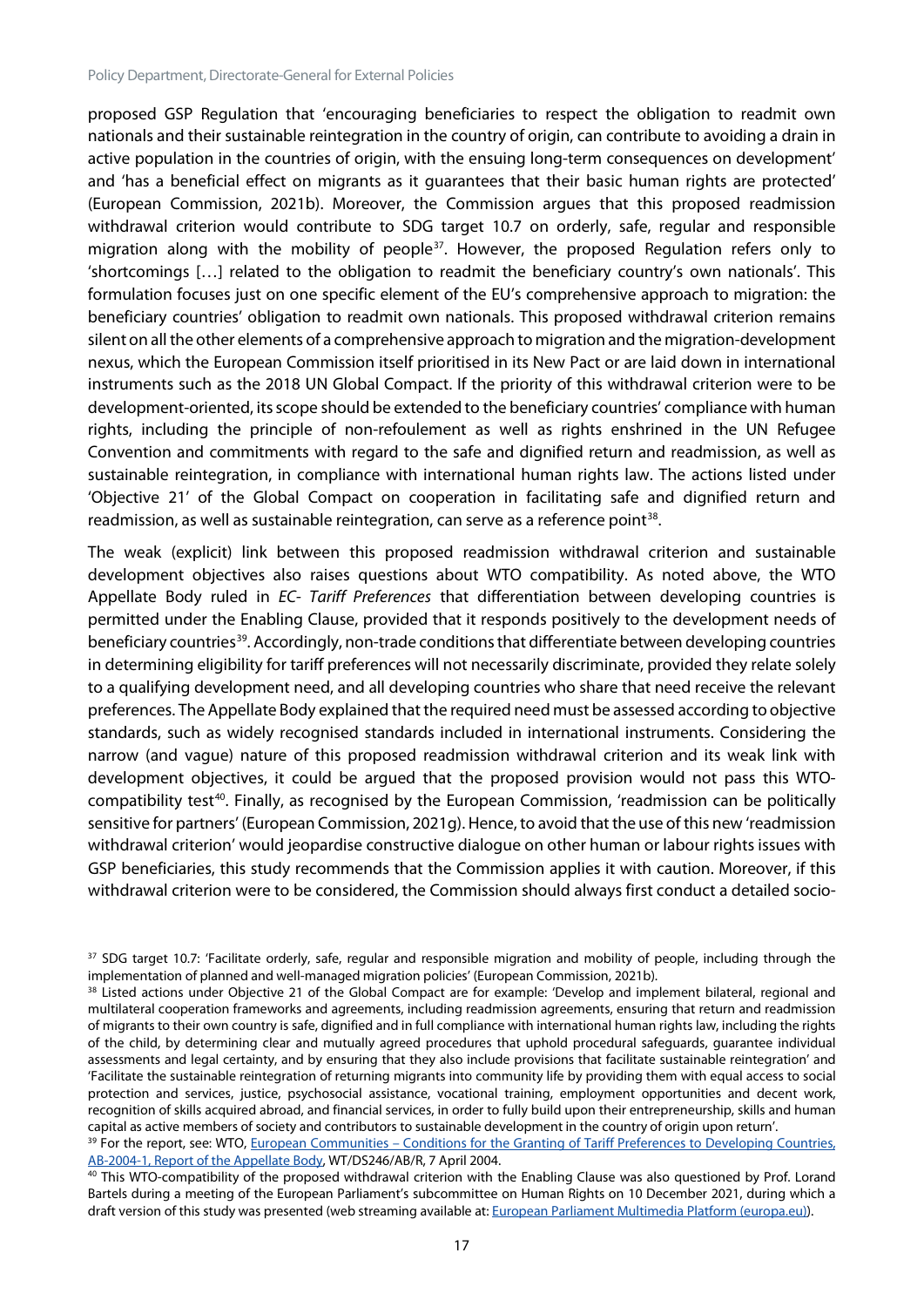proposed GSP Regulation that 'encouraging beneficiaries to respect the obligation to readmit own nationals and their sustainable reintegration in the country of origin, can contribute to avoiding a drain in active population in the countries of origin, with the ensuing long-term consequences on development' and 'has a beneficial effect on migrants as it guarantees that their basic human rights are protected' (European Commission, 2021b). Moreover, the Commission argues that this proposed readmission withdrawal criterion would contribute to SDG target 10.7 on orderly, safe, regular and responsible migration along with the mobility of people[37]. However, the proposed Regulation refers only to 'shortcomings […] related to the obligation to readmit the beneficiary country's own nationals'. This formulation focuses just on one specific element of the EU's comprehensive approach to migration: the beneficiary countries' obligation to readmit own nationals. This proposed withdrawal criterion remains silent on all the other elements of a comprehensive approach to migration and the migration-development nexus, which the European Commission itself prioritised in its New Pact or are laid down in international instruments such as the 2018 UN Global Compact. If the priority of this withdrawal criterion were to be development-oriented, its scope should be extended to the beneficiary countries' compliance with human rights, including the principle of non-refoulement as well as rights enshrined in the UN Refugee Convention and commitments with regard to the safe and dignified return and readmission, as well as sustainable reintegration, in compliance with international human rights law. The actions listed under 'Objective 21' of the Global Compact on cooperation in facilitating safe and dignified return and readmission, as well as sustainable reintegration, can serve as a reference point[38].

The weak (explicit) link between this proposed readmission withdrawal criterion and sustainable development objectives also raises questions about WTO compatibility. As noted above, the WTO Appellate Body ruled in *EC- Tariff Preferences* that differentiation between developing countries is permitted under the Enabling Clause, provided that it responds positively to the development needs of beneficiary countries[39]. Accordingly, non-trade conditions that differentiate between developing countries in determining eligibility for tariff preferences will not necessarily discriminate, provided they relate solely to a qualifying development need, and all developing countries who share that need receive the relevant preferences. The Appellate Body explained that the required need must be assessed according to objective standards, such as widely recognised standards included in international instruments. Considering the narrow (and vague) nature of this proposed readmission withdrawal criterion and its weak link with development objectives, it could be argued that the proposed provision would not pass this WTO-compatibility test[40]. Finally, as recognised by the European Commission, 'readmission can be politically sensitive for partners' (European Commission, 2021g). Hence, to avoid that the use of this new 'readmission withdrawal criterion' would jeopardise constructive dialogue on other human or labour rights issues with GSP beneficiaries, this study recommends that the Commission applies it with caution. Moreover, if this withdrawal criterion were to be considered, the Commission should always first conduct a detailed socio-

---

[37] SDG target 10.7: 'Facilitate orderly, safe, regular and responsible migration and mobility of people, including through the implementation of planned and well-managed migration policies' (European Commission, 2021b).

[38] Listed actions under Objective 21 of the Global Compact are for example: 'Develop and implement bilateral, regional and multilateral cooperation frameworks and agreements, including readmission agreements, ensuring that return and readmission of migrants to their own country is safe, dignified and in full compliance with international human rights law, including the rights of the child, by determining clear and mutually agreed procedures that uphold procedural safeguards, guarantee individual assessments and legal certainty, and by ensuring that they also include provisions that facilitate sustainable reintegration' and 'Facilitate the sustainable reintegration of returning migrants into community life by providing them with equal access to social protection and services, justice, psychosocial assistance, vocational training, employment opportunities and decent work, recognition of skills acquired abroad, and financial services, in order to fully build upon their entrepreneurship, skills and human capital as active members of society and contributors to sustainable development in the country of origin upon return'.

[39] For the report, see: WTO, European Communities – Conditions for the Granting of Tariff Preferences to Developing Countries, AB-2004-1, Report of the Appellate Body, WT/DS246/AB/R, 7 April 2004.

[40] This WTO-compatibility of the proposed withdrawal criterion with the Enabling Clause was also questioned by Prof. Lorand Bartels during a meeting of the European Parliament's subcommittee on Human Rights on 10 December 2021, during which a draft version of this study was presented (web streaming available at: European Parliament Multimedia Platform (europa.eu)).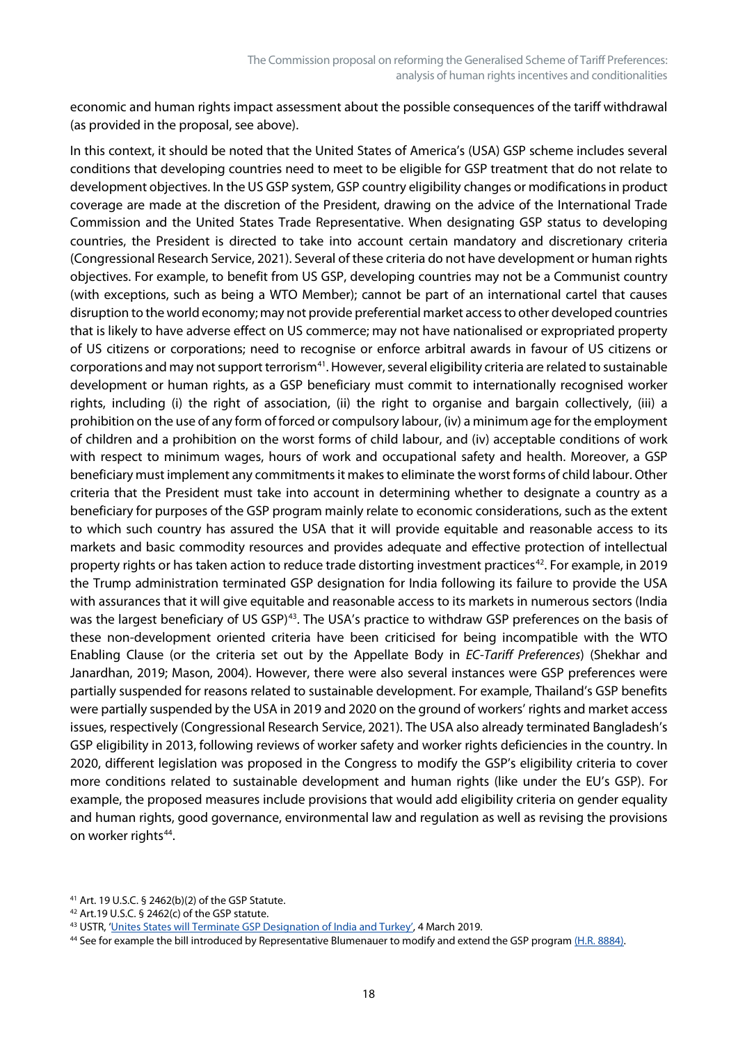economic and human rights impact assessment about the possible consequences of the tariff withdrawal (as provided in the proposal, see above).

In this context, it should be noted that the United States of America's (USA) GSP scheme includes several conditions that developing countries need to meet to be eligible for GSP treatment that do not relate to development objectives. In the US GSP system, GSP country eligibility changes or modifications in product coverage are made at the discretion of the President, drawing on the advice of the International Trade Commission and the United States Trade Representative. When designating GSP status to developing countries, the President is directed to take into account certain mandatory and discretionary criteria (Congressional Research Service, 2021). Several of these criteria do not have development or human rights objectives. For example, to benefit from US GSP, developing countries may not be a Communist country (with exceptions, such as being a WTO Member); cannot be part of an international cartel that causes disruption to the world economy; may not provide preferential market access to other developed countries that is likely to have adverse effect on US commerce; may not have nationalised or expropriated property of US citizens or corporations; need to recognise or enforce arbitral awards in favour of US citizens or corporations and may not support terrorism[41]. However, several eligibility criteria are related to sustainable development or human rights, as a GSP beneficiary must commit to internationally recognised worker rights, including (i) the right of association, (ii) the right to organise and bargain collectively, (iii) a prohibition on the use of any form of forced or compulsory labour, (iv) a minimum age for the employment of children and a prohibition on the worst forms of child labour, and (iv) acceptable conditions of work with respect to minimum wages, hours of work and occupational safety and health. Moreover, a GSP beneficiary must implement any commitments it makes to eliminate the worst forms of child labour. Other criteria that the President must take into account in determining whether to designate a country as a beneficiary for purposes of the GSP program mainly relate to economic considerations, such as the extent to which such country has assured the USA that it will provide equitable and reasonable access to its markets and basic commodity resources and provides adequate and effective protection of intellectual property rights or has taken action to reduce trade distorting investment practices[42]. For example, in 2019 the Trump administration terminated GSP designation for India following its failure to provide the USA with assurances that it will give equitable and reasonable access to its markets in numerous sectors (India was the largest beneficiary of US GSP)[43]. The USA's practice to withdraw GSP preferences on the basis of these non-development oriented criteria have been criticised for being incompatible with the WTO Enabling Clause (or the criteria set out by the Appellate Body in *EC-Tariff Preferences*) (Shekhar and Janardhan, 2019; Mason, 2004). However, there were also several instances were GSP preferences were partially suspended for reasons related to sustainable development. For example, Thailand's GSP benefits were partially suspended by the USA in 2019 and 2020 on the ground of workers' rights and market access issues, respectively (Congressional Research Service, 2021). The USA also already terminated Bangladesh's GSP eligibility in 2013, following reviews of worker safety and worker rights deficiencies in the country. In 2020, different legislation was proposed in the Congress to modify the GSP's eligibility criteria to cover more conditions related to sustainable development and human rights (like under the EU's GSP). For example, the proposed measures include provisions that would add eligibility criteria on gender equality and human rights, good governance, environmental law and regulation as well as revising the provisions on worker rights[44].

[41] Art. 19 U.S.C. § 2462(b)(2) of the GSP Statute.

[42] Art.19 U.S.C. § 2462(c) of the GSP statute.

[43] USTR, 'Unites States will Terminate GSP Designation of India and Turkey', 4 March 2019.

[44] See for example the bill introduced by Representative Blumenauer to modify and extend the GSP program (H.R. 8884).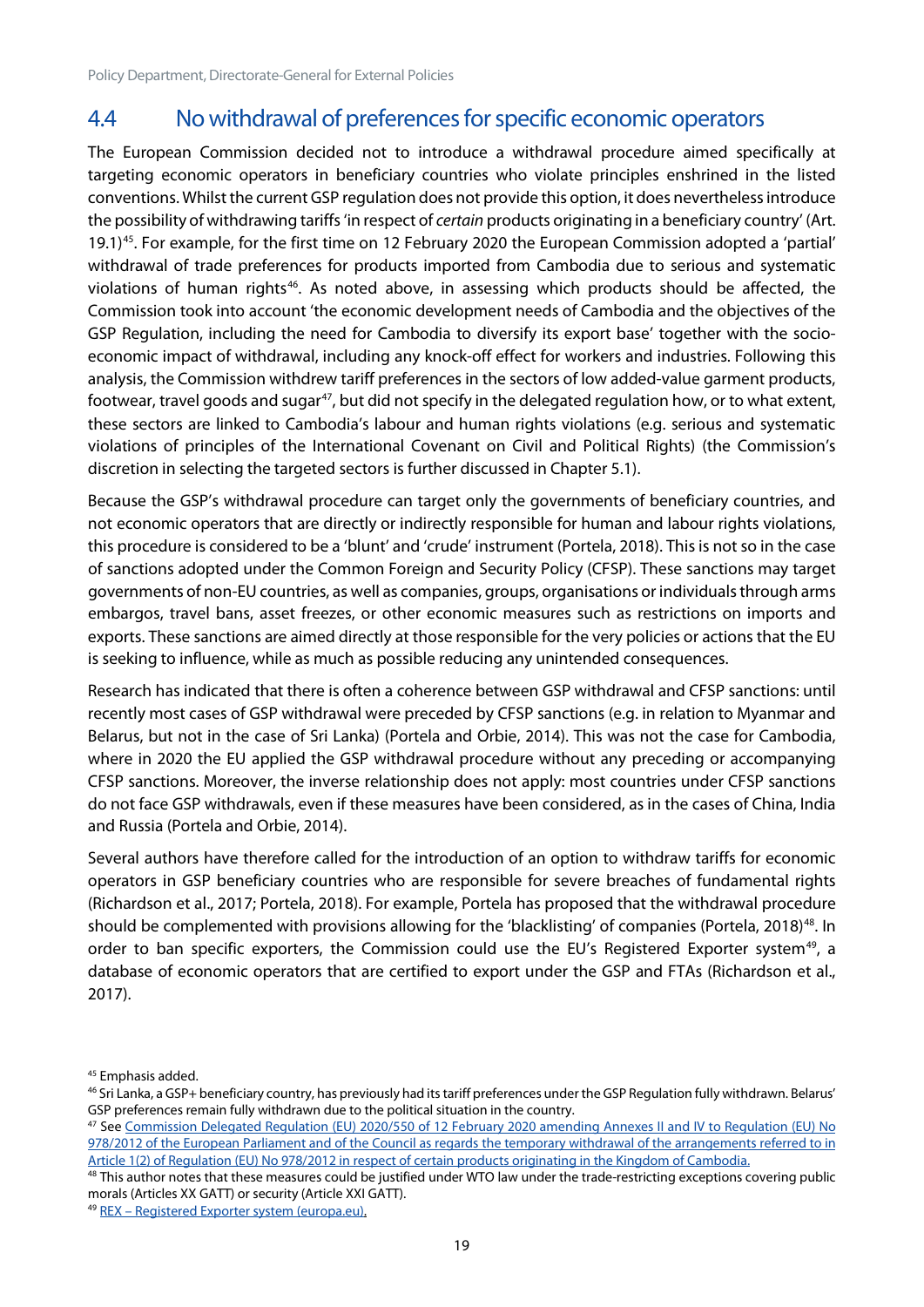## 4.4 No withdrawal of preferences for specific economic operators

The European Commission decided not to introduce a withdrawal procedure aimed specifically at targeting economic operators in beneficiary countries who violate principles enshrined in the listed conventions. Whilst the current GSP regulation does not provide this option, it does nevertheless introduce the possibility of withdrawing tariffs 'in respect of *certain* products originating in a beneficiary country' (Art. 19.1)[45]. For example, for the first time on 12 February 2020 the European Commission adopted a 'partial' withdrawal of trade preferences for products imported from Cambodia due to serious and systematic violations of human rights[46]. As noted above, in assessing which products should be affected, the Commission took into account 'the economic development needs of Cambodia and the objectives of the GSP Regulation, including the need for Cambodia to diversify its export base' together with the socio-economic impact of withdrawal, including any knock-off effect for workers and industries. Following this analysis, the Commission withdrew tariff preferences in the sectors of low added-value garment products, footwear, travel goods and sugar[47], but did not specify in the delegated regulation how, or to what extent, these sectors are linked to Cambodia's labour and human rights violations (e.g. serious and systematic violations of principles of the International Covenant on Civil and Political Rights) (the Commission's discretion in selecting the targeted sectors is further discussed in Chapter 5.1).

Because the GSP's withdrawal procedure can target only the governments of beneficiary countries, and not economic operators that are directly or indirectly responsible for human and labour rights violations, this procedure is considered to be a 'blunt' and 'crude' instrument (Portela, 2018). This is not so in the case of sanctions adopted under the Common Foreign and Security Policy (CFSP). These sanctions may target governments of non-EU countries, as well as companies, groups, organisations or individuals through arms embargos, travel bans, asset freezes, or other economic measures such as restrictions on imports and exports. These sanctions are aimed directly at those responsible for the very policies or actions that the EU is seeking to influence, while as much as possible reducing any unintended consequences.

Research has indicated that there is often a coherence between GSP withdrawal and CFSP sanctions: until recently most cases of GSP withdrawal were preceded by CFSP sanctions (e.g. in relation to Myanmar and Belarus, but not in the case of Sri Lanka) (Portela and Orbie, 2014). This was not the case for Cambodia, where in 2020 the EU applied the GSP withdrawal procedure without any preceding or accompanying CFSP sanctions. Moreover, the inverse relationship does not apply: most countries under CFSP sanctions do not face GSP withdrawals, even if these measures have been considered, as in the cases of China, India and Russia (Portela and Orbie, 2014).

Several authors have therefore called for the introduction of an option to withdraw tariffs for economic operators in GSP beneficiary countries who are responsible for severe breaches of fundamental rights (Richardson et al., 2017; Portela, 2018). For example, Portela has proposed that the withdrawal procedure should be complemented with provisions allowing for the 'blacklisting' of companies (Portela, 2018)[48]. In order to ban specific exporters, the Commission could use the EU's Registered Exporter system[49], a database of economic operators that are certified to export under the GSP and FTAs (Richardson et al., 2017).

---

[45] Emphasis added.

[46] Sri Lanka, a GSP+ beneficiary country, has previously had its tariff preferences under the GSP Regulation fully withdrawn. Belarus' GSP preferences remain fully withdrawn due to the political situation in the country.

[47] See [Commission Delegated Regulation (EU) 2020/550 of 12 February 2020 amending Annexes II and IV to Regulation (EU) No 978/2012 of the European Parliament and of the Council as regards the temporary withdrawal of the arrangements referred to in Article 1(2) of Regulation (EU) No 978/2012 in respect of certain products originating in the Kingdom of Cambodia.]

[48] This author notes that these measures could be justified under WTO law under the trade-restricting exceptions covering public morals (Articles XX GATT) or security (Article XXI GATT).

[49] [REX – Registered Exporter system (europa.eu).]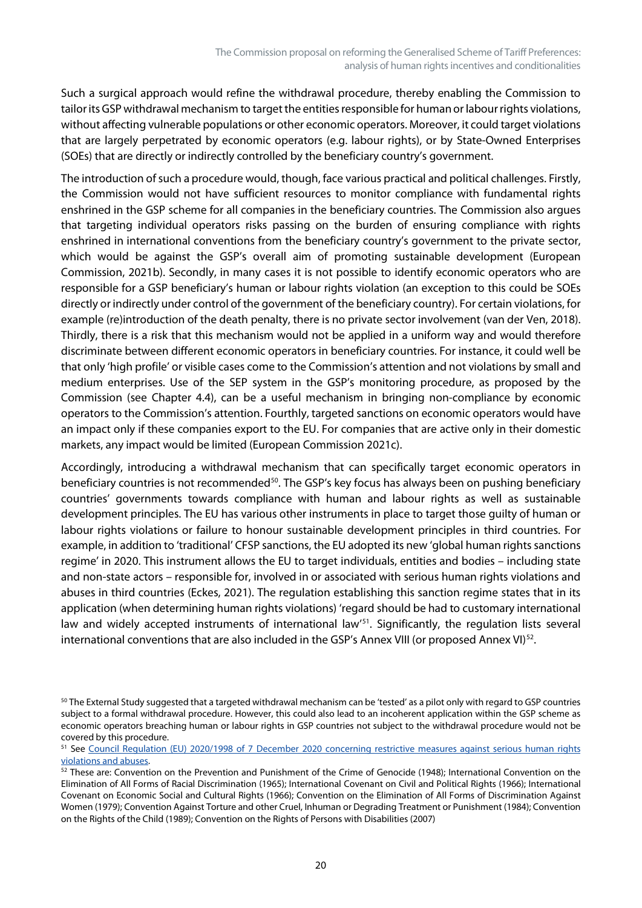Such a surgical approach would refine the withdrawal procedure, thereby enabling the Commission to tailor its GSP withdrawal mechanism to target the entities responsible for human or labour rights violations, without affecting vulnerable populations or other economic operators. Moreover, it could target violations that are largely perpetrated by economic operators (e.g. labour rights), or by State-Owned Enterprises (SOEs) that are directly or indirectly controlled by the beneficiary country's government.

The introduction of such a procedure would, though, face various practical and political challenges. Firstly, the Commission would not have sufficient resources to monitor compliance with fundamental rights enshrined in the GSP scheme for all companies in the beneficiary countries. The Commission also argues that targeting individual operators risks passing on the burden of ensuring compliance with rights enshrined in international conventions from the beneficiary country's government to the private sector, which would be against the GSP's overall aim of promoting sustainable development (European Commission, 2021b). Secondly, in many cases it is not possible to identify economic operators who are responsible for a GSP beneficiary's human or labour rights violation (an exception to this could be SOEs directly or indirectly under control of the government of the beneficiary country). For certain violations, for example (re)introduction of the death penalty, there is no private sector involvement (van der Ven, 2018). Thirdly, there is a risk that this mechanism would not be applied in a uniform way and would therefore discriminate between different economic operators in beneficiary countries. For instance, it could well be that only 'high profile' or visible cases come to the Commission's attention and not violations by small and medium enterprises. Use of the SEP system in the GSP's monitoring procedure, as proposed by the Commission (see Chapter 4.4), can be a useful mechanism in bringing non-compliance by economic operators to the Commission's attention. Fourthly, targeted sanctions on economic operators would have an impact only if these companies export to the EU. For companies that are active only in their domestic markets, any impact would be limited (European Commission 2021c).

Accordingly, introducing a withdrawal mechanism that can specifically target economic operators in beneficiary countries is not recommended[50]. The GSP's key focus has always been on pushing beneficiary countries' governments towards compliance with human and labour rights as well as sustainable development principles. The EU has various other instruments in place to target those guilty of human or labour rights violations or failure to honour sustainable development principles in third countries. For example, in addition to 'traditional' CFSP sanctions, the EU adopted its new 'global human rights sanctions regime' in 2020. This instrument allows the EU to target individuals, entities and bodies – including state and non-state actors – responsible for, involved in or associated with serious human rights violations and abuses in third countries (Eckes, 2021). The regulation establishing this sanction regime states that in its application (when determining human rights violations) 'regard should be had to customary international law and widely accepted instruments of international law'[51]. Significantly, the regulation lists several international conventions that are also included in the GSP's Annex VIII (or proposed Annex VI)[52].

[50] The External Study suggested that a targeted withdrawal mechanism can be 'tested' as a pilot only with regard to GSP countries subject to a formal withdrawal procedure. However, this could also lead to an incoherent application within the GSP scheme as economic operators breaching human or labour rights in GSP countries not subject to the withdrawal procedure would not be covered by this procedure.

[51] See Council Regulation (EU) 2020/1998 of 7 December 2020 concerning restrictive measures against serious human rights violations and abuses.

[52] These are: Convention on the Prevention and Punishment of the Crime of Genocide (1948); International Convention on the Elimination of All Forms of Racial Discrimination (1965); International Covenant on Civil and Political Rights (1966); International Covenant on Economic Social and Cultural Rights (1966); Convention on the Elimination of All Forms of Discrimination Against Women (1979); Convention Against Torture and other Cruel, Inhuman or Degrading Treatment or Punishment (1984); Convention on the Rights of the Child (1989); Convention on the Rights of Persons with Disabilities (2007)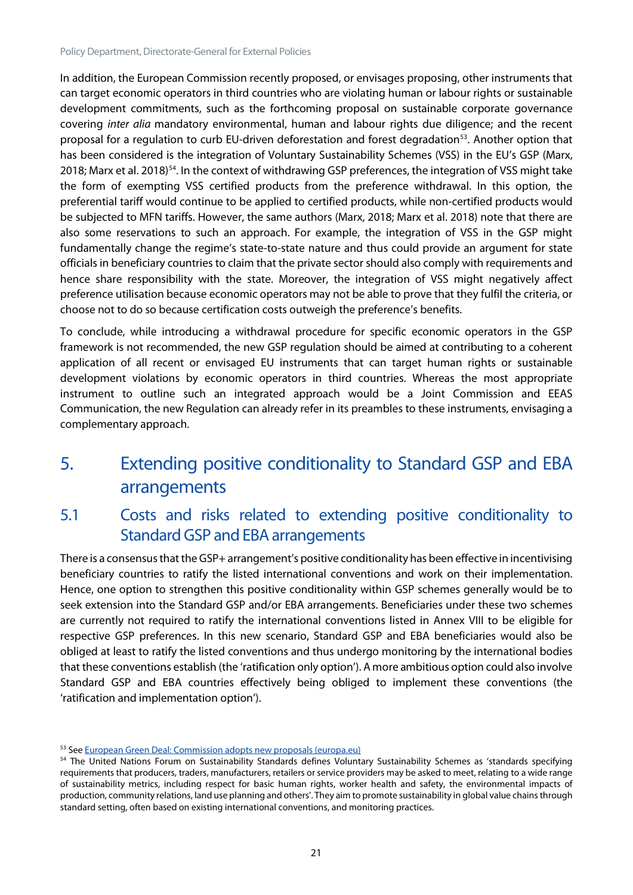In addition, the European Commission recently proposed, or envisages proposing, other instruments that can target economic operators in third countries who are violating human or labour rights or sustainable development commitments, such as the forthcoming proposal on sustainable corporate governance covering *inter alia* mandatory environmental, human and labour rights due diligence; and the recent proposal for a regulation to curb EU-driven deforestation and forest degradation[53]. Another option that has been considered is the integration of Voluntary Sustainability Schemes (VSS) in the EU's GSP (Marx, 2018; Marx et al. 2018)[54]. In the context of withdrawing GSP preferences, the integration of VSS might take the form of exempting VSS certified products from the preference withdrawal. In this option, the preferential tariff would continue to be applied to certified products, while non-certified products would be subjected to MFN tariffs. However, the same authors (Marx, 2018; Marx et al. 2018) note that there are also some reservations to such an approach. For example, the integration of VSS in the GSP might fundamentally change the regime's state-to-state nature and thus could provide an argument for state officials in beneficiary countries to claim that the private sector should also comply with requirements and hence share responsibility with the state. Moreover, the integration of VSS might negatively affect preference utilisation because economic operators may not be able to prove that they fulfil the criteria, or choose not to do so because certification costs outweigh the preference's benefits.

To conclude, while introducing a withdrawal procedure for specific economic operators in the GSP framework is not recommended, the new GSP regulation should be aimed at contributing to a coherent application of all recent or envisaged EU instruments that can target human rights or sustainable development violations by economic operators in third countries. Whereas the most appropriate instrument to outline such an integrated approach would be a Joint Commission and EEAS Communication, the new Regulation can already refer in its preambles to these instruments, envisaging a complementary approach.

# 5. Extending positive conditionality to Standard GSP and EBA arrangements

## 5.1 Costs and risks related to extending positive conditionality to Standard GSP and EBA arrangements

There is a consensus that the GSP+ arrangement's positive conditionality has been effective in incentivising beneficiary countries to ratify the listed international conventions and work on their implementation. Hence, one option to strengthen this positive conditionality within GSP schemes generally would be to seek extension into the Standard GSP and/or EBA arrangements. Beneficiaries under these two schemes are currently not required to ratify the international conventions listed in Annex VIII to be eligible for respective GSP preferences. In this new scenario, Standard GSP and EBA beneficiaries would also be obliged at least to ratify the listed conventions and thus undergo monitoring by the international bodies that these conventions establish (the 'ratification only option'). A more ambitious option could also involve Standard GSP and EBA countries effectively being obliged to implement these conventions (the 'ratification and implementation option').

[53] See [European Green Deal: Commission adopts new proposals (europa.eu)](europa.eu)

[54] The United Nations Forum on Sustainability Standards defines Voluntary Sustainability Schemes as 'standards specifying requirements that producers, traders, manufacturers, retailers or service providers may be asked to meet, relating to a wide range of sustainability metrics, including respect for basic human rights, worker health and safety, the environmental impacts of production, community relations, land use planning and others'. They aim to promote sustainability in global value chains through standard setting, often based on existing international conventions, and monitoring practices.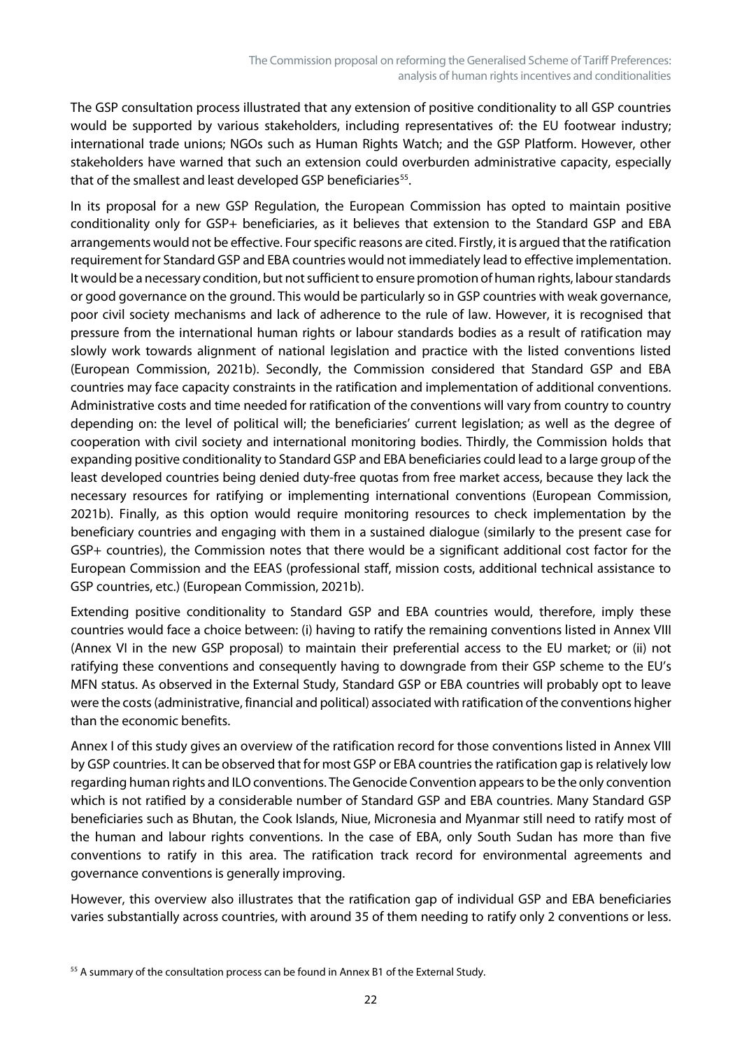The GSP consultation process illustrated that any extension of positive conditionality to all GSP countries would be supported by various stakeholders, including representatives of: the EU footwear industry; international trade unions; NGOs such as Human Rights Watch; and the GSP Platform. However, other stakeholders have warned that such an extension could overburden administrative capacity, especially that of the smallest and least developed GSP beneficiaries[55].

In its proposal for a new GSP Regulation, the European Commission has opted to maintain positive conditionality only for GSP+ beneficiaries, as it believes that extension to the Standard GSP and EBA arrangements would not be effective. Four specific reasons are cited. Firstly, it is argued that the ratification requirement for Standard GSP and EBA countries would not immediately lead to effective implementation. It would be a necessary condition, but not sufficient to ensure promotion of human rights, labour standards or good governance on the ground. This would be particularly so in GSP countries with weak governance, poor civil society mechanisms and lack of adherence to the rule of law. However, it is recognised that pressure from the international human rights or labour standards bodies as a result of ratification may slowly work towards alignment of national legislation and practice with the listed conventions listed (European Commission, 2021b). Secondly, the Commission considered that Standard GSP and EBA countries may face capacity constraints in the ratification and implementation of additional conventions. Administrative costs and time needed for ratification of the conventions will vary from country to country depending on: the level of political will; the beneficiaries' current legislation; as well as the degree of cooperation with civil society and international monitoring bodies. Thirdly, the Commission holds that expanding positive conditionality to Standard GSP and EBA beneficiaries could lead to a large group of the least developed countries being denied duty-free quotas from free market access, because they lack the necessary resources for ratifying or implementing international conventions (European Commission, 2021b). Finally, as this option would require monitoring resources to check implementation by the beneficiary countries and engaging with them in a sustained dialogue (similarly to the present case for GSP+ countries), the Commission notes that there would be a significant additional cost factor for the European Commission and the EEAS (professional staff, mission costs, additional technical assistance to GSP countries, etc.) (European Commission, 2021b).

Extending positive conditionality to Standard GSP and EBA countries would, therefore, imply these countries would face a choice between: (i) having to ratify the remaining conventions listed in Annex VIII (Annex VI in the new GSP proposal) to maintain their preferential access to the EU market; or (ii) not ratifying these conventions and consequently having to downgrade from their GSP scheme to the EU's MFN status. As observed in the External Study, Standard GSP or EBA countries will probably opt to leave were the costs (administrative, financial and political) associated with ratification of the conventions higher than the economic benefits.

Annex I of this study gives an overview of the ratification record for those conventions listed in Annex VIII by GSP countries. It can be observed that for most GSP or EBA countries the ratification gap is relatively low regarding human rights and ILO conventions. The Genocide Convention appears to be the only convention which is not ratified by a considerable number of Standard GSP and EBA countries. Many Standard GSP beneficiaries such as Bhutan, the Cook Islands, Niue, Micronesia and Myanmar still need to ratify most of the human and labour rights conventions. In the case of EBA, only South Sudan has more than five conventions to ratify in this area. The ratification track record for environmental agreements and governance conventions is generally improving.

However, this overview also illustrates that the ratification gap of individual GSP and EBA beneficiaries varies substantially across countries, with around 35 of them needing to ratify only 2 conventions or less.

[55] A summary of the consultation process can be found in Annex B1 of the External Study.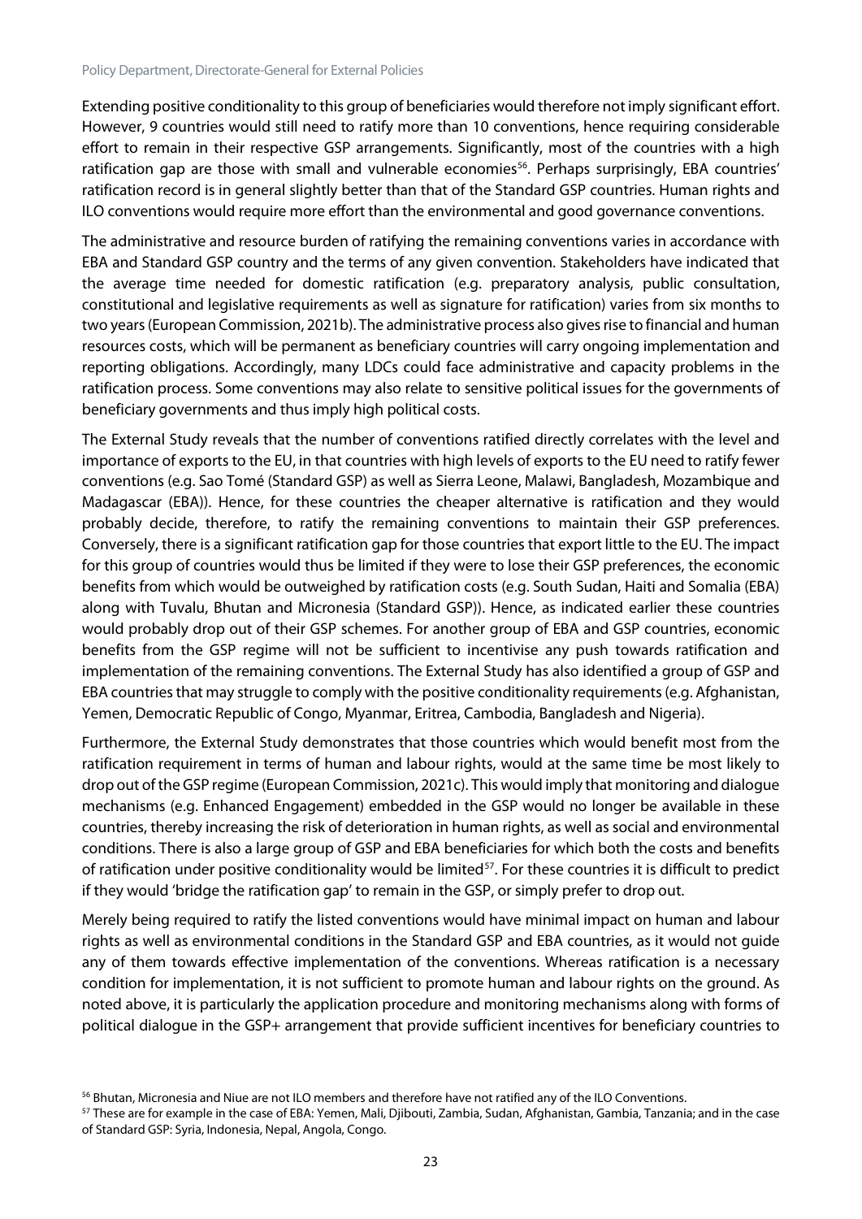Extending positive conditionality to this group of beneficiaries would therefore not imply significant effort. However, 9 countries would still need to ratify more than 10 conventions, hence requiring considerable effort to remain in their respective GSP arrangements. Significantly, most of the countries with a high ratification gap are those with small and vulnerable economies[56]. Perhaps surprisingly, EBA countries' ratification record is in general slightly better than that of the Standard GSP countries. Human rights and ILO conventions would require more effort than the environmental and good governance conventions.

The administrative and resource burden of ratifying the remaining conventions varies in accordance with EBA and Standard GSP country and the terms of any given convention. Stakeholders have indicated that the average time needed for domestic ratification (e.g. preparatory analysis, public consultation, constitutional and legislative requirements as well as signature for ratification) varies from six months to two years (European Commission, 2021b). The administrative process also gives rise to financial and human resources costs, which will be permanent as beneficiary countries will carry ongoing implementation and reporting obligations. Accordingly, many LDCs could face administrative and capacity problems in the ratification process. Some conventions may also relate to sensitive political issues for the governments of beneficiary governments and thus imply high political costs.

The External Study reveals that the number of conventions ratified directly correlates with the level and importance of exports to the EU, in that countries with high levels of exports to the EU need to ratify fewer conventions (e.g. Sao Tomé (Standard GSP) as well as Sierra Leone, Malawi, Bangladesh, Mozambique and Madagascar (EBA)). Hence, for these countries the cheaper alternative is ratification and they would probably decide, therefore, to ratify the remaining conventions to maintain their GSP preferences. Conversely, there is a significant ratification gap for those countries that export little to the EU. The impact for this group of countries would thus be limited if they were to lose their GSP preferences, the economic benefits from which would be outweighed by ratification costs (e.g. South Sudan, Haiti and Somalia (EBA) along with Tuvalu, Bhutan and Micronesia (Standard GSP)). Hence, as indicated earlier these countries would probably drop out of their GSP schemes. For another group of EBA and GSP countries, economic benefits from the GSP regime will not be sufficient to incentivise any push towards ratification and implementation of the remaining conventions. The External Study has also identified a group of GSP and EBA countries that may struggle to comply with the positive conditionality requirements (e.g. Afghanistan, Yemen, Democratic Republic of Congo, Myanmar, Eritrea, Cambodia, Bangladesh and Nigeria).

Furthermore, the External Study demonstrates that those countries which would benefit most from the ratification requirement in terms of human and labour rights, would at the same time be most likely to drop out of the GSP regime (European Commission, 2021c). This would imply that monitoring and dialogue mechanisms (e.g. Enhanced Engagement) embedded in the GSP would no longer be available in these countries, thereby increasing the risk of deterioration in human rights, as well as social and environmental conditions. There is also a large group of GSP and EBA beneficiaries for which both the costs and benefits of ratification under positive conditionality would be limited[57]. For these countries it is difficult to predict if they would 'bridge the ratification gap' to remain in the GSP, or simply prefer to drop out.

Merely being required to ratify the listed conventions would have minimal impact on human and labour rights as well as environmental conditions in the Standard GSP and EBA countries, as it would not guide any of them towards effective implementation of the conventions. Whereas ratification is a necessary condition for implementation, it is not sufficient to promote human and labour rights on the ground. As noted above, it is particularly the application procedure and monitoring mechanisms along with forms of political dialogue in the GSP+ arrangement that provide sufficient incentives for beneficiary countries to

[56] Bhutan, Micronesia and Niue are not ILO members and therefore have not ratified any of the ILO Conventions.

[57] These are for example in the case of EBA: Yemen, Mali, Djibouti, Zambia, Sudan, Afghanistan, Gambia, Tanzania; and in the case of Standard GSP: Syria, Indonesia, Nepal, Angola, Congo.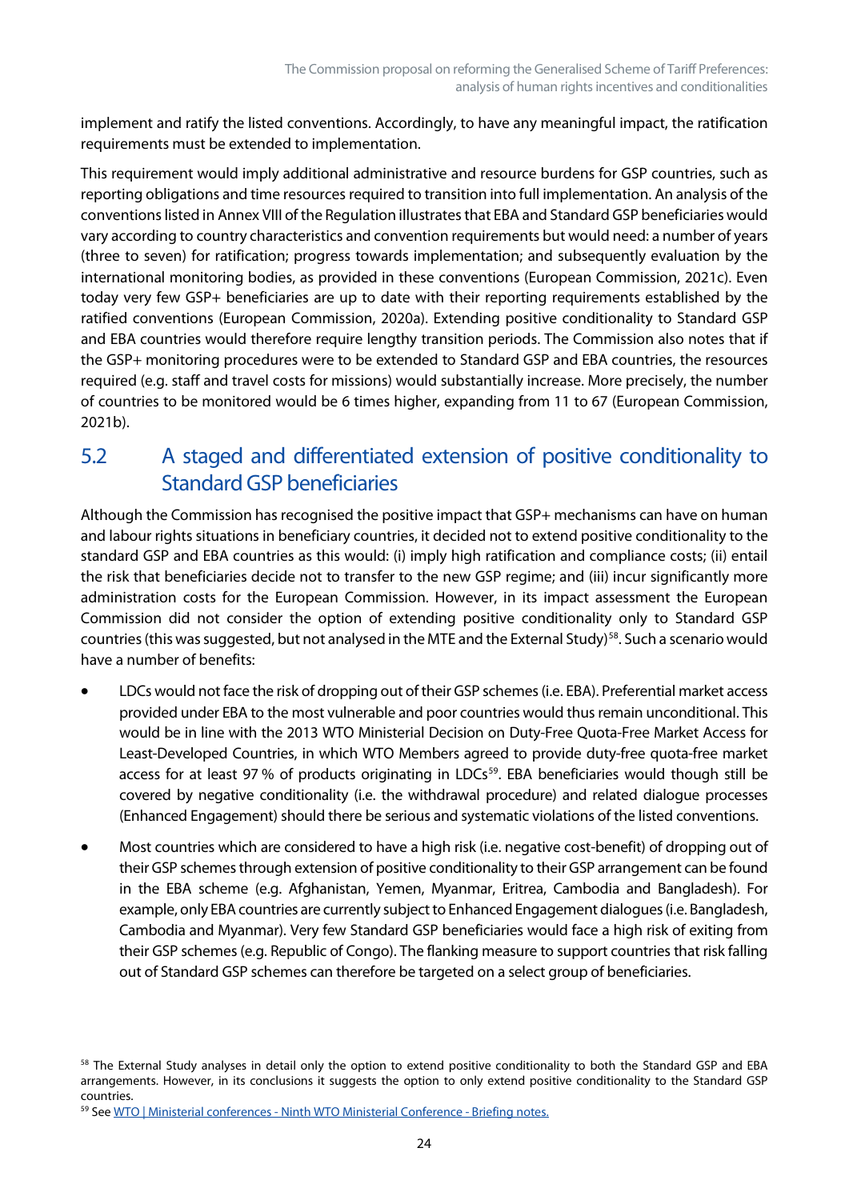implement and ratify the listed conventions. Accordingly, to have any meaningful impact, the ratification requirements must be extended to implementation.

This requirement would imply additional administrative and resource burdens for GSP countries, such as reporting obligations and time resources required to transition into full implementation. An analysis of the conventions listed in Annex VIII of the Regulation illustrates that EBA and Standard GSP beneficiaries would vary according to country characteristics and convention requirements but would need: a number of years (three to seven) for ratification; progress towards implementation; and subsequently evaluation by the international monitoring bodies, as provided in these conventions (European Commission, 2021c). Even today very few GSP+ beneficiaries are up to date with their reporting requirements established by the ratified conventions (European Commission, 2020a). Extending positive conditionality to Standard GSP and EBA countries would therefore require lengthy transition periods. The Commission also notes that if the GSP+ monitoring procedures were to be extended to Standard GSP and EBA countries, the resources required (e.g. staff and travel costs for missions) would substantially increase. More precisely, the number of countries to be monitored would be 6 times higher, expanding from 11 to 67 (European Commission, 2021b).

## 5.2 A staged and differentiated extension of positive conditionality to Standard GSP beneficiaries

Although the Commission has recognised the positive impact that GSP+ mechanisms can have on human and labour rights situations in beneficiary countries, it decided not to extend positive conditionality to the standard GSP and EBA countries as this would: (i) imply high ratification and compliance costs; (ii) entail the risk that beneficiaries decide not to transfer to the new GSP regime; and (iii) incur significantly more administration costs for the European Commission. However, in its impact assessment the European Commission did not consider the option of extending positive conditionality only to Standard GSP countries (this was suggested, but not analysed in the MTE and the External Study)[58]. Such a scenario would have a number of benefits:

- LDCs would not face the risk of dropping out of their GSP schemes (i.e. EBA). Preferential market access provided under EBA to the most vulnerable and poor countries would thus remain unconditional. This would be in line with the 2013 WTO Ministerial Decision on Duty-Free Quota-Free Market Access for Least-Developed Countries, in which WTO Members agreed to provide duty-free quota-free market access for at least 97 % of products originating in LDCs[59]. EBA beneficiaries would though still be covered by negative conditionality (i.e. the withdrawal procedure) and related dialogue processes (Enhanced Engagement) should there be serious and systematic violations of the listed conventions.
- Most countries which are considered to have a high risk (i.e. negative cost-benefit) of dropping out of their GSP schemes through extension of positive conditionality to their GSP arrangement can be found in the EBA scheme (e.g. Afghanistan, Yemen, Myanmar, Eritrea, Cambodia and Bangladesh). For example, only EBA countries are currently subject to Enhanced Engagement dialogues (i.e. Bangladesh, Cambodia and Myanmar). Very few Standard GSP beneficiaries would face a high risk of exiting from their GSP schemes (e.g. Republic of Congo). The flanking measure to support countries that risk falling out of Standard GSP schemes can therefore be targeted on a select group of beneficiaries.

---

[58] The External Study analyses in detail only the option to extend positive conditionality to both the Standard GSP and EBA arrangements. However, in its conclusions it suggests the option to only extend positive conditionality to the Standard GSP countries.

[59] See WTO | Ministerial conferences - Ninth WTO Ministerial Conference - Briefing notes.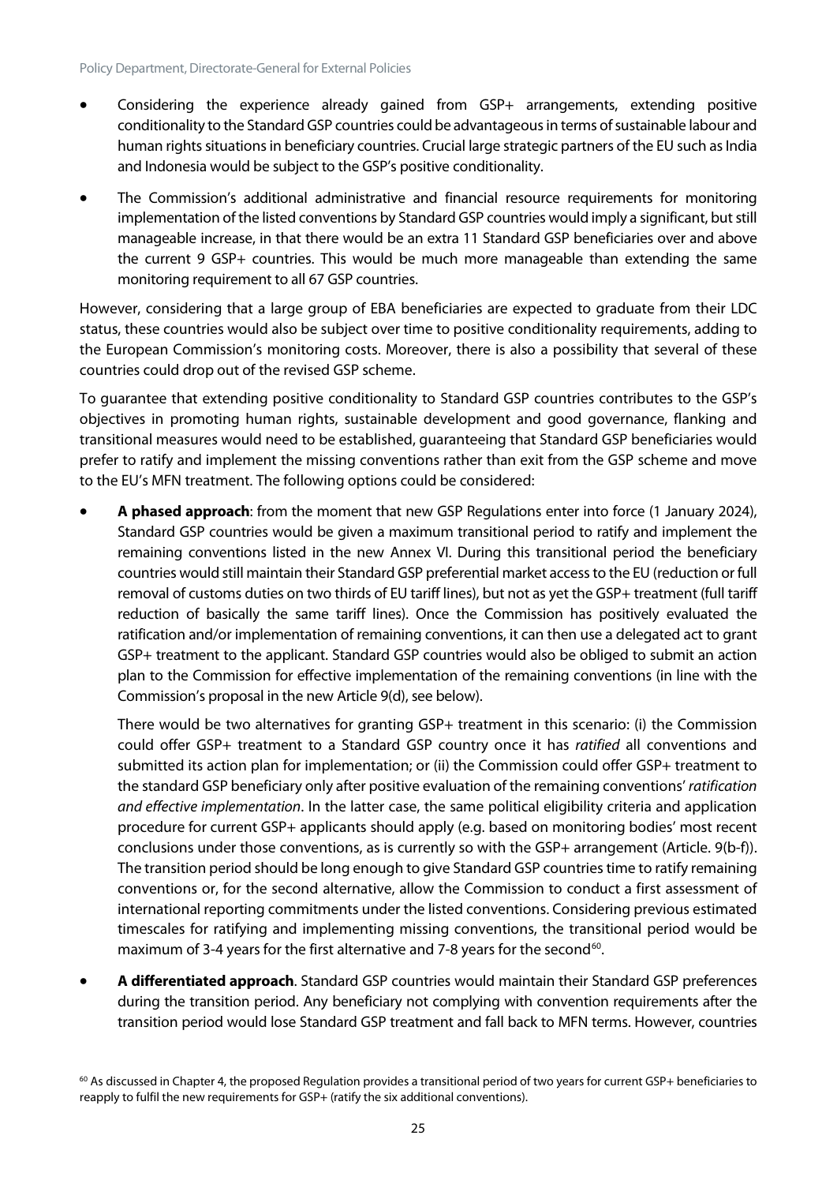- Considering the experience already gained from GSP+ arrangements, extending positive conditionality to the Standard GSP countries could be advantageous in terms of sustainable labour and human rights situations in beneficiary countries. Crucial large strategic partners of the EU such as India and Indonesia would be subject to the GSP's positive conditionality.
- The Commission's additional administrative and financial resource requirements for monitoring implementation of the listed conventions by Standard GSP countries would imply a significant, but still manageable increase, in that there would be an extra 11 Standard GSP beneficiaries over and above the current 9 GSP+ countries. This would be much more manageable than extending the same monitoring requirement to all 67 GSP countries.

However, considering that a large group of EBA beneficiaries are expected to graduate from their LDC status, these countries would also be subject over time to positive conditionality requirements, adding to the European Commission's monitoring costs. Moreover, there is also a possibility that several of these countries could drop out of the revised GSP scheme.

To guarantee that extending positive conditionality to Standard GSP countries contributes to the GSP's objectives in promoting human rights, sustainable development and good governance, flanking and transitional measures would need to be established, guaranteeing that Standard GSP beneficiaries would prefer to ratify and implement the missing conventions rather than exit from the GSP scheme and move to the EU's MFN treatment. The following options could be considered:

- **A phased approach**: from the moment that new GSP Regulations enter into force (1 January 2024), Standard GSP countries would be given a maximum transitional period to ratify and implement the remaining conventions listed in the new Annex VI. During this transitional period the beneficiary countries would still maintain their Standard GSP preferential market access to the EU (reduction or full removal of customs duties on two thirds of EU tariff lines), but not as yet the GSP+ treatment (full tariff reduction of basically the same tariff lines). Once the Commission has positively evaluated the ratification and/or implementation of remaining conventions, it can then use a delegated act to grant GSP+ treatment to the applicant. Standard GSP countries would also be obliged to submit an action plan to the Commission for effective implementation of the remaining conventions (in line with the Commission's proposal in the new Article 9(d), see below).

  There would be two alternatives for granting GSP+ treatment in this scenario: (i) the Commission could offer GSP+ treatment to a Standard GSP country once it has *ratified* all conventions and submitted its action plan for implementation; or (ii) the Commission could offer GSP+ treatment to the standard GSP beneficiary only after positive evaluation of the remaining conventions' *ratification and effective implementation*. In the latter case, the same political eligibility criteria and application procedure for current GSP+ applicants should apply (e.g. based on monitoring bodies' most recent conclusions under those conventions, as is currently so with the GSP+ arrangement (Article. 9(b-f)). The transition period should be long enough to give Standard GSP countries time to ratify remaining conventions or, for the second alternative, allow the Commission to conduct a first assessment of international reporting commitments under the listed conventions. Considering previous estimated timescales for ratifying and implementing missing conventions, the transitional period would be maximum of 3-4 years for the first alternative and 7-8 years for the second[60].

- **A differentiated approach**. Standard GSP countries would maintain their Standard GSP preferences during the transition period. Any beneficiary not complying with convention requirements after the transition period would lose Standard GSP treatment and fall back to MFN terms. However, countries

[60] As discussed in Chapter 4, the proposed Regulation provides a transitional period of two years for current GSP+ beneficiaries to reapply to fulfil the new requirements for GSP+ (ratify the six additional conventions).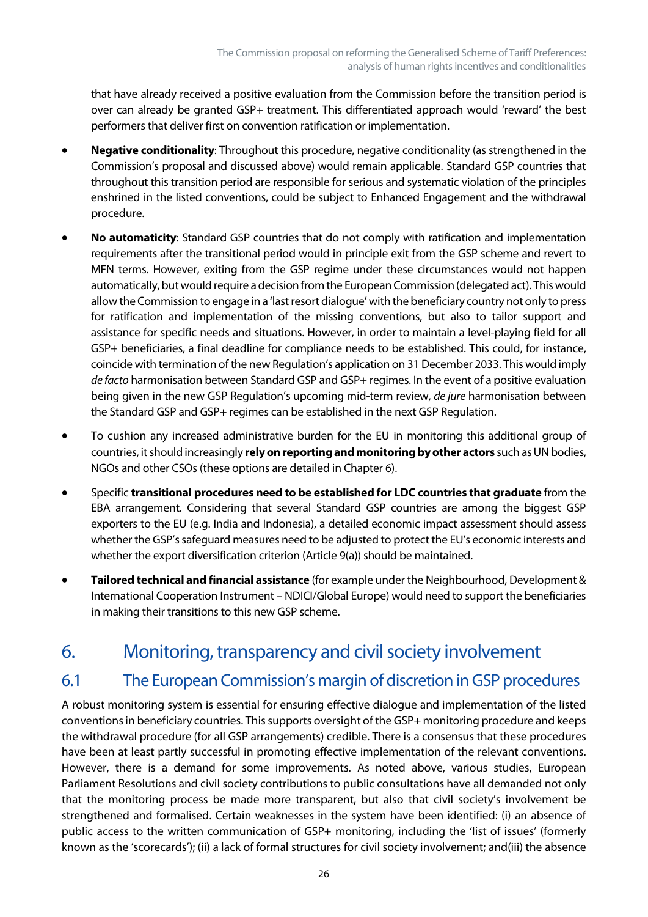that have already received a positive evaluation from the Commission before the transition period is over can already be granted GSP+ treatment. This differentiated approach would 'reward' the best performers that deliver first on convention ratification or implementation.

- **Negative conditionality**: Throughout this procedure, negative conditionality (as strengthened in the Commission's proposal and discussed above) would remain applicable. Standard GSP countries that throughout this transition period are responsible for serious and systematic violation of the principles enshrined in the listed conventions, could be subject to Enhanced Engagement and the withdrawal procedure.
- **No automaticity**: Standard GSP countries that do not comply with ratification and implementation requirements after the transitional period would in principle exit from the GSP scheme and revert to MFN terms. However, exiting from the GSP regime under these circumstances would not happen automatically, but would require a decision from the European Commission (delegated act). This would allow the Commission to engage in a 'last resort dialogue' with the beneficiary country not only to press for ratification and implementation of the missing conventions, but also to tailor support and assistance for specific needs and situations. However, in order to maintain a level-playing field for all GSP+ beneficiaries, a final deadline for compliance needs to be established. This could, for instance, coincide with termination of the new Regulation's application on 31 December 2033. This would imply *de facto* harmonisation between Standard GSP and GSP+ regimes. In the event of a positive evaluation being given in the new GSP Regulation's upcoming mid-term review, *de jure* harmonisation between the Standard GSP and GSP+ regimes can be established in the next GSP Regulation.
- To cushion any increased administrative burden for the EU in monitoring this additional group of countries, it should increasingly **rely on reporting and monitoring by other actors** such as UN bodies, NGOs and other CSOs (these options are detailed in Chapter 6).
- Specific **transitional procedures need to be established for LDC countries that graduate** from the EBA arrangement. Considering that several Standard GSP countries are among the biggest GSP exporters to the EU (e.g. India and Indonesia), a detailed economic impact assessment should assess whether the GSP's safeguard measures need to be adjusted to protect the EU's economic interests and whether the export diversification criterion (Article 9(a)) should be maintained.
- **Tailored technical and financial assistance** (for example under the Neighbourhood, Development & International Cooperation Instrument – NDICI/Global Europe) would need to support the beneficiaries in making their transitions to this new GSP scheme.

# 6. Monitoring, transparency and civil society involvement

## 6.1 The European Commission's margin of discretion in GSP procedures

A robust monitoring system is essential for ensuring effective dialogue and implementation of the listed conventions in beneficiary countries. This supports oversight of the GSP+ monitoring procedure and keeps the withdrawal procedure (for all GSP arrangements) credible. There is a consensus that these procedures have been at least partly successful in promoting effective implementation of the relevant conventions. However, there is a demand for some improvements. As noted above, various studies, European Parliament Resolutions and civil society contributions to public consultations have all demanded not only that the monitoring process be made more transparent, but also that civil society's involvement be strengthened and formalised. Certain weaknesses in the system have been identified: (i) an absence of public access to the written communication of GSP+ monitoring, including the 'list of issues' (formerly known as the 'scorecards'); (ii) a lack of formal structures for civil society involvement; and(iii) the absence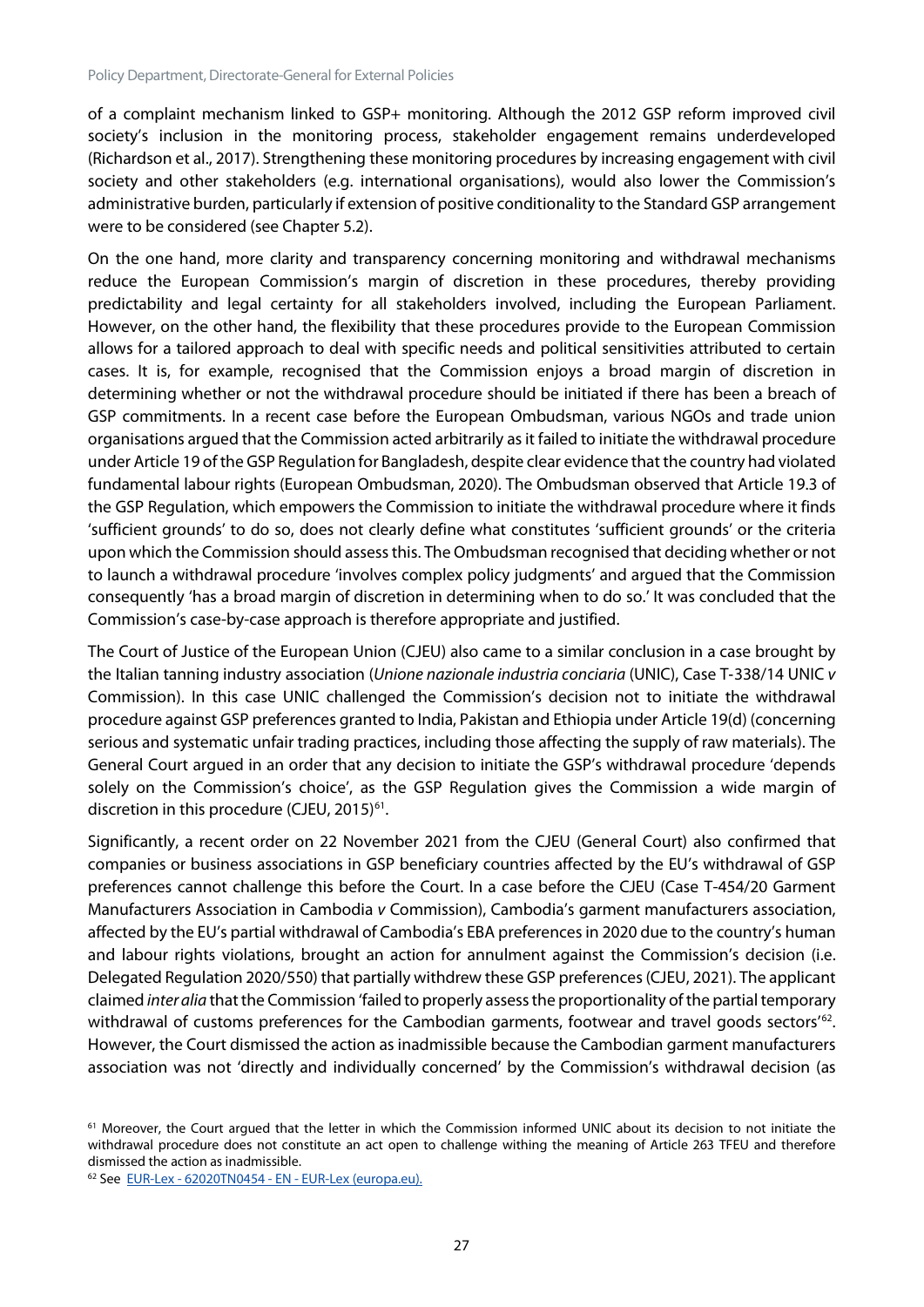of a complaint mechanism linked to GSP+ monitoring. Although the 2012 GSP reform improved civil society's inclusion in the monitoring process, stakeholder engagement remains underdeveloped (Richardson et al., 2017). Strengthening these monitoring procedures by increasing engagement with civil society and other stakeholders (e.g. international organisations), would also lower the Commission's administrative burden, particularly if extension of positive conditionality to the Standard GSP arrangement were to be considered (see Chapter 5.2).

On the one hand, more clarity and transparency concerning monitoring and withdrawal mechanisms reduce the European Commission's margin of discretion in these procedures, thereby providing predictability and legal certainty for all stakeholders involved, including the European Parliament. However, on the other hand, the flexibility that these procedures provide to the European Commission allows for a tailored approach to deal with specific needs and political sensitivities attributed to certain cases. It is, for example, recognised that the Commission enjoys a broad margin of discretion in determining whether or not the withdrawal procedure should be initiated if there has been a breach of GSP commitments. In a recent case before the European Ombudsman, various NGOs and trade union organisations argued that the Commission acted arbitrarily as it failed to initiate the withdrawal procedure under Article 19 of the GSP Regulation for Bangladesh, despite clear evidence that the country had violated fundamental labour rights (European Ombudsman, 2020). The Ombudsman observed that Article 19.3 of the GSP Regulation, which empowers the Commission to initiate the withdrawal procedure where it finds 'sufficient grounds' to do so, does not clearly define what constitutes 'sufficient grounds' or the criteria upon which the Commission should assess this. The Ombudsman recognised that deciding whether or not to launch a withdrawal procedure 'involves complex policy judgments' and argued that the Commission consequently 'has a broad margin of discretion in determining when to do so.' It was concluded that the Commission's case-by-case approach is therefore appropriate and justified.

The Court of Justice of the European Union (CJEU) also came to a similar conclusion in a case brought by the Italian tanning industry association (*Unione nazionale industria conciaria* (UNIC), Case T-338/14 UNIC *v* Commission). In this case UNIC challenged the Commission's decision not to initiate the withdrawal procedure against GSP preferences granted to India, Pakistan and Ethiopia under Article 19(d) (concerning serious and systematic unfair trading practices, including those affecting the supply of raw materials). The General Court argued in an order that any decision to initiate the GSP's withdrawal procedure 'depends solely on the Commission's choice', as the GSP Regulation gives the Commission a wide margin of discretion in this procedure (CJEU, 2015)[61].

Significantly, a recent order on 22 November 2021 from the CJEU (General Court) also confirmed that companies or business associations in GSP beneficiary countries affected by the EU's withdrawal of GSP preferences cannot challenge this before the Court. In a case before the CJEU (Case T-454/20 Garment Manufacturers Association in Cambodia *v* Commission), Cambodia's garment manufacturers association, affected by the EU's partial withdrawal of Cambodia's EBA preferences in 2020 due to the country's human and labour rights violations, brought an action for annulment against the Commission's decision (i.e. Delegated Regulation 2020/550) that partially withdrew these GSP preferences (CJEU, 2021). The applicant claimed *inter alia* that the Commission 'failed to properly assess the proportionality of the partial temporary withdrawal of customs preferences for the Cambodian garments, footwear and travel goods sectors'[62]. However, the Court dismissed the action as inadmissible because the Cambodian garment manufacturers association was not 'directly and individually concerned' by the Commission's withdrawal decision (as

---

[61] Moreover, the Court argued that the letter in which the Commission informed UNIC about its decision to not initiate the withdrawal procedure does not constitute an act open to challenge withing the meaning of Article 263 TFEU and therefore dismissed the action as inadmissible.

[62] See EUR-Lex - 62020TN0454 - EN - EUR-Lex (europa.eu).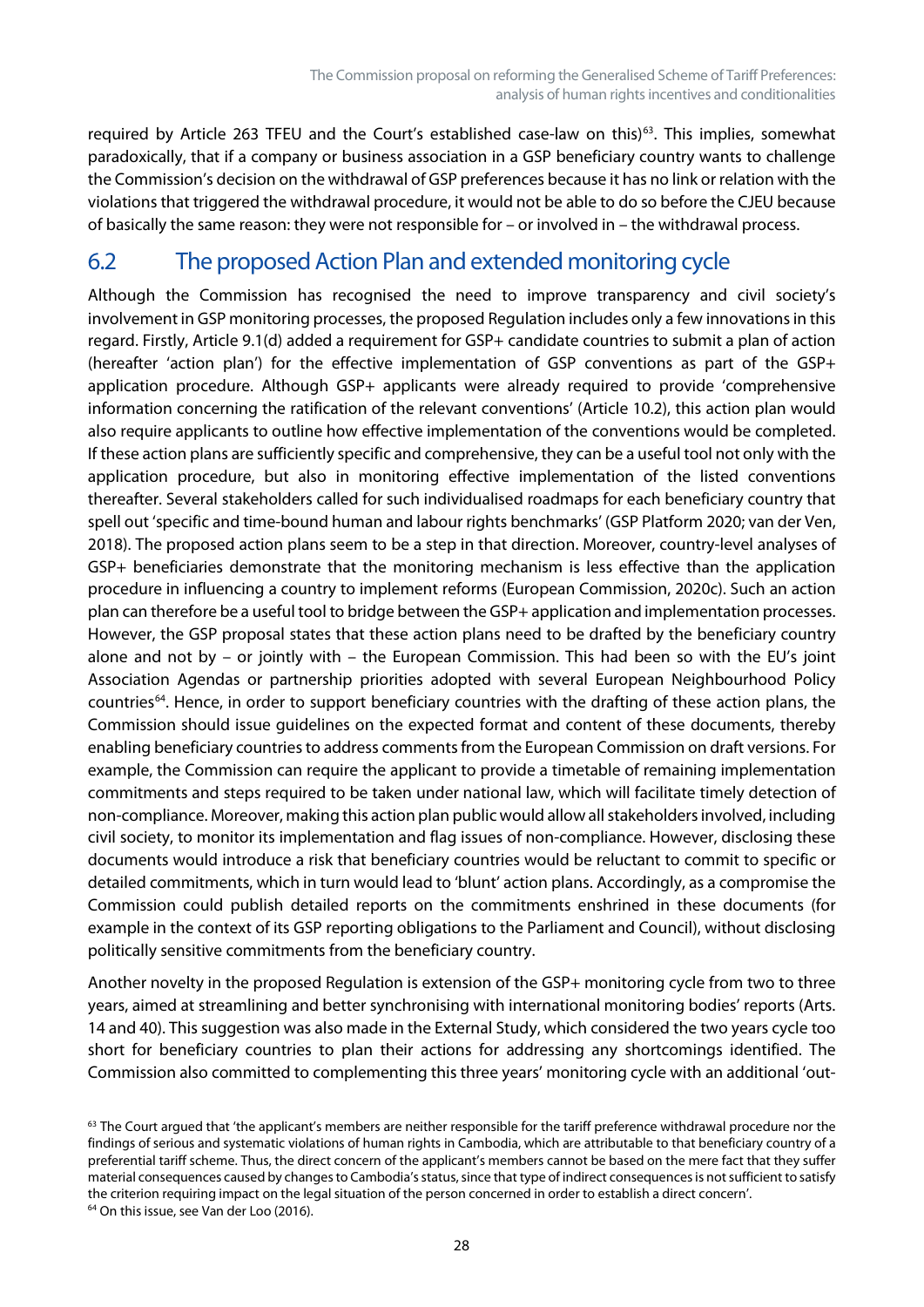required by Article 263 TFEU and the Court's established case-law on this)[63]. This implies, somewhat paradoxically, that if a company or business association in a GSP beneficiary country wants to challenge the Commission's decision on the withdrawal of GSP preferences because it has no link or relation with the violations that triggered the withdrawal procedure, it would not be able to do so before the CJEU because of basically the same reason: they were not responsible for – or involved in – the withdrawal process.

## 6.2 The proposed Action Plan and extended monitoring cycle

Although the Commission has recognised the need to improve transparency and civil society's involvement in GSP monitoring processes, the proposed Regulation includes only a few innovations in this regard. Firstly, Article 9.1(d) added a requirement for GSP+ candidate countries to submit a plan of action (hereafter 'action plan') for the effective implementation of GSP conventions as part of the GSP+ application procedure. Although GSP+ applicants were already required to provide 'comprehensive information concerning the ratification of the relevant conventions' (Article 10.2), this action plan would also require applicants to outline how effective implementation of the conventions would be completed. If these action plans are sufficiently specific and comprehensive, they can be a useful tool not only with the application procedure, but also in monitoring effective implementation of the listed conventions thereafter. Several stakeholders called for such individualised roadmaps for each beneficiary country that spell out 'specific and time-bound human and labour rights benchmarks' (GSP Platform 2020; van der Ven, 2018). The proposed action plans seem to be a step in that direction. Moreover, country-level analyses of GSP+ beneficiaries demonstrate that the monitoring mechanism is less effective than the application procedure in influencing a country to implement reforms (European Commission, 2020c). Such an action plan can therefore be a useful tool to bridge between the GSP+ application and implementation processes. However, the GSP proposal states that these action plans need to be drafted by the beneficiary country alone and not by – or jointly with – the European Commission. This had been so with the EU's joint Association Agendas or partnership priorities adopted with several European Neighbourhood Policy countries[64]. Hence, in order to support beneficiary countries with the drafting of these action plans, the Commission should issue guidelines on the expected format and content of these documents, thereby enabling beneficiary countries to address comments from the European Commission on draft versions. For example, the Commission can require the applicant to provide a timetable of remaining implementation commitments and steps required to be taken under national law, which will facilitate timely detection of non-compliance. Moreover, making this action plan public would allow all stakeholders involved, including civil society, to monitor its implementation and flag issues of non-compliance. However, disclosing these documents would introduce a risk that beneficiary countries would be reluctant to commit to specific or detailed commitments, which in turn would lead to 'blunt' action plans. Accordingly, as a compromise the Commission could publish detailed reports on the commitments enshrined in these documents (for example in the context of its GSP reporting obligations to the Parliament and Council), without disclosing politically sensitive commitments from the beneficiary country.

Another novelty in the proposed Regulation is extension of the GSP+ monitoring cycle from two to three years, aimed at streamlining and better synchronising with international monitoring bodies' reports (Arts. 14 and 40). This suggestion was also made in the External Study, which considered the two years cycle too short for beneficiary countries to plan their actions for addressing any shortcomings identified. The Commission also committed to complementing this three years' monitoring cycle with an additional 'out-

[63] The Court argued that 'the applicant's members are neither responsible for the tariff preference withdrawal procedure nor the findings of serious and systematic violations of human rights in Cambodia, which are attributable to that beneficiary country of a preferential tariff scheme. Thus, the direct concern of the applicant's members cannot be based on the mere fact that they suffer material consequences caused by changes to Cambodia's status, since that type of indirect consequences is not sufficient to satisfy the criterion requiring impact on the legal situation of the person concerned in order to establish a direct concern'.

[64] On this issue, see Van der Loo (2016).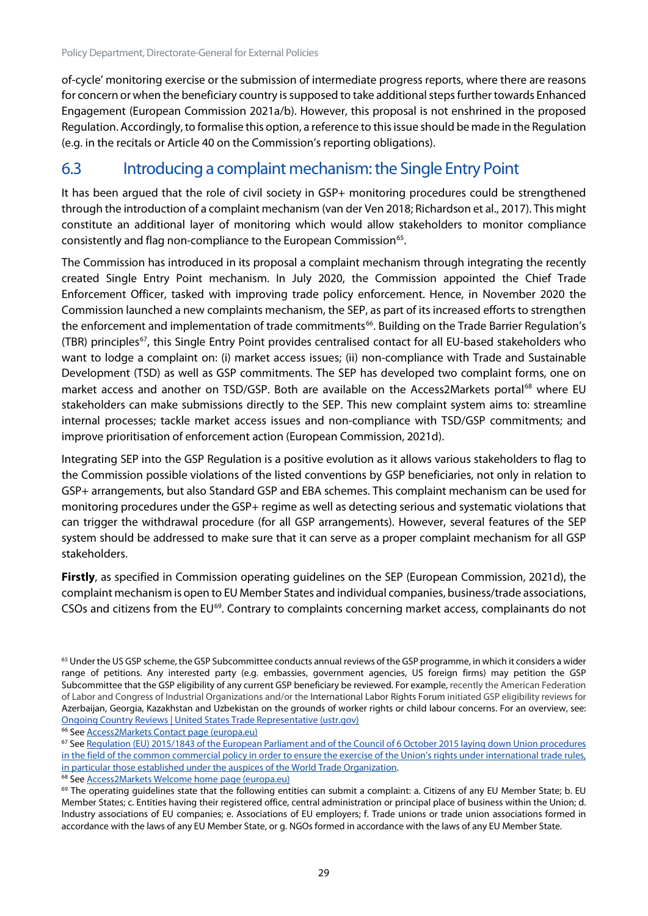of-cycle' monitoring exercise or the submission of intermediate progress reports, where there are reasons for concern or when the beneficiary country is supposed to take additional steps further towards Enhanced Engagement (European Commission 2021a/b). However, this proposal is not enshrined in the proposed Regulation. Accordingly, to formalise this option, a reference to this issue should be made in the Regulation (e.g. in the recitals or Article 40 on the Commission's reporting obligations).

## 6.3 Introducing a complaint mechanism: the Single Entry Point

It has been argued that the role of civil society in GSP+ monitoring procedures could be strengthened through the introduction of a complaint mechanism (van der Ven 2018; Richardson et al., 2017). This might constitute an additional layer of monitoring which would allow stakeholders to monitor compliance consistently and flag non-compliance to the European Commission[65].

The Commission has introduced in its proposal a complaint mechanism through integrating the recently created Single Entry Point mechanism. In July 2020, the Commission appointed the Chief Trade Enforcement Officer, tasked with improving trade policy enforcement. Hence, in November 2020 the Commission launched a new complaints mechanism, the SEP, as part of its increased efforts to strengthen the enforcement and implementation of trade commitments[66]. Building on the Trade Barrier Regulation's (TBR) principles[67], this Single Entry Point provides centralised contact for all EU-based stakeholders who want to lodge a complaint on: (i) market access issues; (ii) non-compliance with Trade and Sustainable Development (TSD) as well as GSP commitments. The SEP has developed two complaint forms, one on market access and another on TSD/GSP. Both are available on the Access2Markets portal[68] where EU stakeholders can make submissions directly to the SEP. This new complaint system aims to: streamline internal processes; tackle market access issues and non-compliance with TSD/GSP commitments; and improve prioritisation of enforcement action (European Commission, 2021d).

Integrating SEP into the GSP Regulation is a positive evolution as it allows various stakeholders to flag to the Commission possible violations of the listed conventions by GSP beneficiaries, not only in relation to GSP+ arrangements, but also Standard GSP and EBA schemes. This complaint mechanism can be used for monitoring procedures under the GSP+ regime as well as detecting serious and systematic violations that can trigger the withdrawal procedure (for all GSP arrangements). However, several features of the SEP system should be addressed to make sure that it can serve as a proper complaint mechanism for all GSP stakeholders.

**Firstly**, as specified in Commission operating guidelines on the SEP (European Commission, 2021d), the complaint mechanism is open to EU Member States and individual companies, business/trade associations, CSOs and citizens from the EU[69]. Contrary to complaints concerning market access, complainants do not

---

[65] Under the US GSP scheme, the GSP Subcommittee conducts annual reviews of the GSP programme, in which it considers a wider range of petitions. Any interested party (e.g. embassies, government agencies, US foreign firms) may petition the GSP Subcommittee that the GSP eligibility of any current GSP beneficiary be reviewed. For example, recently the American Federation of Labor and Congress of Industrial Organizations and/or the International Labor Rights Forum initiated GSP eligibility reviews for Azerbaijan, Georgia, Kazakhstan and Uzbekistan on the grounds of worker rights or child labour concerns. For an overview, see: Ongoing Country Reviews | United States Trade Representative (ustr.gov)

[66] See Access2Markets Contact page (europa.eu)

[67] See Regulation (EU) 2015/1843 of the European Parliament and of the Council of 6 October 2015 laying down Union procedures in the field of the common commercial policy in order to ensure the exercise of the Union's rights under international trade rules, in particular those established under the auspices of the World Trade Organization.

[68] See Access2Markets Welcome home page (europa.eu)

[69] The operating guidelines state that the following entities can submit a complaint: a. Citizens of any EU Member State; b. EU Member States; c. Entities having their registered office, central administration or principal place of business within the Union; d. Industry associations of EU companies; e. Associations of EU employers; f. Trade unions or trade union associations formed in accordance with the laws of any EU Member State, or g. NGOs formed in accordance with the laws of any EU Member State.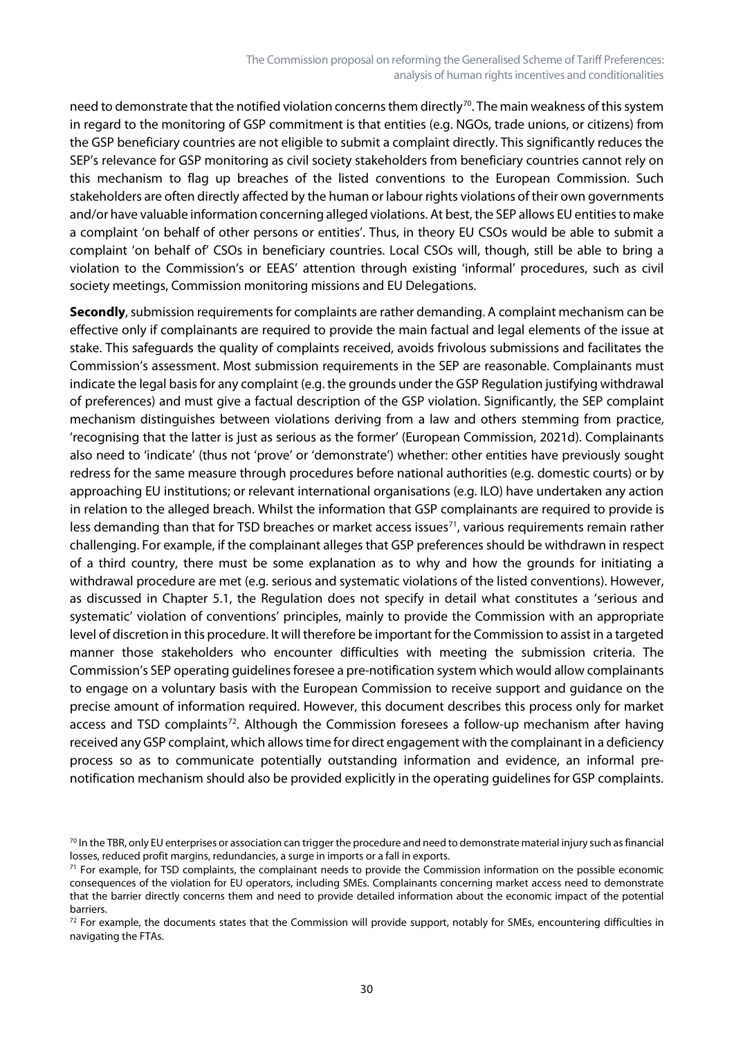need to demonstrate that the notified violation concerns them directly[70]. The main weakness of this system in regard to the monitoring of GSP commitment is that entities (e.g. NGOs, trade unions, or citizens) from the GSP beneficiary countries are not eligible to submit a complaint directly. This significantly reduces the SEP's relevance for GSP monitoring as civil society stakeholders from beneficiary countries cannot rely on this mechanism to flag up breaches of the listed conventions to the European Commission. Such stakeholders are often directly affected by the human or labour rights violations of their own governments and/or have valuable information concerning alleged violations. At best, the SEP allows EU entities to make a complaint 'on behalf of other persons or entities'. Thus, in theory EU CSOs would be able to submit a complaint 'on behalf of' CSOs in beneficiary countries. Local CSOs will, though, still be able to bring a violation to the Commission's or EEAS' attention through existing 'informal' procedures, such as civil society meetings, Commission monitoring missions and EU Delegations.

**Secondly**, submission requirements for complaints are rather demanding. A complaint mechanism can be effective only if complainants are required to provide the main factual and legal elements of the issue at stake. This safeguards the quality of complaints received, avoids frivolous submissions and facilitates the Commission's assessment. Most submission requirements in the SEP are reasonable. Complainants must indicate the legal basis for any complaint (e.g. the grounds under the GSP Regulation justifying withdrawal of preferences) and must give a factual description of the GSP violation. Significantly, the SEP complaint mechanism distinguishes between violations deriving from a law and others stemming from practice, 'recognising that the latter is just as serious as the former' (European Commission, 2021d). Complainants also need to 'indicate' (thus not 'prove' or 'demonstrate') whether: other entities have previously sought redress for the same measure through procedures before national authorities (e.g. domestic courts) or by approaching EU institutions; or relevant international organisations (e.g. ILO) have undertaken any action in relation to the alleged breach. Whilst the information that GSP complainants are required to provide is less demanding than that for TSD breaches or market access issues[71], various requirements remain rather challenging. For example, if the complainant alleges that GSP preferences should be withdrawn in respect of a third country, there must be some explanation as to why and how the grounds for initiating a withdrawal procedure are met (e.g. serious and systematic violations of the listed conventions). However, as discussed in Chapter 5.1, the Regulation does not specify in detail what constitutes a 'serious and systematic' violation of conventions' principles, mainly to provide the Commission with an appropriate level of discretion in this procedure. It will therefore be important for the Commission to assist in a targeted manner those stakeholders who encounter difficulties with meeting the submission criteria. The Commission's SEP operating guidelines foresee a pre-notification system which would allow complainants to engage on a voluntary basis with the European Commission to receive support and guidance on the precise amount of information required. However, this document describes this process only for market access and TSD complaints[72]. Although the Commission foresees a follow-up mechanism after having received any GSP complaint, which allows time for direct engagement with the complainant in a deficiency process so as to communicate potentially outstanding information and evidence, an informal pre-notification mechanism should also be provided explicitly in the operating guidelines for GSP complaints.

[70] In the TBR, only EU enterprises or association can trigger the procedure and need to demonstrate material injury such as financial losses, reduced profit margins, redundancies, a surge in imports or a fall in exports.

[71] For example, for TSD complaints, the complainant needs to provide the Commission information on the possible economic consequences of the violation for EU operators, including SMEs. Complainants concerning market access need to demonstrate that the barrier directly concerns them and need to provide detailed information about the economic impact of the potential barriers.

[72] For example, the documents states that the Commission will provide support, notably for SMEs, encountering difficulties in navigating the FTAs.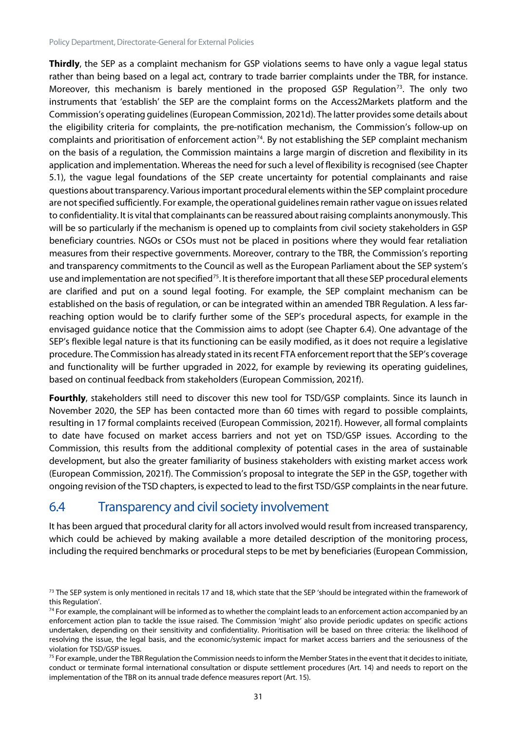**Thirdly**, the SEP as a complaint mechanism for GSP violations seems to have only a vague legal status rather than being based on a legal act, contrary to trade barrier complaints under the TBR, for instance. Moreover, this mechanism is barely mentioned in the proposed GSP Regulation[73]. The only two instruments that 'establish' the SEP are the complaint forms on the Access2Markets platform and the Commission's operating guidelines (European Commission, 2021d). The latter provides some details about the eligibility criteria for complaints, the pre-notification mechanism, the Commission's follow-up on complaints and prioritisation of enforcement action[74]. By not establishing the SEP complaint mechanism on the basis of a regulation, the Commission maintains a large margin of discretion and flexibility in its application and implementation. Whereas the need for such a level of flexibility is recognised (see Chapter 5.1), the vague legal foundations of the SEP create uncertainty for potential complainants and raise questions about transparency. Various important procedural elements within the SEP complaint procedure are not specified sufficiently. For example, the operational guidelines remain rather vague on issues related to confidentiality. It is vital that complainants can be reassured about raising complaints anonymously. This will be so particularly if the mechanism is opened up to complaints from civil society stakeholders in GSP beneficiary countries. NGOs or CSOs must not be placed in positions where they would fear retaliation measures from their respective governments. Moreover, contrary to the TBR, the Commission's reporting and transparency commitments to the Council as well as the European Parliament about the SEP system's use and implementation are not specified[75]. It is therefore important that all these SEP procedural elements are clarified and put on a sound legal footing. For example, the SEP complaint mechanism can be established on the basis of regulation, or can be integrated within an amended TBR Regulation. A less far-reaching option would be to clarify further some of the SEP's procedural aspects, for example in the envisaged guidance notice that the Commission aims to adopt (see Chapter 6.4). One advantage of the SEP's flexible legal nature is that its functioning can be easily modified, as it does not require a legislative procedure. The Commission has already stated in its recent FTA enforcement report that the SEP's coverage and functionality will be further upgraded in 2022, for example by reviewing its operating guidelines, based on continual feedback from stakeholders (European Commission, 2021f).

**Fourthly**, stakeholders still need to discover this new tool for TSD/GSP complaints. Since its launch in November 2020, the SEP has been contacted more than 60 times with regard to possible complaints, resulting in 17 formal complaints received (European Commission, 2021f). However, all formal complaints to date have focused on market access barriers and not yet on TSD/GSP issues. According to the Commission, this results from the additional complexity of potential cases in the area of sustainable development, but also the greater familiarity of business stakeholders with existing market access work (European Commission, 2021f). The Commission's proposal to integrate the SEP in the GSP, together with ongoing revision of the TSD chapters, is expected to lead to the first TSD/GSP complaints in the near future.

## 6.4 Transparency and civil society involvement

It has been argued that procedural clarity for all actors involved would result from increased transparency, which could be achieved by making available a more detailed description of the monitoring process, including the required benchmarks or procedural steps to be met by beneficiaries (European Commission,

---

[73] The SEP system is only mentioned in recitals 17 and 18, which state that the SEP 'should be integrated within the framework of this Regulation'.

[74] For example, the complainant will be informed as to whether the complaint leads to an enforcement action accompanied by an enforcement action plan to tackle the issue raised. The Commission 'might' also provide periodic updates on specific actions undertaken, depending on their sensitivity and confidentiality. Prioritisation will be based on three criteria: the likelihood of resolving the issue, the legal basis, and the economic/systemic impact for market access barriers and the seriousness of the violation for TSD/GSP issues.

[75] For example, under the TBR Regulation the Commission needs to inform the Member States in the event that it decides to initiate, conduct or terminate formal international consultation or dispute settlement procedures (Art. 14) and needs to report on the implementation of the TBR on its annual trade defence measures report (Art. 15).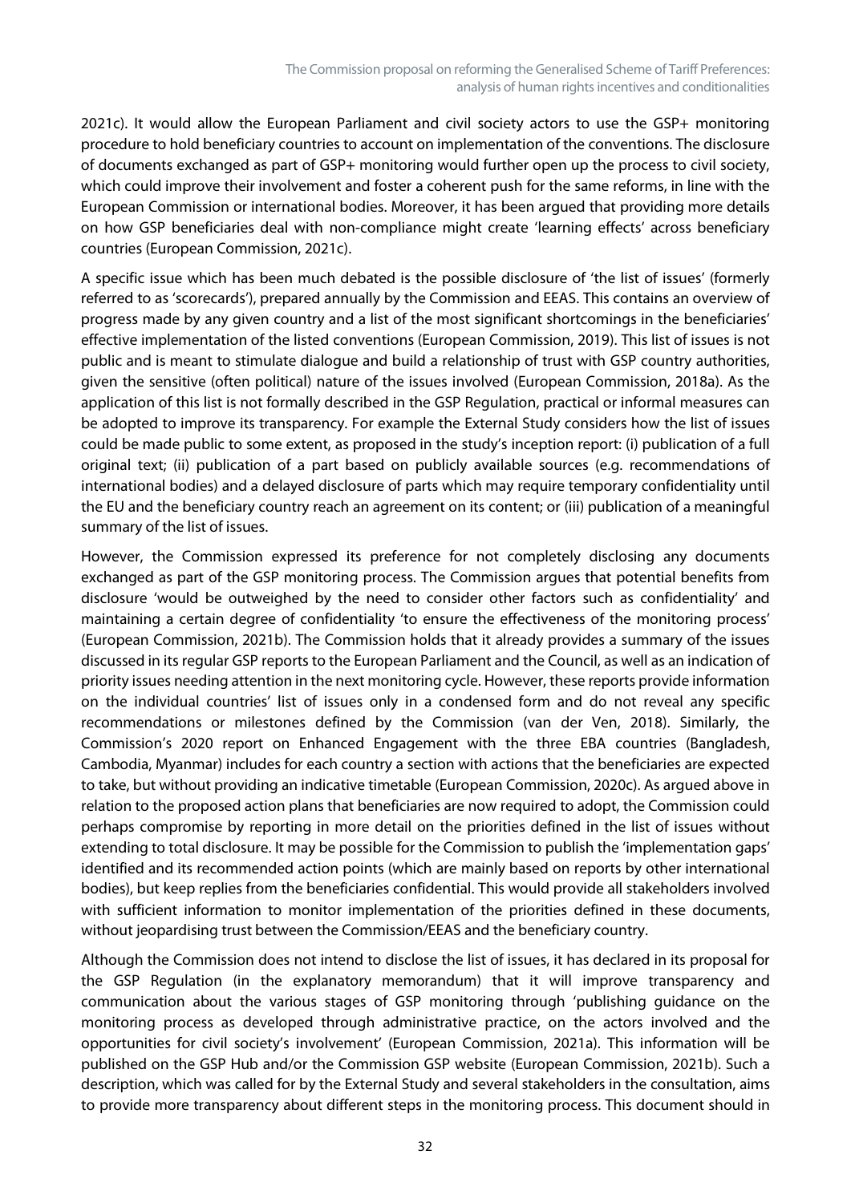2021c). It would allow the European Parliament and civil society actors to use the GSP+ monitoring procedure to hold beneficiary countries to account on implementation of the conventions. The disclosure of documents exchanged as part of GSP+ monitoring would further open up the process to civil society, which could improve their involvement and foster a coherent push for the same reforms, in line with the European Commission or international bodies. Moreover, it has been argued that providing more details on how GSP beneficiaries deal with non-compliance might create 'learning effects' across beneficiary countries (European Commission, 2021c).

A specific issue which has been much debated is the possible disclosure of 'the list of issues' (formerly referred to as 'scorecards'), prepared annually by the Commission and EEAS. This contains an overview of progress made by any given country and a list of the most significant shortcomings in the beneficiaries' effective implementation of the listed conventions (European Commission, 2019). This list of issues is not public and is meant to stimulate dialogue and build a relationship of trust with GSP country authorities, given the sensitive (often political) nature of the issues involved (European Commission, 2018a). As the application of this list is not formally described in the GSP Regulation, practical or informal measures can be adopted to improve its transparency. For example the External Study considers how the list of issues could be made public to some extent, as proposed in the study's inception report: (i) publication of a full original text; (ii) publication of a part based on publicly available sources (e.g. recommendations of international bodies) and a delayed disclosure of parts which may require temporary confidentiality until the EU and the beneficiary country reach an agreement on its content; or (iii) publication of a meaningful summary of the list of issues.

However, the Commission expressed its preference for not completely disclosing any documents exchanged as part of the GSP monitoring process. The Commission argues that potential benefits from disclosure 'would be outweighed by the need to consider other factors such as confidentiality' and maintaining a certain degree of confidentiality 'to ensure the effectiveness of the monitoring process' (European Commission, 2021b). The Commission holds that it already provides a summary of the issues discussed in its regular GSP reports to the European Parliament and the Council, as well as an indication of priority issues needing attention in the next monitoring cycle. However, these reports provide information on the individual countries' list of issues only in a condensed form and do not reveal any specific recommendations or milestones defined by the Commission (van der Ven, 2018). Similarly, the Commission's 2020 report on Enhanced Engagement with the three EBA countries (Bangladesh, Cambodia, Myanmar) includes for each country a section with actions that the beneficiaries are expected to take, but without providing an indicative timetable (European Commission, 2020c). As argued above in relation to the proposed action plans that beneficiaries are now required to adopt, the Commission could perhaps compromise by reporting in more detail on the priorities defined in the list of issues without extending to total disclosure. It may be possible for the Commission to publish the 'implementation gaps' identified and its recommended action points (which are mainly based on reports by other international bodies), but keep replies from the beneficiaries confidential. This would provide all stakeholders involved with sufficient information to monitor implementation of the priorities defined in these documents, without jeopardising trust between the Commission/EEAS and the beneficiary country.

Although the Commission does not intend to disclose the list of issues, it has declared in its proposal for the GSP Regulation (in the explanatory memorandum) that it will improve transparency and communication about the various stages of GSP monitoring through 'publishing guidance on the monitoring process as developed through administrative practice, on the actors involved and the opportunities for civil society's involvement' (European Commission, 2021a). This information will be published on the GSP Hub and/or the Commission GSP website (European Commission, 2021b). Such a description, which was called for by the External Study and several stakeholders in the consultation, aims to provide more transparency about different steps in the monitoring process. This document should in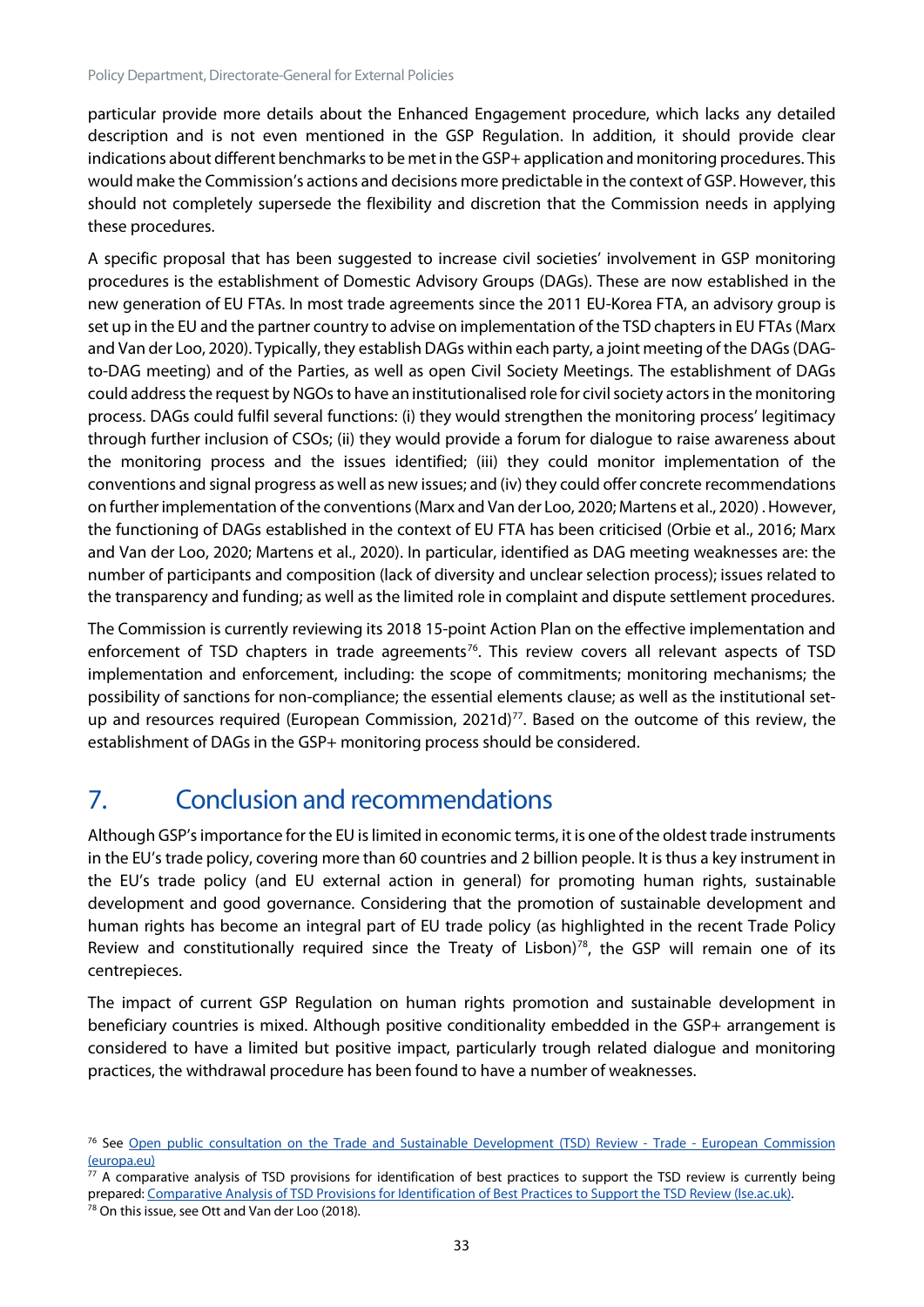particular provide more details about the Enhanced Engagement procedure, which lacks any detailed description and is not even mentioned in the GSP Regulation. In addition, it should provide clear indications about different benchmarks to be met in the GSP+ application and monitoring procedures. This would make the Commission's actions and decisions more predictable in the context of GSP. However, this should not completely supersede the flexibility and discretion that the Commission needs in applying these procedures.

A specific proposal that has been suggested to increase civil societies' involvement in GSP monitoring procedures is the establishment of Domestic Advisory Groups (DAGs). These are now established in the new generation of EU FTAs. In most trade agreements since the 2011 EU-Korea FTA, an advisory group is set up in the EU and the partner country to advise on implementation of the TSD chapters in EU FTAs (Marx and Van der Loo, 2020). Typically, they establish DAGs within each party, a joint meeting of the DAGs (DAG-to-DAG meeting) and of the Parties, as well as open Civil Society Meetings. The establishment of DAGs could address the request by NGOs to have an institutionalised role for civil society actors in the monitoring process. DAGs could fulfil several functions: (i) they would strengthen the monitoring process' legitimacy through further inclusion of CSOs; (ii) they would provide a forum for dialogue to raise awareness about the monitoring process and the issues identified; (iii) they could monitor implementation of the conventions and signal progress as well as new issues; and (iv) they could offer concrete recommendations on further implementation of the conventions (Marx and Van der Loo, 2020; Martens et al., 2020) . However, the functioning of DAGs established in the context of EU FTA has been criticised (Orbie et al., 2016; Marx and Van der Loo, 2020; Martens et al., 2020). In particular, identified as DAG meeting weaknesses are: the number of participants and composition (lack of diversity and unclear selection process); issues related to the transparency and funding; as well as the limited role in complaint and dispute settlement procedures.

The Commission is currently reviewing its 2018 15-point Action Plan on the effective implementation and enforcement of TSD chapters in trade agreements[76]. This review covers all relevant aspects of TSD implementation and enforcement, including: the scope of commitments; monitoring mechanisms; the possibility of sanctions for non-compliance; the essential elements clause; as well as the institutional set-up and resources required (European Commission, 2021d)[77]. Based on the outcome of this review, the establishment of DAGs in the GSP+ monitoring process should be considered.

# 7. Conclusion and recommendations

Although GSP's importance for the EU is limited in economic terms, it is one of the oldest trade instruments in the EU's trade policy, covering more than 60 countries and 2 billion people. It is thus a key instrument in the EU's trade policy (and EU external action in general) for promoting human rights, sustainable development and good governance. Considering that the promotion of sustainable development and human rights has become an integral part of EU trade policy (as highlighted in the recent Trade Policy Review and constitutionally required since the Treaty of Lisbon)[78], the GSP will remain one of its centrepieces.

The impact of current GSP Regulation on human rights promotion and sustainable development in beneficiary countries is mixed. Although positive conditionality embedded in the GSP+ arrangement is considered to have a limited but positive impact, particularly trough related dialogue and monitoring practices, the withdrawal procedure has been found to have a number of weaknesses.

---

[76] See Open public consultation on the Trade and Sustainable Development (TSD) Review - Trade - European Commission (europa.eu)

[77] A comparative analysis of TSD provisions for identification of best practices to support the TSD review is currently being prepared: Comparative Analysis of TSD Provisions for Identification of Best Practices to Support the TSD Review (lse.ac.uk).

[78] On this issue, see Ott and Van der Loo (2018).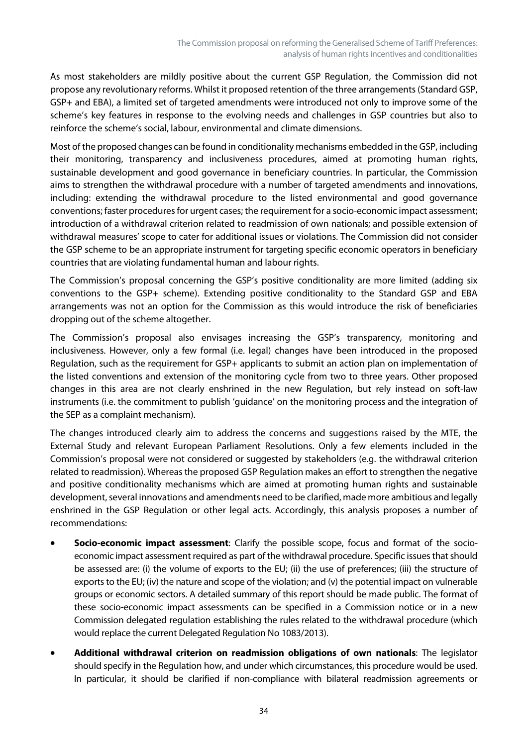As most stakeholders are mildly positive about the current GSP Regulation, the Commission did not propose any revolutionary reforms. Whilst it proposed retention of the three arrangements (Standard GSP, GSP+ and EBA), a limited set of targeted amendments were introduced not only to improve some of the scheme's key features in response to the evolving needs and challenges in GSP countries but also to reinforce the scheme's social, labour, environmental and climate dimensions.

Most of the proposed changes can be found in conditionality mechanisms embedded in the GSP, including their monitoring, transparency and inclusiveness procedures, aimed at promoting human rights, sustainable development and good governance in beneficiary countries. In particular, the Commission aims to strengthen the withdrawal procedure with a number of targeted amendments and innovations, including: extending the withdrawal procedure to the listed environmental and good governance conventions; faster procedures for urgent cases; the requirement for a socio-economic impact assessment; introduction of a withdrawal criterion related to readmission of own nationals; and possible extension of withdrawal measures' scope to cater for additional issues or violations. The Commission did not consider the GSP scheme to be an appropriate instrument for targeting specific economic operators in beneficiary countries that are violating fundamental human and labour rights.

The Commission's proposal concerning the GSP's positive conditionality are more limited (adding six conventions to the GSP+ scheme). Extending positive conditionality to the Standard GSP and EBA arrangements was not an option for the Commission as this would introduce the risk of beneficiaries dropping out of the scheme altogether.

The Commission's proposal also envisages increasing the GSP's transparency, monitoring and inclusiveness. However, only a few formal (i.e. legal) changes have been introduced in the proposed Regulation, such as the requirement for GSP+ applicants to submit an action plan on implementation of the listed conventions and extension of the monitoring cycle from two to three years. Other proposed changes in this area are not clearly enshrined in the new Regulation, but rely instead on soft-law instruments (i.e. the commitment to publish 'guidance' on the monitoring process and the integration of the SEP as a complaint mechanism).

The changes introduced clearly aim to address the concerns and suggestions raised by the MTE, the External Study and relevant European Parliament Resolutions. Only a few elements included in the Commission's proposal were not considered or suggested by stakeholders (e.g. the withdrawal criterion related to readmission). Whereas the proposed GSP Regulation makes an effort to strengthen the negative and positive conditionality mechanisms which are aimed at promoting human rights and sustainable development, several innovations and amendments need to be clarified, made more ambitious and legally enshrined in the GSP Regulation or other legal acts. Accordingly, this analysis proposes a number of recommendations:

- **Socio-economic impact assessment**: Clarify the possible scope, focus and format of the socio-economic impact assessment required as part of the withdrawal procedure. Specific issues that should be assessed are: (i) the volume of exports to the EU; (ii) the use of preferences; (iii) the structure of exports to the EU; (iv) the nature and scope of the violation; and (v) the potential impact on vulnerable groups or economic sectors. A detailed summary of this report should be made public. The format of these socio-economic impact assessments can be specified in a Commission notice or in a new Commission delegated regulation establishing the rules related to the withdrawal procedure (which would replace the current Delegated Regulation No 1083/2013).
- **Additional withdrawal criterion on readmission obligations of own nationals**: The legislator should specify in the Regulation how, and under which circumstances, this procedure would be used. In particular, it should be clarified if non-compliance with bilateral readmission agreements or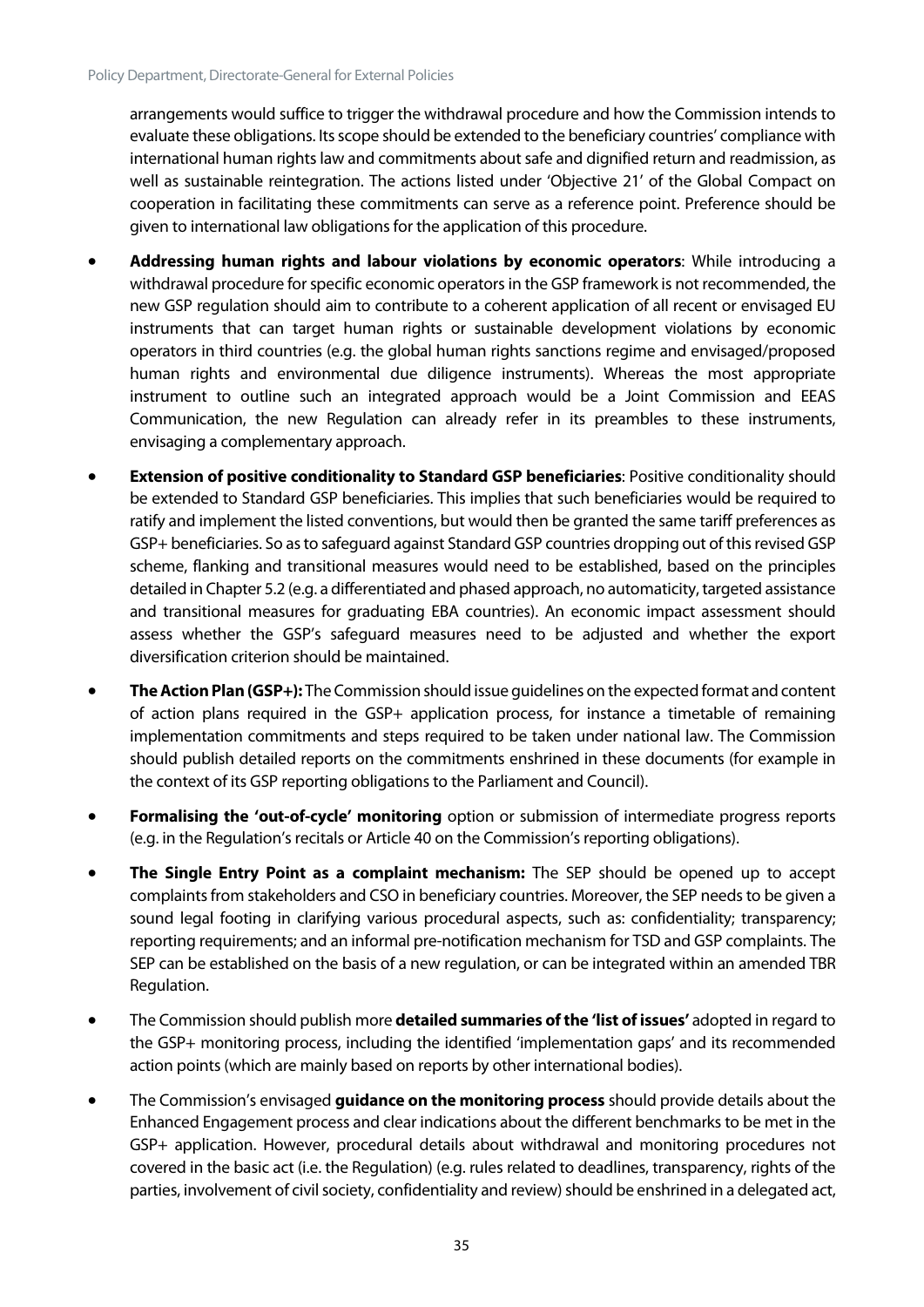arrangements would suffice to trigger the withdrawal procedure and how the Commission intends to evaluate these obligations. Its scope should be extended to the beneficiary countries' compliance with international human rights law and commitments about safe and dignified return and readmission, as well as sustainable reintegration. The actions listed under 'Objective 21' of the Global Compact on cooperation in facilitating these commitments can serve as a reference point. Preference should be given to international law obligations for the application of this procedure.

- **Addressing human rights and labour violations by economic operators**: While introducing a withdrawal procedure for specific economic operators in the GSP framework is not recommended, the new GSP regulation should aim to contribute to a coherent application of all recent or envisaged EU instruments that can target human rights or sustainable development violations by economic operators in third countries (e.g. the global human rights sanctions regime and envisaged/proposed human rights and environmental due diligence instruments). Whereas the most appropriate instrument to outline such an integrated approach would be a Joint Commission and EEAS Communication, the new Regulation can already refer in its preambles to these instruments, envisaging a complementary approach.
- **Extension of positive conditionality to Standard GSP beneficiaries**: Positive conditionality should be extended to Standard GSP beneficiaries. This implies that such beneficiaries would be required to ratify and implement the listed conventions, but would then be granted the same tariff preferences as GSP+ beneficiaries. So as to safeguard against Standard GSP countries dropping out of this revised GSP scheme, flanking and transitional measures would need to be established, based on the principles detailed in Chapter 5.2 (e.g. a differentiated and phased approach, no automaticity, targeted assistance and transitional measures for graduating EBA countries). An economic impact assessment should assess whether the GSP's safeguard measures need to be adjusted and whether the export diversification criterion should be maintained.
- **The Action Plan (GSP+):** The Commission should issue guidelines on the expected format and content of action plans required in the GSP+ application process, for instance a timetable of remaining implementation commitments and steps required to be taken under national law. The Commission should publish detailed reports on the commitments enshrined in these documents (for example in the context of its GSP reporting obligations to the Parliament and Council).
- **Formalising the 'out-of-cycle' monitoring** option or submission of intermediate progress reports (e.g. in the Regulation's recitals or Article 40 on the Commission's reporting obligations).
- **The Single Entry Point as a complaint mechanism:** The SEP should be opened up to accept complaints from stakeholders and CSO in beneficiary countries. Moreover, the SEP needs to be given a sound legal footing in clarifying various procedural aspects, such as: confidentiality; transparency; reporting requirements; and an informal pre-notification mechanism for TSD and GSP complaints. The SEP can be established on the basis of a new regulation, or can be integrated within an amended TBR Regulation.
- The Commission should publish more **detailed summaries of the 'list of issues'** adopted in regard to the GSP+ monitoring process, including the identified 'implementation gaps' and its recommended action points (which are mainly based on reports by other international bodies).
- The Commission's envisaged **guidance on the monitoring process** should provide details about the Enhanced Engagement process and clear indications about the different benchmarks to be met in the GSP+ application. However, procedural details about withdrawal and monitoring procedures not covered in the basic act (i.e. the Regulation) (e.g. rules related to deadlines, transparency, rights of the parties, involvement of civil society, confidentiality and review) should be enshrined in a delegated act,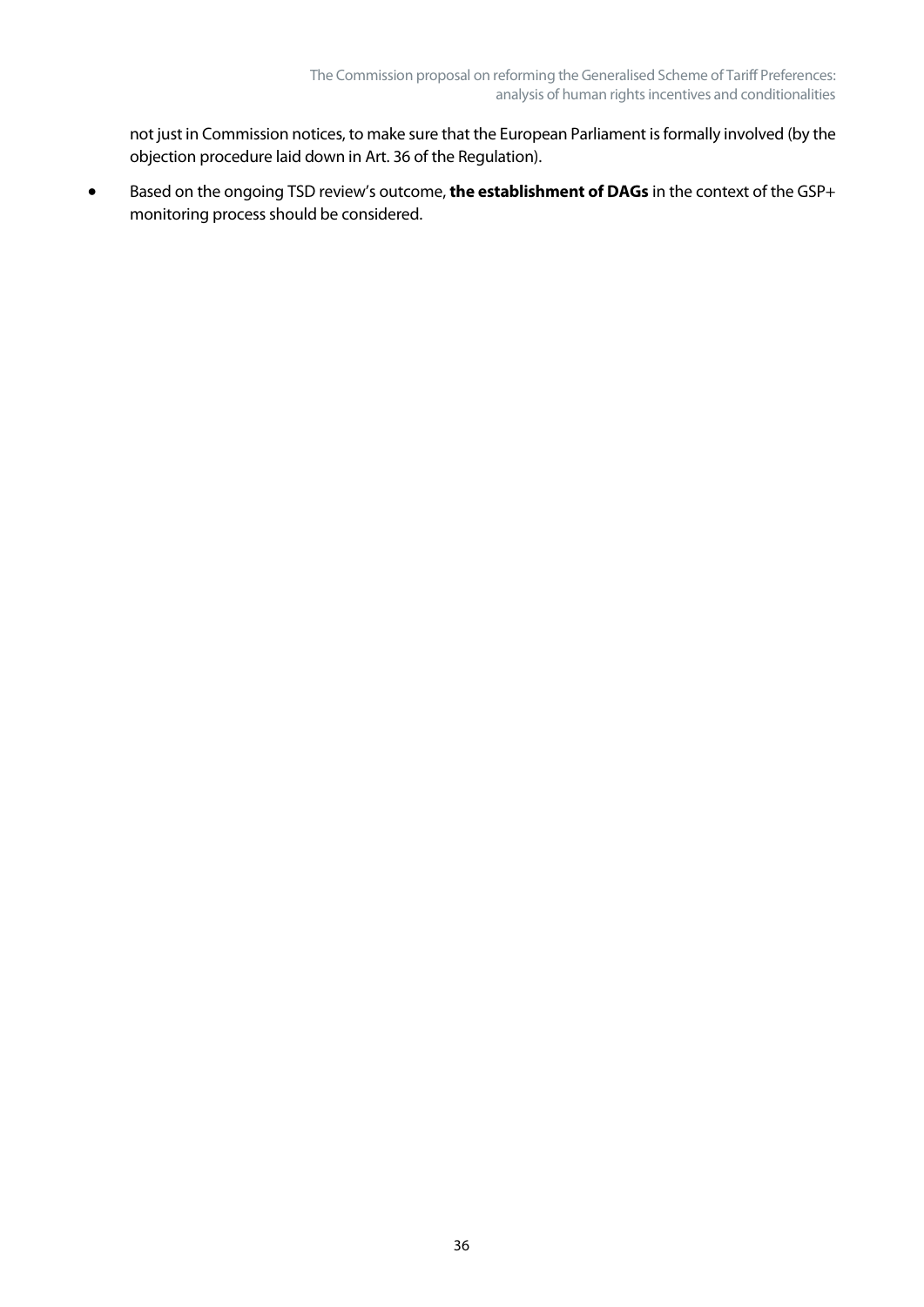not just in Commission notices, to make sure that the European Parliament is formally involved (by the objection procedure laid down in Art. 36 of the Regulation).

- Based on the ongoing TSD review's outcome, **the establishment of DAGs** in the context of the GSP+ monitoring process should be considered.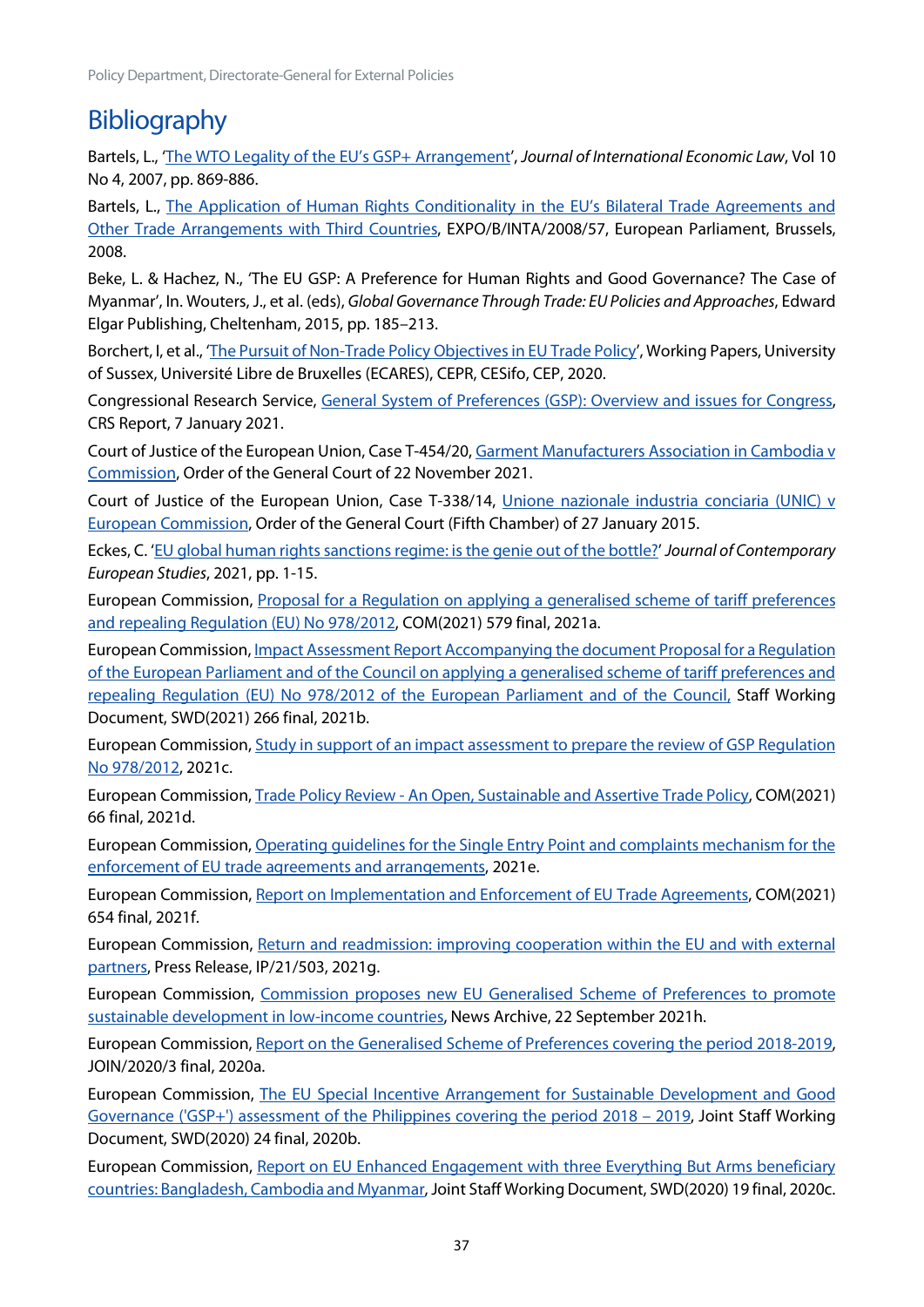# Bibliography

Bartels, L., 'The WTO Legality of the EU's GSP+ Arrangement', *Journal of International Economic Law*, Vol 10 No 4, 2007, pp. 869-886.

Bartels, L., The Application of Human Rights Conditionality in the EU's Bilateral Trade Agreements and Other Trade Arrangements with Third Countries, EXPO/B/INTA/2008/57, European Parliament, Brussels, 2008.

Beke, L. & Hachez, N., 'The EU GSP: A Preference for Human Rights and Good Governance? The Case of Myanmar', In. Wouters, J., et al. (eds), *Global Governance Through Trade: EU Policies and Approaches*, Edward Elgar Publishing, Cheltenham, 2015, pp. 185–213.

Borchert, I, et al., 'The Pursuit of Non-Trade Policy Objectives in EU Trade Policy', Working Papers, University of Sussex, Université Libre de Bruxelles (ECARES), CEPR, CESifo, CEP, 2020.

Congressional Research Service, General System of Preferences (GSP): Overview and issues for Congress, CRS Report, 7 January 2021.

Court of Justice of the European Union, Case T-454/20, Garment Manufacturers Association in Cambodia v Commission, Order of the General Court of 22 November 2021.

Court of Justice of the European Union, Case T-338/14, Unione nazionale industria conciaria (UNIC) v European Commission, Order of the General Court (Fifth Chamber) of 27 January 2015.

Eckes, C. 'EU global human rights sanctions regime: is the genie out of the bottle?' *Journal of Contemporary European Studies*, 2021, pp. 1-15.

European Commission, Proposal for a Regulation on applying a generalised scheme of tariff preferences and repealing Regulation (EU) No 978/2012, COM(2021) 579 final, 2021a.

European Commission, Impact Assessment Report Accompanying the document Proposal for a Regulation of the European Parliament and of the Council on applying a generalised scheme of tariff preferences and repealing Regulation (EU) No 978/2012 of the European Parliament and of the Council, Staff Working Document, SWD(2021) 266 final, 2021b.

European Commission, Study in support of an impact assessment to prepare the review of GSP Regulation No 978/2012, 2021c.

European Commission, Trade Policy Review - An Open, Sustainable and Assertive Trade Policy, COM(2021) 66 final, 2021d.

European Commission, Operating guidelines for the Single Entry Point and complaints mechanism for the enforcement of EU trade agreements and arrangements, 2021e.

European Commission, Report on Implementation and Enforcement of EU Trade Agreements, COM(2021) 654 final, 2021f.

European Commission, Return and readmission: improving cooperation within the EU and with external partners, Press Release, IP/21/503, 2021g.

European Commission, Commission proposes new EU Generalised Scheme of Preferences to promote sustainable development in low-income countries, News Archive, 22 September 2021h.

European Commission, Report on the Generalised Scheme of Preferences covering the period 2018-2019, JOIN/2020/3 final, 2020a.

European Commission, The EU Special Incentive Arrangement for Sustainable Development and Good Governance ('GSP+') assessment of the Philippines covering the period 2018 – 2019, Joint Staff Working Document, SWD(2020) 24 final, 2020b.

European Commission, Report on EU Enhanced Engagement with three Everything But Arms beneficiary countries: Bangladesh, Cambodia and Myanmar, Joint Staff Working Document, SWD(2020) 19 final, 2020c.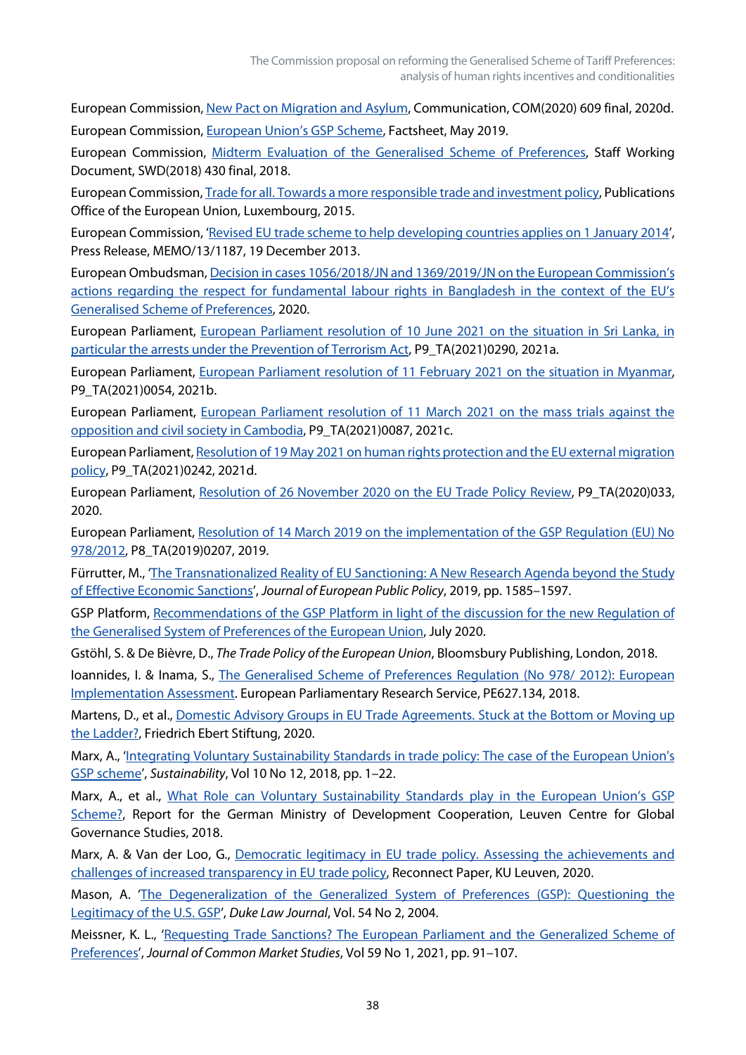European Commission, New Pact on Migration and Asylum, Communication, COM(2020) 609 final, 2020d.

European Commission, European Union's GSP Scheme, Factsheet, May 2019.

European Commission, Midterm Evaluation of the Generalised Scheme of Preferences, Staff Working Document, SWD(2018) 430 final, 2018.

European Commission, Trade for all. Towards a more responsible trade and investment policy, Publications Office of the European Union, Luxembourg, 2015.

European Commission, 'Revised EU trade scheme to help developing countries applies on 1 January 2014', Press Release, MEMO/13/1187, 19 December 2013.

European Ombudsman, Decision in cases 1056/2018/JN and 1369/2019/JN on the European Commission's actions regarding the respect for fundamental labour rights in Bangladesh in the context of the EU's Generalised Scheme of Preferences, 2020.

European Parliament, European Parliament resolution of 10 June 2021 on the situation in Sri Lanka, in particular the arrests under the Prevention of Terrorism Act, P9_TA(2021)0290, 2021a.

European Parliament, European Parliament resolution of 11 February 2021 on the situation in Myanmar, P9_TA(2021)0054, 2021b.

European Parliament, European Parliament resolution of 11 March 2021 on the mass trials against the opposition and civil society in Cambodia, P9_TA(2021)0087, 2021c.

European Parliament, Resolution of 19 May 2021 on human rights protection and the EU external migration policy, P9_TA(2021)0242, 2021d.

European Parliament, Resolution of 26 November 2020 on the EU Trade Policy Review, P9_TA(2020)033, 2020.

European Parliament, Resolution of 14 March 2019 on the implementation of the GSP Regulation (EU) No 978/2012, P8_TA(2019)0207, 2019.

Fürrutter, M., 'The Transnationalized Reality of EU Sanctioning: A New Research Agenda beyond the Study of Effective Economic Sanctions', *Journal of European Public Policy*, 2019, pp. 1585–1597.

GSP Platform, Recommendations of the GSP Platform in light of the discussion for the new Regulation of the Generalised System of Preferences of the European Union, July 2020.

Gstöhl, S. & De Bièvre, D., *The Trade Policy of the European Union*, Bloomsbury Publishing, London, 2018.

Ioannides, I. & Inama, S., The Generalised Scheme of Preferences Regulation (No 978/ 2012): European Implementation Assessment. European Parliamentary Research Service, PE627.134, 2018.

Martens, D., et al., Domestic Advisory Groups in EU Trade Agreements. Stuck at the Bottom or Moving up the Ladder?, Friedrich Ebert Stiftung, 2020.

Marx, A., 'Integrating Voluntary Sustainability Standards in trade policy: The case of the European Union's GSP scheme', *Sustainability*, Vol 10 No 12, 2018, pp. 1–22.

Marx, A., et al., What Role can Voluntary Sustainability Standards play in the European Union's GSP Scheme?, Report for the German Ministry of Development Cooperation, Leuven Centre for Global Governance Studies, 2018.

Marx, A. & Van der Loo, G., Democratic legitimacy in EU trade policy. Assessing the achievements and challenges of increased transparency in EU trade policy, Reconnect Paper, KU Leuven, 2020.

Mason, A. 'The Degeneralization of the Generalized System of Preferences (GSP): Questioning the Legitimacy of the U.S. GSP', *Duke Law Journal*, Vol. 54 No 2, 2004.

Meissner, K. L., 'Requesting Trade Sanctions? The European Parliament and the Generalized Scheme of Preferences', *Journal of Common Market Studies*, Vol 59 No 1, 2021, pp. 91–107.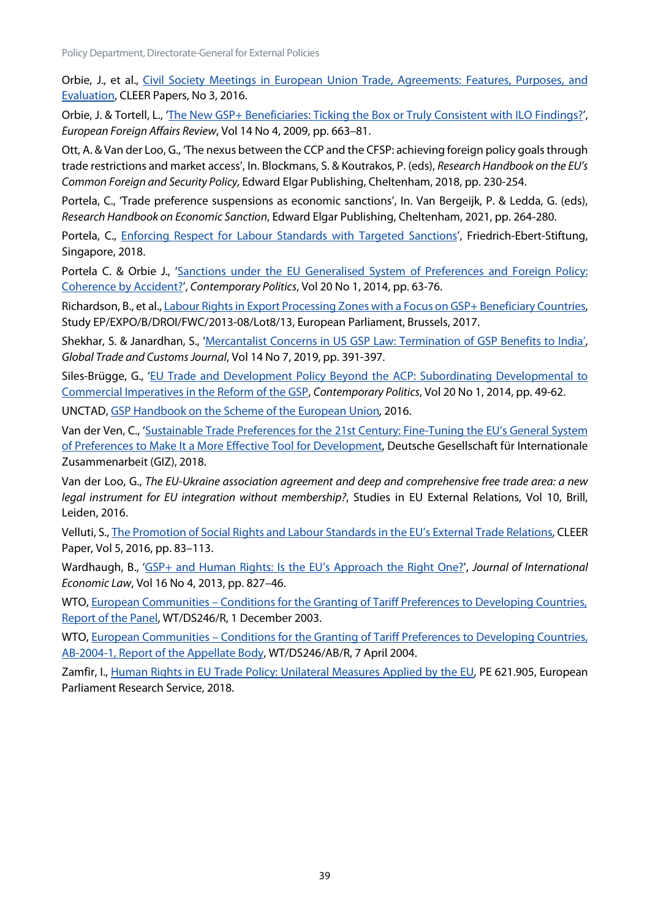Orbie, J., et al., Civil Society Meetings in European Union Trade, Agreements: Features, Purposes, and Evaluation, CLEER Papers, No 3, 2016.

Orbie, J. & Tortell, L., 'The New GSP+ Beneficiaries: Ticking the Box or Truly Consistent with ILO Findings?', *European Foreign Affairs Review*, Vol 14 No 4, 2009, pp. 663–81.

Ott, A. & Van der Loo, G., 'The nexus between the CCP and the CFSP: achieving foreign policy goals through trade restrictions and market access', In. Blockmans, S. & Koutrakos, P. (eds), *Research Handbook on the EU's Common Foreign and Security Policy,* Edward Elgar Publishing, Cheltenham, 2018, pp. 230-254.

Portela, C., 'Trade preference suspensions as economic sanctions', In. Van Bergeijk, P. & Ledda, G. (eds), *Research Handbook on Economic Sanction*, Edward Elgar Publishing, Cheltenham, 2021, pp. 264-280.

Portela, C., Enforcing Respect for Labour Standards with Targeted Sanctions', Friedrich-Ebert-Stiftung, Singapore, 2018.

Portela C. & Orbie J., 'Sanctions under the EU Generalised System of Preferences and Foreign Policy: Coherence by Accident?', *Contemporary Politics*, Vol 20 No 1, 2014, pp. 63-76.

Richardson, B., et al., Labour Rights in Export Processing Zones with a Focus on GSP+ Beneficiary Countries, Study EP/EXPO/B/DROI/FWC/2013-08/Lot8/13, European Parliament, Brussels, 2017.

Shekhar, S. & Janardhan, S., 'Mercantalist Concerns in US GSP Law: Termination of GSP Benefits to India', *Global Trade and Customs Journal*, Vol 14 No 7, 2019, pp. 391-397.

Siles-Brügge, G., 'EU Trade and Development Policy Beyond the ACP: Subordinating Developmental to Commercial Imperatives in the Reform of the GSP, *Contemporary Politics*, Vol 20 No 1, 2014, pp. 49-62.

UNCTAD, GSP Handbook on the Scheme of the European Union*,* 2016.

Van der Ven, C., 'Sustainable Trade Preferences for the 21st Century: Fine-Tuning the EU's General System of Preferences to Make It a More Effective Tool for Development, Deutsche Gesellschaft für Internationale Zusammenarbeit (GIZ), 2018.

Van der Loo, G., *The EU-Ukraine association agreement and deep and comprehensive free trade area: a new legal instrument for EU integration without membership?*, Studies in EU External Relations, Vol 10, Brill, Leiden, 2016.

Velluti, S., The Promotion of Social Rights and Labour Standards in the EU's External Trade Relations, CLEER Paper, Vol 5, 2016, pp. 83–113.

Wardhaugh, B., 'GSP+ and Human Rights: Is the EU's Approach the Right One?', *Journal of International Economic Law*, Vol 16 No 4, 2013, pp. 827–46.

WTO, European Communities – Conditions for the Granting of Tariff Preferences to Developing Countries, Report of the Panel, WT/DS246/R, 1 December 2003.

WTO, European Communities – Conditions for the Granting of Tariff Preferences to Developing Countries, AB-2004-1, Report of the Appellate Body, WT/DS246/AB/R, 7 April 2004.

Zamfir, I., Human Rights in EU Trade Policy: Unilateral Measures Applied by the EU, PE 621.905, European Parliament Research Service, 2018.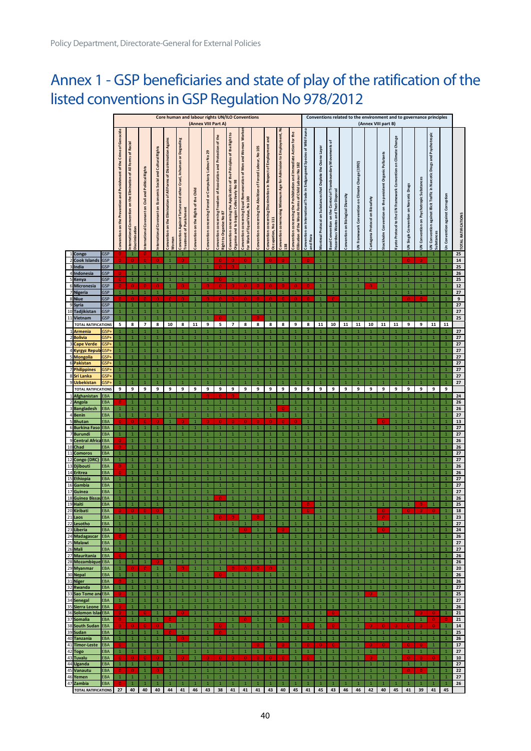# Annex 1 - GSP beneficiaries and state of play of the ratification of the listed conventions in GSP Regulation No 978/2012

Columns 1–15 are Core human and labour rights UN/ILO Conventions (Annex VIII Part A). Columns 16–27 are Conventions related to the environment and to governance principles (Annex VIII part B).

1. Convention on the Prevention and Punishment of the Crime of Genocide
2. International Convention on the Elimination of All Forms of Racial Discrimination
3. International Covenant on Civil and Political Rights
4. International Covenant on Economic Social and Cultural Rights
5. Convention on the Elimination of All Forms of Discrimination Against Women
6. Convention Against Torture and other Cruel, Inhuman or Degrading Treatment of Punishment
7. Convention on the Rights of the Child
8. Convention concerning Forced or Compulsory Labour No 29
9. Convention concerning Freedom of Association and Protection of the Right to Organise No 87
10. Convention concerning the Application of the Principles of the Right to Organise and to bargain Collectively No 98
11. Convention concerning Equal Remuneration of Men and Woman Workers for Work of Equal Value, No 100
12. Convention concerning the Abolition of Forced Labour, No 105
13. Convention concerning Discrimination in Respect of Employment and Occupation, No 111
14. Convention concerning Minimum Age for Admission to Employment, No 138
15. Convention concerning the Prohibition and Immediate Action for the Elimination of the Worst Forms of Child Labour No 182
16. Convention on International Trade in Endangered Species of Wild Fauna and Flora
17. Montreal Protocol on Substances that Deplete the Ozone Layer
18. Basel Convention on the Control of Transboundary Movements of Hazardous Wastes and Their Disposal
19. Convention on Biological Diversity
20. UN Framework Convention on Climate Change (1992)
21. Cartagena Protocol on Biosafety
22. Stockholm Convention on the persistent Organic Pollutants
23. Kyoto Protocol to the UN Framework Convention on Climate Change
24. UN Single Convention on Narcotic Drugs
25. UN Convention on Psychotropic Substances
26. UN Convention against Illicit Traffic in Narcotic Drugs and Psychotropic Substances
27. Un Convention against Corruption

| No | Country | Status | 1 | 2 | 3 | 4 | 5 | 6 | 7 | 8 | 9 | 10 | 11 | 12 | 13 | 14 | 15 | 16 | 17 | 18 | 19 | 20 | 21 | 22 | 23 | 24 | 25 | 26 | 27 | TOTAL RATIFICATIONS |
|---|---|---|---|---|---|---|---|---|---|---|---|---|---|---|---|---|---|---|---|---|---|---|---|---|---|---|---|---|---|---|
| 1 | Congo | GSP | 0 | 1 | 0 | 1 | 1 | 1 | 1 | 1 | 1 | 1 | 1 | 1 | 1 | 1 | 1 | 1 | 1 | 1 | 1 | 1 | 1 | 1 | 1 | 1 | 1 | 1 | 1 | 25 |
| 2 | Cook Islands | GSP | 0 | 0 | 0 | 0 | 1 | 0 | 1 | 1 | 0 | 0 | 0 | 1 | 0 | 0 | 1 | 0 | 1 | 1 | 1 | 1 | 1 | 1 | 1 | 0 | 0 | 1 | 1 | 14 |
| 3 | India | GSP | 1 | 1 | 1 | 1 | 1 | 1 | 1 | 1 | 0 | 0 | 1 | 1 | 1 | 1 | 1 | 1 | 1 | 1 | 1 | 1 | 1 | 1 | 1 | 1 | 1 | 1 | 1 | 25 |
| 4 | Indonesia | GSP | 0 | 1 | 1 | 1 | 1 | 1 | 1 | 1 | 1 | 1 | 1 | 1 | 1 | 1 | 1 | 1 | 1 | 1 | 1 | 1 | 1 | 1 | 1 | 1 | 1 | 1 | 1 | 26 |
| 5 | Kenya | GSP | 0 | 1 | 1 | 1 | 1 | 1 | 1 | 1 | 0 | 1 | 1 | 1 | 1 | 1 | 1 | 1 | 1 | 1 | 1 | 1 | 1 | 1 | 1 | 1 | 1 | 1 | 1 | 25 |
| 6 | Micronesia | GSP | 0 | 0 | 0 | 0 | 1 | 0 | 1 | 0 | 0 | 0 | 0 | 0 | 0 | 0 | 0 | 0 | 1 | 1 | 1 | 1 | 0 | 1 | 1 | 1 | 1 | 1 | 1 | 12 |
| 7 | Nigeria | GSP | 1 | 1 | 1 | 1 | 1 | 1 | 1 | 1 | 1 | 1 | 1 | 1 | 1 | 1 | 1 | 1 | 1 | 1 | 1 | 1 | 1 | 1 | 1 | 1 | 1 | 1 | 1 | 27 |
| 8 | Niue | GSP | 0 | 0 | 0 | 0 | 0 | 0 | 1 | 0 | 0 | 0 | 0 | 0 | 0 | 0 | 0 | 0 | 1 | 0 | 1 | 1 | 1 | 1 | 1 | 0 | 0 | 1 | 1 | 9 |
| 9 | Syria | GSP | 1 | 1 | 1 | 1 | 1 | 1 | 1 | 1 | 1 | 1 | 1 | 1 | 1 | 1 | 1 | 1 | 1 | 1 | 1 | 1 | 1 | 1 | 1 | 1 | 1 | 1 | 1 | 27 |
| 10 | Tadjikistan | GSP | 1 | 1 | 1 | 1 | 1 | 1 | 1 | 1 | 1 | 1 | 1 | 1 | 1 | 1 | 1 | 1 | 1 | 1 | 1 | 1 | 1 | 1 | 1 | 1 | 1 | 1 | 1 | 27 |
| 11 | Vietnam | GSP | 1 | 1 | 1 | 1 | 1 | 1 | 1 | 1 | 0 | 1 | 1 | 0 | 1 | 1 | 1 | 1 | 1 | 1 | 1 | 1 | 1 | 1 | 1 | 1 | 1 | 1 | 1 | 25 |
| | TOTAL RATIFICATIONS | | 5 | 8 | 7 | 8 | 10 | 8 | 11 | 9 | 5 | 7 | 8 | 8 | 8 | 8 | 9 | 8 | 11 | 10 | 11 | 11 | 10 | 11 | 11 | 9 | 9 | 11 | 11 | |
| 1 | Armenia | GSP+ | 1 | 1 | 1 | 1 | 1 | 1 | 1 | 1 | 1 | 1 | 1 | 1 | 1 | 1 | 1 | 1 | 1 | 1 | 1 | 1 | 1 | 1 | 1 | 1 | 1 | 1 | 1 | 27 |
| 2 | Bolivia | GSP+ | 1 | 1 | 1 | 1 | 1 | 1 | 1 | 1 | 1 | 1 | 1 | 1 | 1 | 1 | 1 | 1 | 1 | 1 | 1 | 1 | 1 | 1 | 1 | 1 | 1 | 1 | 1 | 27 |
| 3 | Cape Verde | GSP+ | 1 | 1 | 1 | 1 | 1 | 1 | 1 | 1 | 1 | 1 | 1 | 1 | 1 | 1 | 1 | 1 | 1 | 1 | 1 | 1 | 1 | 1 | 1 | 1 | 1 | 1 | 1 | 27 |
| 4 | Kyrgyz Republic | GSP+ | 1 | 1 | 1 | 1 | 1 | 1 | 1 | 1 | 1 | 1 | 1 | 1 | 1 | 1 | 1 | 1 | 1 | 1 | 1 | 1 | 1 | 1 | 1 | 1 | 1 | 1 | 1 | 27 |
| 5 | Mongolia | GSP+ | 1 | 1 | 1 | 1 | 1 | 1 | 1 | 1 | 1 | 1 | 1 | 1 | 1 | 1 | 1 | 1 | 1 | 1 | 1 | 1 | 1 | 1 | 1 | 1 | 1 | 1 | 1 | 27 |
| 6 | Pakistan | GSP+ | 1 | 1 | 1 | 1 | 1 | 1 | 1 | 1 | 1 | 1 | 1 | 1 | 1 | 1 | 1 | 1 | 1 | 1 | 1 | 1 | 1 | 1 | 1 | 1 | 1 | 1 | 1 | 27 |
| 7 | Philippines | GSP+ | 1 | 1 | 1 | 1 | 1 | 1 | 1 | 1 | 1 | 1 | 1 | 1 | 1 | 1 | 1 | 1 | 1 | 1 | 1 | 1 | 1 | 1 | 1 | 1 | 1 | 1 | 1 | 27 |
| 8 | Sri Lanka | GSP+ | 1 | 1 | 1 | 1 | 1 | 1 | 1 | 1 | 1 | 1 | 1 | 1 | 1 | 1 | 1 | 1 | 1 | 1 | 1 | 1 | 1 | 1 | 1 | 1 | 1 | 1 | 1 | 27 |
| 9 | Uzbekistan | GSP+ | 1 | 1 | 1 | 1 | 1 | 1 | 1 | 1 | 1 | 1 | 1 | 1 | 1 | 1 | 1 | 1 | 1 | 1 | 1 | 1 | 1 | 1 | 1 | 1 | 1 | 1 | 1 | 27 |
| | TOTAL RATIFICATIONS | | 9 | 9 | 9 | 9 | 9 | 9 | 9 | 9 | 9 | 9 | 9 | 9 | 9 | 9 | 9 | 9 | 9 | 9 | 9 | 9 | 9 | 9 | 9 | 9 | 9 | 9 | 9 | |
| 1 | Afghanistan | EBA | 1 | 1 | 1 | 1 | 1 | 1 | 1 | 0 | 0 | 0 | 1 | 1 | 1 | 1 | 1 | 1 | 1 | 1 | 1 | 1 | 1 | 1 | 1 | 1 | 1 | 1 | 1 | 24 |
| 2 | Angola | EBA | 0 | 1 | 1 | 1 | 1 | 1 | 1 | 1 | 1 | 1 | 1 | 1 | 1 | 1 | 1 | 1 | 1 | 1 | 1 | 1 | 1 | 1 | 1 | 1 | 1 | 1 | 1 | 26 |
| 3 | Bangladesh | EBA | 1 | 1 | 1 | 1 | 1 | 1 | 1 | 1 | 1 | 1 | 1 | 1 | 1 | 0 | 1 | 1 | 1 | 1 | 1 | 1 | 1 | 1 | 1 | 1 | 1 | 1 | 1 | 26 |
| 4 | Benin | EBA | 1 | 1 | 1 | 1 | 1 | 1 | 1 | 1 | 1 | 1 | 1 | 1 | 1 | 1 | 1 | 1 | 1 | 1 | 1 | 1 | 1 | 1 | 1 | 1 | 1 | 1 | 1 | 27 |
| 5 | Bhutan | EBA | 0 | 0 | 0 | 0 | 1 | 0 | 1 | 0 | 0 | 0 | 0 | 0 | 0 | 0 | 0 | 1 | 1 | 1 | 1 | 1 | 1 | 0 | 1 | 1 | 1 | 1 | 1 | 13 |
| 6 | Burkina Faso | EBA | 1 | 1 | 1 | 1 | 1 | 1 | 1 | 1 | 1 | 1 | 1 | 1 | 1 | 1 | 1 | 1 | 1 | 1 | 1 | 1 | 1 | 1 | 1 | 1 | 1 | 1 | 1 | 27 |
| 7 | Burundi | EBA | 1 | 1 | 1 | 1 | 1 | 1 | 1 | 1 | 1 | 1 | 1 | 1 | 1 | 1 | 1 | 1 | 1 | 1 | 1 | 1 | 1 | 1 | 1 | 1 | 1 | 1 | 1 | 27 |
| 9 | Central African | EBA | 0 | 1 | 1 | 1 | 1 | 1 | 1 | 1 | 1 | 1 | 1 | 1 | 1 | 1 | 1 | 1 | 1 | 1 | 1 | 1 | 1 | 1 | 1 | 1 | 1 | 1 | 1 | 26 |
| 10 | Chad | EBA | 0 | 1 | 1 | 1 | 1 | 1 | 1 | 1 | 1 | 1 | 1 | 1 | 1 | 1 | 1 | 1 | 1 | 1 | 1 | 1 | 1 | 1 | 1 | 1 | 1 | 1 | 1 | 26 |
| 11 | Comoros | EBA | 1 | 1 | 1 | 1 | 1 | 1 | 1 | 1 | 1 | 1 | 1 | 1 | 1 | 1 | 1 | 1 | 1 | 1 | 1 | 1 | 1 | 1 | 1 | 1 | 1 | 1 | 1 | 27 |
| 12 | Congo (DRC) | EBA | 1 | 1 | 1 | 1 | 1 | 1 | 1 | 1 | 1 | 1 | 1 | 1 | 1 | 1 | 1 | 1 | 1 | 1 | 1 | 1 | 1 | 1 | 1 | 1 | 1 | 1 | 1 | 27 |
| 13 | Djibouti | EBA | 0 | 1 | 1 | 1 | 1 | 1 | 1 | 1 | 1 | 1 | 1 | 1 | 1 | 1 | 1 | 1 | 1 | 1 | 1 | 1 | 1 | 1 | 1 | 1 | 1 | 1 | 1 | 26 |
| 14 | Eritrea | EBA | 0 | 1 | 1 | 1 | 1 | 1 | 1 | 1 | 1 | 1 | 1 | 1 | 1 | 1 | 1 | 1 | 1 | 1 | 1 | 1 | 1 | 1 | 1 | 1 | 1 | 1 | 1 | 26 |
| 15 | Ethiopia | EBA | 1 | 1 | 1 | 1 | 1 | 1 | 1 | 1 | 1 | 1 | 1 | 1 | 1 | 1 | 1 | 1 | 1 | 1 | 1 | 1 | 1 | 1 | 1 | 1 | 1 | 1 | 1 | 27 |
| 16 | Gambia | EBA | 1 | 1 | 1 | 1 | 1 | 1 | 1 | 1 | 1 | 1 | 1 | 1 | 1 | 1 | 1 | 1 | 1 | 1 | 1 | 1 | 1 | 1 | 1 | 1 | 1 | 1 | 1 | 27 |
| 17 | Guinea | EBA | 1 | 1 | 1 | 1 | 1 | 1 | 1 | 1 | 1 | 1 | 1 | 1 | 1 | 1 | 1 | 1 | 1 | 1 | 1 | 1 | 1 | 1 | 1 | 1 | 1 | 1 | 1 | 27 |
| 18 | Guinea Bissau | EBA | 1 | 1 | 1 | 1 | 1 | 1 | 1 | 1 | 0 | 1 | 1 | 1 | 1 | 1 | 1 | 1 | 1 | 1 | 1 | 1 | 1 | 1 | 1 | 1 | 1 | 1 | 1 | 26 |
| 19 | Haiti | EBA | 1 | 1 | 1 | 1 | 1 | 1 | 1 | 1 | 1 | 1 | 1 | 1 | 1 | 1 | 1 | 0 | 1 | 1 | 1 | 1 | 1 | 1 | 1 | 1 | 0 | 1 | 1 | 25 |
| 20 | Kiribati | EBA | 0 | 0 | 0 | 0 | 1 | 1 | 1 | 1 | 1 | 1 | 1 | 1 | 1 | 1 | 1 | 0 | 1 | 1 | 1 | 1 | 1 | 0 | 1 | 0 | 0 | 0 | 1 | 18 |
| 21 | Laos | EBA | 1 | 1 | 1 | 1 | 1 | 1 | 1 | 1 | 0 | 0 | 1 | 0 | 1 | 1 | 1 | 1 | 1 | 1 | 1 | 1 | 1 | 0 | 1 | 1 | 1 | 1 | 1 | 23 |
| 22 | Lesotho | EBA | 1 | 1 | 1 | 1 | 1 | 1 | 1 | 1 | 1 | 1 | 1 | 1 | 1 | 1 | 1 | 1 | 1 | 1 | 1 | 1 | 1 | 1 | 1 | 1 | 1 | 1 | 1 | 27 |
| 23 | Liberia | EBA | 1 | 1 | 1 | 1 | 1 | 1 | 1 | 1 | 1 | 1 | 0 | 1 | 1 | 0 | 1 | 1 | 1 | 1 | 1 | 1 | 1 | 0 | 1 | 1 | 1 | 1 | 1 | 24 |
| 24 | Madagascar | EBA | 0 | 1 | 1 | 1 | 1 | 1 | 1 | 1 | 1 | 1 | 1 | 1 | 1 | 1 | 1 | 1 | 1 | 1 | 1 | 1 | 1 | 1 | 1 | 1 | 1 | 1 | 1 | 26 |
| 25 | Malawi | EBA | 1 | 1 | 1 | 1 | 1 | 1 | 1 | 1 | 1 | 1 | 1 | 1 | 1 | 1 | 1 | 1 | 1 | 1 | 1 | 1 | 1 | 1 | 1 | 1 | 1 | 1 | 1 | 27 |
| 26 | Mali | EBA | 1 | 1 | 1 | 1 | 1 | 1 | 1 | 1 | 1 | 1 | 1 | 1 | 1 | 1 | 1 | 1 | 1 | 1 | 1 | 1 | 1 | 1 | 1 | 1 | 1 | 1 | 1 | 27 |
| 27 | Mauritania | EBA | 0 | 1 | 1 | 1 | 1 | 1 | 1 | 1 | 1 | 1 | 1 | 1 | 1 | 1 | 1 | 1 | 1 | 1 | 1 | 1 | 1 | 1 | 1 | 1 | 1 | 1 | 1 | 26 |
| 28 | Mozambique | EBA | 1 | 1 | 1 | 0 | 1 | 1 | 1 | 1 | 1 | 1 | 1 | 1 | 1 | 1 | 1 | 1 | 1 | 1 | 1 | 1 | 1 | 1 | 1 | 1 | 1 | 1 | 1 | 26 |
| 29 | Myanmar | EBA | 1 | 0 | 0 | 1 | 1 | 0 | 1 | 1 | 1 | 0 | 0 | 0 | 0 | 1 | 1 | 1 | 1 | 1 | 1 | 1 | 1 | 1 | 1 | 1 | 1 | 1 | 1 | 20 |
| 30 | Nepal | EBA | 1 | 1 | 1 | 1 | 1 | 1 | 1 | 1 | 0 | 1 | 1 | 1 | 1 | 1 | 1 | 1 | 1 | 1 | 1 | 1 | 1 | 1 | 1 | 1 | 1 | 1 | 1 | 26 |
| 31 | Niger | EBA | 0 | 1 | 1 | 1 | 1 | 1 | 1 | 1 | 1 | 1 | 1 | 1 | 1 | 1 | 1 | 1 | 1 | 1 | 1 | 1 | 1 | 1 | 1 | 1 | 1 | 1 | 1 | 26 |
| 32 | Rwanda | EBA | 1 | 1 | 1 | 1 | 1 | 1 | 1 | 1 | 1 | 1 | 1 | 1 | 1 | 1 | 1 | 1 | 1 | 1 | 1 | 1 | 1 | 1 | 1 | 1 | 1 | 1 | 1 | 27 |
| 33 | Sao Tome and | EBA | 0 | 1 | 1 | 1 | 1 | 1 | 1 | 1 | 1 | 1 | 1 | 1 | 1 | 1 | 1 | 1 | 1 | 1 | 1 | 1 | 0 | 1 | 1 | 1 | 1 | 1 | 1 | 25 |
| 34 | Senegal | EBA | 1 | 1 | 1 | 1 | 1 | 1 | 1 | 1 | 1 | 1 | 1 | 1 | 1 | 1 | 1 | 1 | 1 | 1 | 1 | 1 | 1 | 1 | 1 | 1 | 1 | 1 | 1 | 27 |
| 35 | Sierra Leone | EBA | 0 | 1 | 1 | 1 | 1 | 1 | 1 | 1 | 1 | 1 | 1 | 1 | 1 | 1 | 1 | 1 | 1 | 1 | 1 | 1 | 1 | 1 | 1 | 1 | 1 | 1 | 1 | 26 |
| 36 | Solomon Islands | EBA | 0 | 1 | 0 | 1 | 1 | 0 | 1 | 1 | 1 | 1 | 1 | 1 | 1 | 1 | 1 | 1 | 1 | 0 | 1 | 1 | 1 | 1 | 1 | 1 | 0 | 0 | 1 | 21 |
| 37 | Somalia | EBA | 0 | 1 | 1 | 1 | 0 | 1 | 1 | 1 | 1 | 1 | 0 | 1 | 1 | 0 | 1 | 1 | 1 | 1 | 1 | 1 | 1 | 1 | 1 | 1 | 1 | 0 | 0 | 21 |
| 38 | South Sudan | EBA | 0 | 0 | 0 | 0 | 1 | 1 | 1 | 1 | 0 | 1 | 1 | 1 | 1 | 1 | 1 | 0 | 1 | 0 | 1 | 1 | 0 | 0 | 0 | 0 | 0 | 0 | 1 | 14 |
| 39 | Sudan | EBA | 1 | 1 | 1 | 1 | 0 | 1 | 1 | 1 | 0 | 1 | 1 | 1 | 1 | 1 | 1 | 1 | 1 | 1 | 1 | 1 | 1 | 1 | 1 | 1 | 1 | 1 | 1 | 25 |
| 40 | Tanzania | EBA | 1 | 1 | 1 | 1 | 1 | 0 | 1 | 1 | 1 | 1 | 1 | 1 | 1 | 1 | 1 | 1 | 1 | 1 | 1 | 1 | 1 | 1 | 1 | 1 | 1 | 1 | 1 | 26 |
| 41 | Timor-Leste | EBA | 0 | 1 | 1 | 1 | 1 | 1 | 1 | 1 | 1 | 1 | 1 | 0 | 1 | 0 | 1 | 0 | 0 | 0 | 1 | 1 | 0 | 0 | 1 | 0 | 0 | 1 | 1 | 17 |
| 42 | Togo | EBA | 1 | 1 | 1 | 1 | 1 | 1 | 1 | 1 | 1 | 1 | 1 | 1 | 1 | 1 | 1 | 1 | 1 | 1 | 1 | 1 | 1 | 1 | 1 | 1 | 1 | 1 | 1 | 27 |
| 43 | Tuvalu | EBA | 0 | 0 | 0 | 0 | 1 | 0 | 1 | 0 | 0 | 0 | 0 | 0 | 0 | 0 | 0 | 0 | 1 | 1 | 1 | 1 | 0 | 1 | 1 | 0 | 0 | 0 | 1 | 10 |
| 44 | Uganda | EBA | 1 | 1 | 1 | 1 | 1 | 1 | 1 | 1 | 1 | 1 | 1 | 1 | 1 | 1 | 1 | 1 | 1 | 1 | 1 | 1 | 1 | 1 | 1 | 1 | 1 | 1 | 1 | 27 |
| 45 | Vanuatu | EBA | 0 | 0 | 1 | 0 | 1 | 1 | 1 | 1 | 1 | 1 | 1 | 1 | 1 | 1 | 1 | 1 | 1 | 1 | 1 | 1 | 1 | 1 | 1 | 0 | 0 | 1 | 1 | 22 |
| 46 | Yemen | EBA | 1 | 1 | 1 | 1 | 1 | 1 | 1 | 1 | 1 | 1 | 1 | 1 | 1 | 1 | 1 | 1 | 1 | 1 | 1 | 1 | 1 | 1 | 1 | 1 | 1 | 1 | 1 | 27 |
| 47 | Zambia | EBA | 0 | 1 | 1 | 1 | 1 | 1 | 1 | 1 | 1 | 1 | 1 | 1 | 1 | 1 | 1 | 1 | 1 | 1 | 1 | 1 | 1 | 1 | 1 | 1 | 1 | 1 | 1 | 26 |
| | TOTAL RATIFICATIONS | | 27 | 40 | 40 | 40 | 44 | 41 | 46 | 43 | 38 | 41 | 41 | 41 | 43 | 40 | 45 | 41 | 45 | 43 | 46 | 46 | 42 | 40 | 45 | 41 | 39 | 41 | 45 | |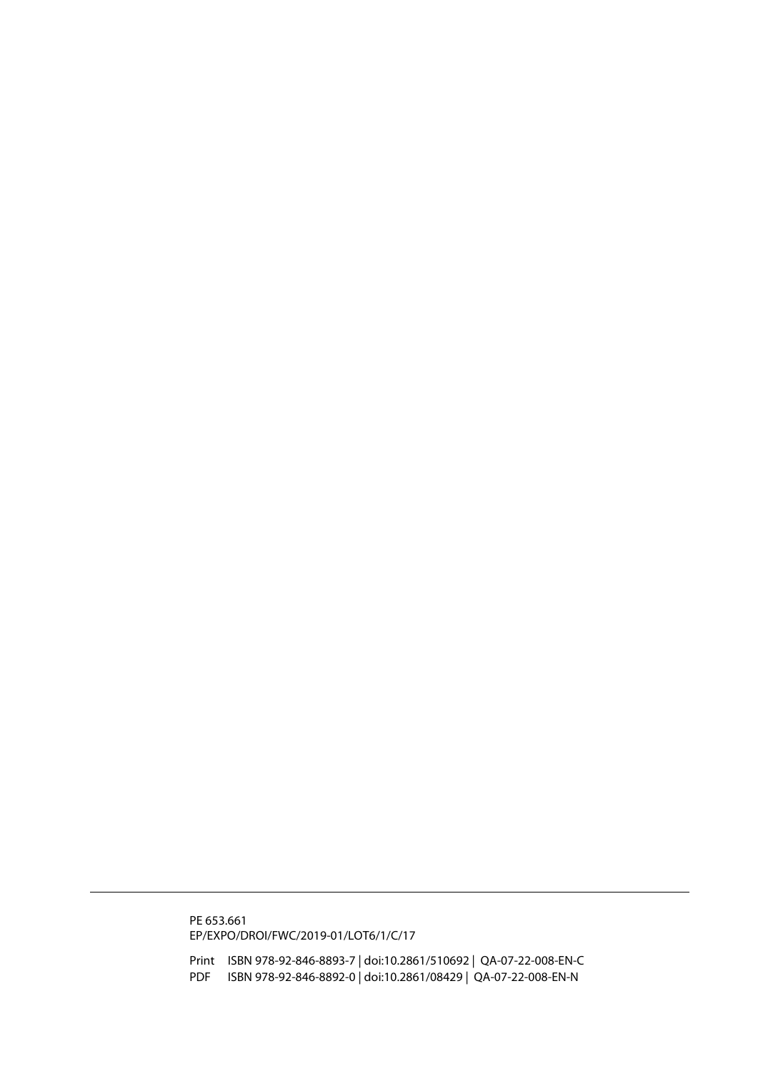PE 653.661
EP/EXPO/DROI/FWC/2019-01/LOT6/1/C/17

Print ISBN 978-92-846-8893-7 | doi:10.2861/510692 | QA-07-22-008-EN-C
PDF ISBN 978-92-846-8892-0 | doi:10.2861/08429 | QA-07-22-008-EN-N